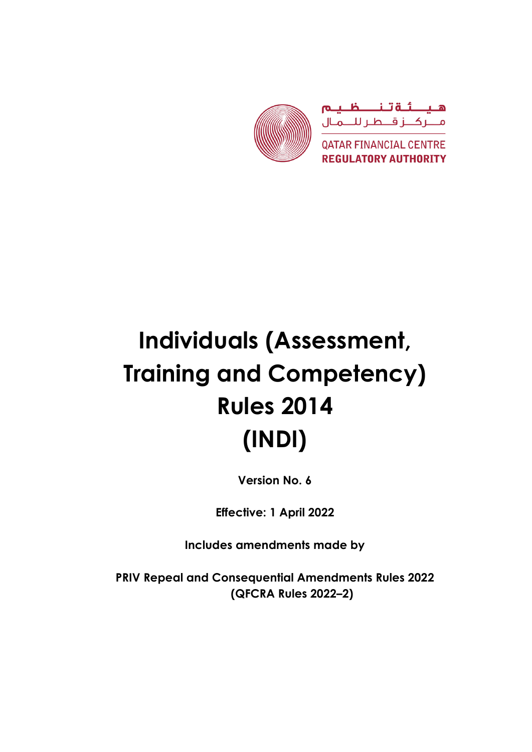هيئة تنظيم مركز قطر للمال

QATAR FINANCIAL CENTRE
REGULATORY AUTHORITY

# Individuals (Assessment, Training and Competency) Rules 2014 (INDI)

**Version No. 6**

**Effective: 1 April 2022**

**Includes amendments made by**

**PRIV Repeal and Consequential Amendments Rules 2022 (QFCRA Rules 2022–2)**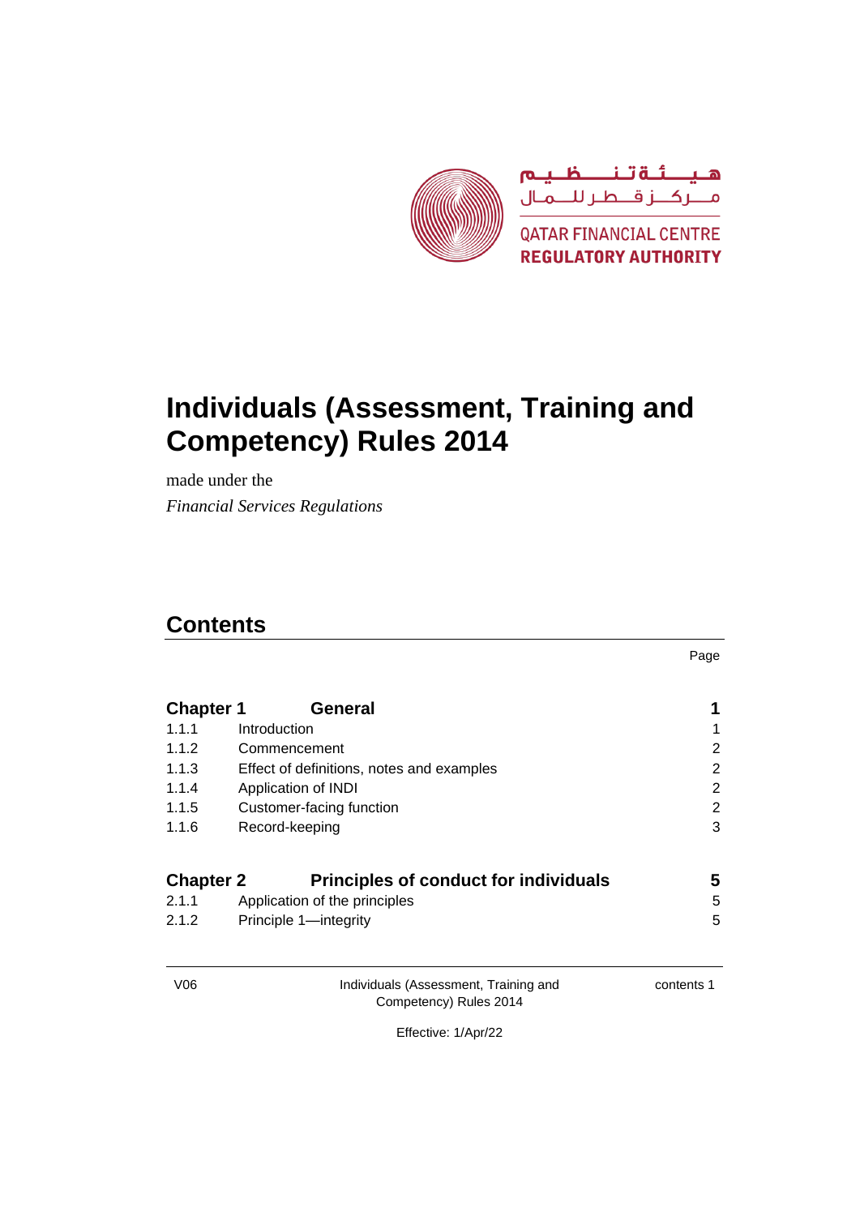هيئة تنظيم مركز قطر للمال

QATAR FINANCIAL CENTRE
**REGULATORY AUTHORITY**

# Individuals (Assessment, Training and Competency) Rules 2014

made under the

*Financial Services Regulations*

## Contents

| | | Page |
|---|---|---|
| **Chapter 1** | **General** | **1** |
| 1.1.1 | Introduction | 1 |
| 1.1.2 | Commencement | 2 |
| 1.1.3 | Effect of definitions, notes and examples | 2 |
| 1.1.4 | Application of INDI | 2 |
| 1.1.5 | Customer-facing function | 2 |
| 1.1.6 | Record-keeping | 3 |
| **Chapter 2** | **Principles of conduct for individuals** | **5** |
| 2.1.1 | Application of the principles | 5 |
| 2.1.2 | Principle 1—integrity | 5 |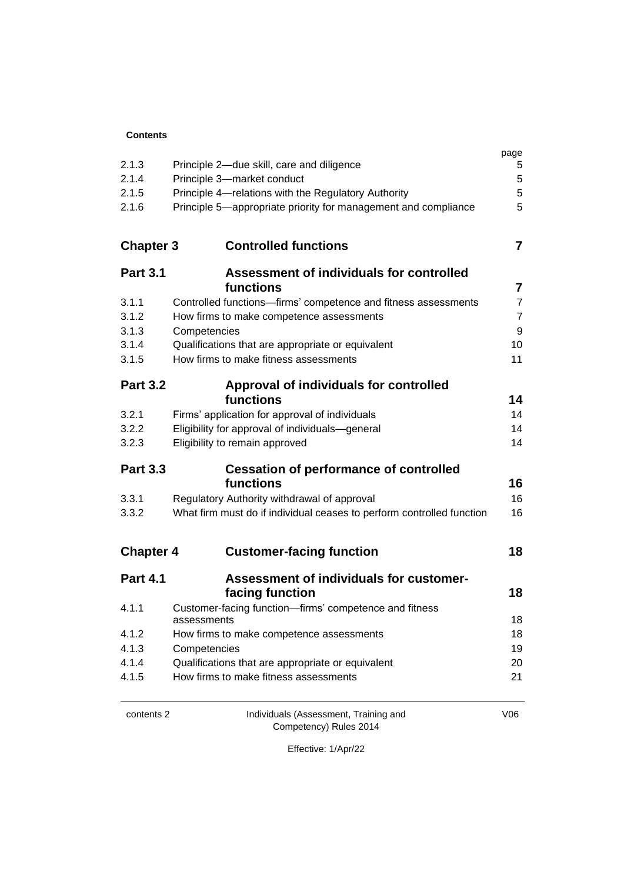**Contents**

| | | page |
|---|---|---|
| 2.1.3 | Principle 2—due skill, care and diligence | 5 |
| 2.1.4 | Principle 3—market conduct | 5 |
| 2.1.5 | Principle 4—relations with the Regulatory Authority | 5 |
| 2.1.6 | Principle 5—appropriate priority for management and compliance | 5 |
| **Chapter 3** | **Controlled functions** | **7** |
| **Part 3.1** | **Assessment of individuals for controlled functions** | **7** |
| 3.1.1 | Controlled functions—firms' competence and fitness assessments | 7 |
| 3.1.2 | How firms to make competence assessments | 7 |
| 3.1.3 | Competencies | 9 |
| 3.1.4 | Qualifications that are appropriate or equivalent | 10 |
| 3.1.5 | How firms to make fitness assessments | 11 |
| **Part 3.2** | **Approval of individuals for controlled functions** | **14** |
| 3.2.1 | Firms' application for approval of individuals | 14 |
| 3.2.2 | Eligibility for approval of individuals—general | 14 |
| 3.2.3 | Eligibility to remain approved | 14 |
| **Part 3.3** | **Cessation of performance of controlled functions** | **16** |
| 3.3.1 | Regulatory Authority withdrawal of approval | 16 |
| 3.3.2 | What firm must do if individual ceases to perform controlled function | 16 |
| **Chapter 4** | **Customer-facing function** | **18** |
| **Part 4.1** | **Assessment of individuals for customer-facing function** | **18** |
| 4.1.1 | Customer-facing function—firms' competence and fitness assessments | 18 |
| 4.1.2 | How firms to make competence assessments | 18 |
| 4.1.3 | Competencies | 19 |
| 4.1.4 | Qualifications that are appropriate or equivalent | 20 |
| 4.1.5 | How firms to make fitness assessments | 21 |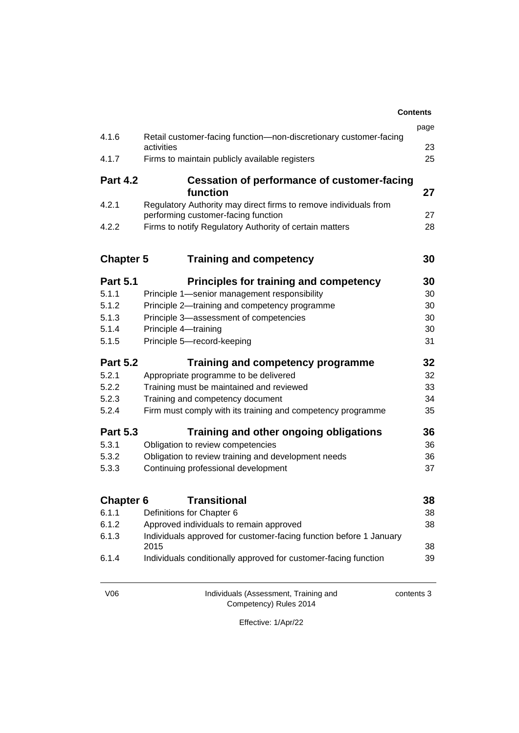| | | page |
|---|---|---|
| 4.1.6 | Retail customer-facing function—non-discretionary customer-facing activities | 23 |
| 4.1.7 | Firms to maintain publicly available registers | 25 |
| **Part 4.2** | **Cessation of performance of customer-facing function** | **27** |
| 4.2.1 | Regulatory Authority may direct firms to remove individuals from performing customer-facing function | 27 |
| 4.2.2 | Firms to notify Regulatory Authority of certain matters | 28 |
| **Chapter 5** | **Training and competency** | **30** |
| **Part 5.1** | **Principles for training and competency** | **30** |
| 5.1.1 | Principle 1—senior management responsibility | 30 |
| 5.1.2 | Principle 2—training and competency programme | 30 |
| 5.1.3 | Principle 3—assessment of competencies | 30 |
| 5.1.4 | Principle 4—training | 30 |
| 5.1.5 | Principle 5—record-keeping | 31 |
| **Part 5.2** | **Training and competency programme** | **32** |
| 5.2.1 | Appropriate programme to be delivered | 32 |
| 5.2.2 | Training must be maintained and reviewed | 33 |
| 5.2.3 | Training and competency document | 34 |
| 5.2.4 | Firm must comply with its training and competency programme | 35 |
| **Part 5.3** | **Training and other ongoing obligations** | **36** |
| 5.3.1 | Obligation to review competencies | 36 |
| 5.3.2 | Obligation to review training and development needs | 36 |
| 5.3.3 | Continuing professional development | 37 |
| **Chapter 6** | **Transitional** | **38** |
| 6.1.1 | Definitions for Chapter 6 | 38 |
| 6.1.2 | Approved individuals to remain approved | 38 |
| 6.1.3 | Individuals approved for customer-facing function before 1 January 2015 | 38 |
| 6.1.4 | Individuals conditionally approved for customer-facing function | 39 |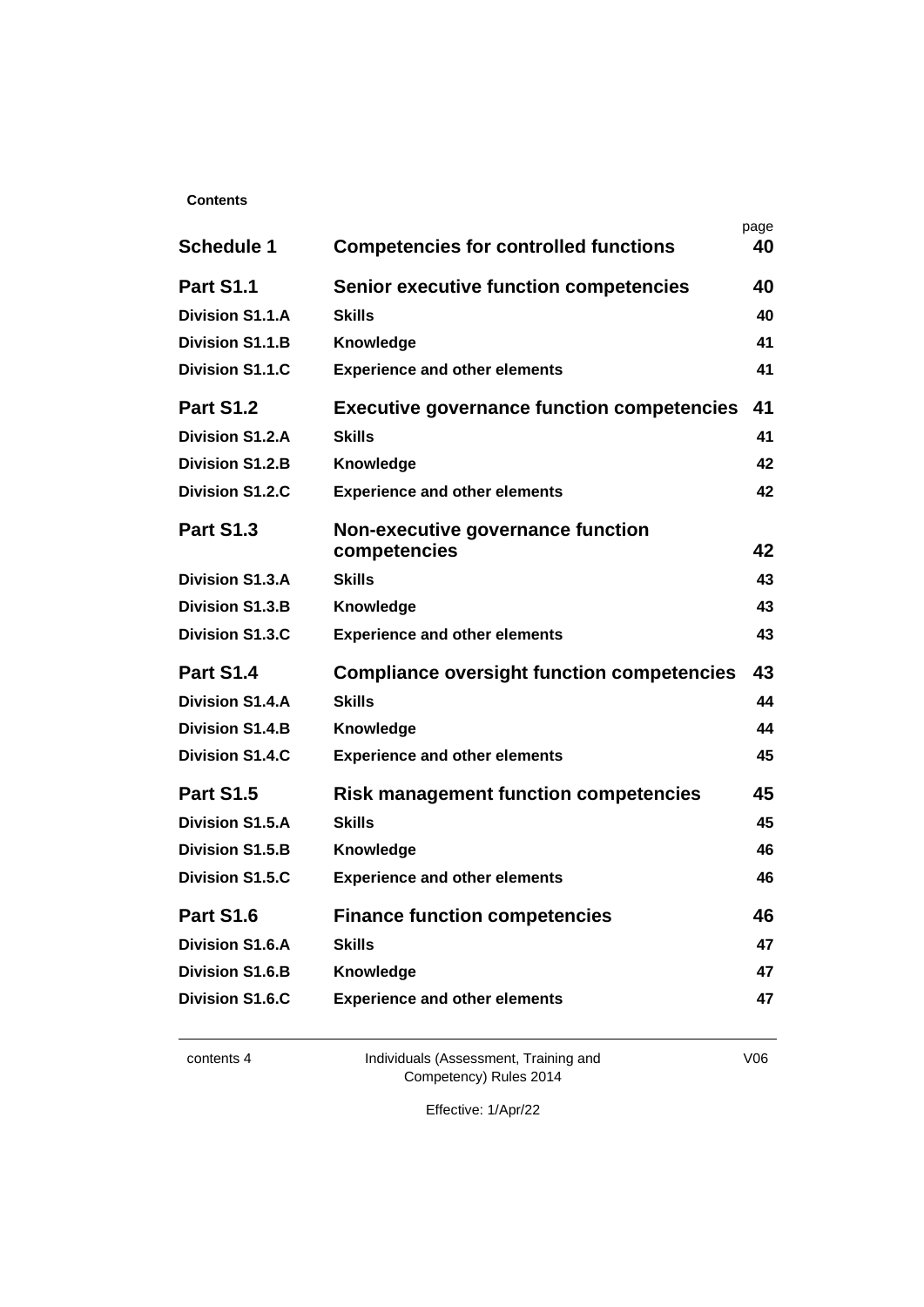**Contents**

| | | page |
|---|---|---|
| **Schedule 1** | **Competencies for controlled functions** | **40** |
| **Part S1.1** | **Senior executive function competencies** | **40** |
| **Division S1.1.A** | **Skills** | **40** |
| **Division S1.1.B** | **Knowledge** | **41** |
| **Division S1.1.C** | **Experience and other elements** | **41** |
| **Part S1.2** | **Executive governance function competencies** | **41** |
| **Division S1.2.A** | **Skills** | **41** |
| **Division S1.2.B** | **Knowledge** | **42** |
| **Division S1.2.C** | **Experience and other elements** | **42** |
| **Part S1.3** | **Non-executive governance function competencies** | **42** |
| **Division S1.3.A** | **Skills** | **43** |
| **Division S1.3.B** | **Knowledge** | **43** |
| **Division S1.3.C** | **Experience and other elements** | **43** |
| **Part S1.4** | **Compliance oversight function competencies** | **43** |
| **Division S1.4.A** | **Skills** | **44** |
| **Division S1.4.B** | **Knowledge** | **44** |
| **Division S1.4.C** | **Experience and other elements** | **45** |
| **Part S1.5** | **Risk management function competencies** | **45** |
| **Division S1.5.A** | **Skills** | **45** |
| **Division S1.5.B** | **Knowledge** | **46** |
| **Division S1.5.C** | **Experience and other elements** | **46** |
| **Part S1.6** | **Finance function competencies** | **46** |
| **Division S1.6.A** | **Skills** | **47** |
| **Division S1.6.B** | **Knowledge** | **47** |
| **Division S1.6.C** | **Experience and other elements** | **47** |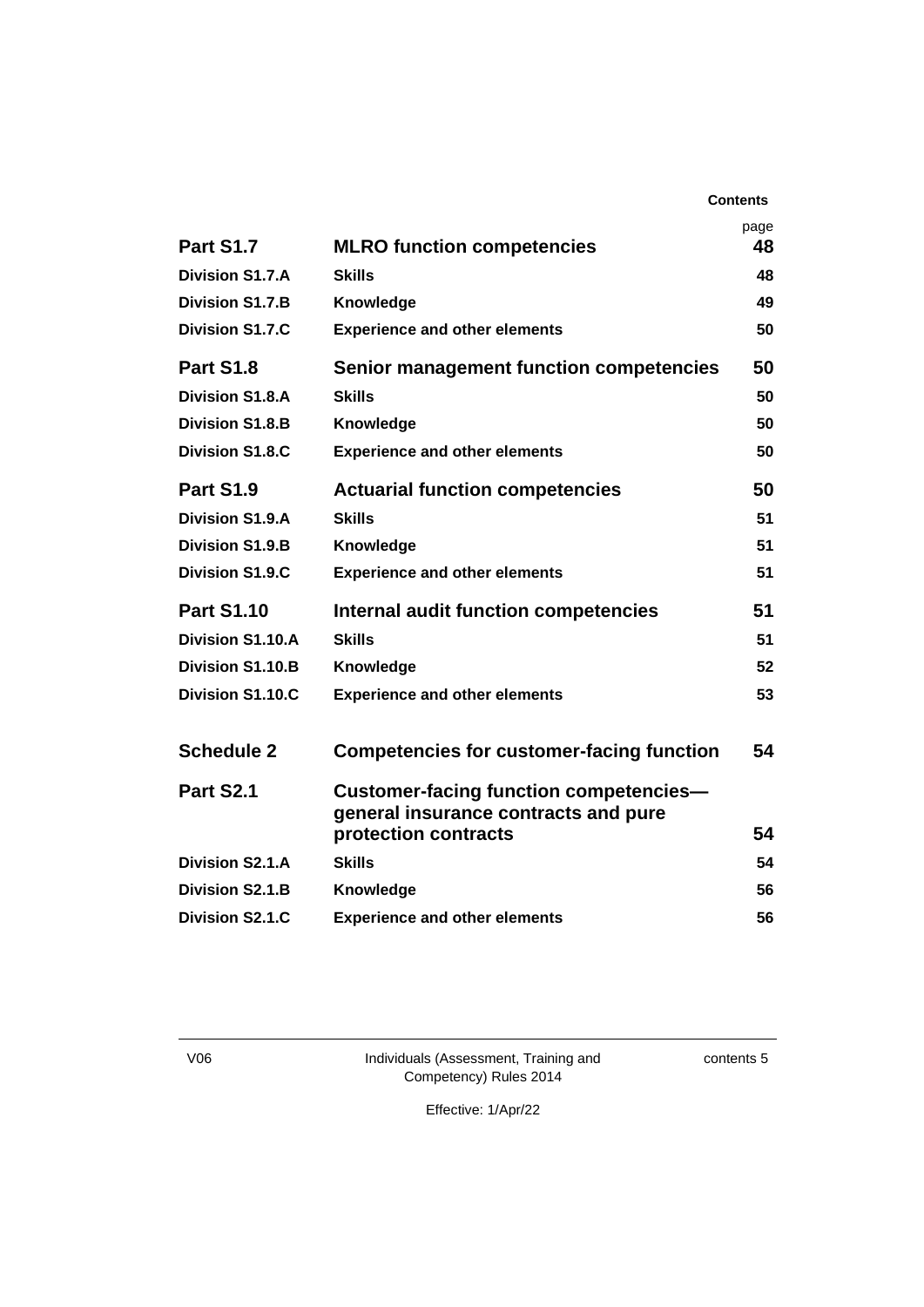| | | page |
|---|---|---|
| **Part S1.7** | **MLRO function competencies** | **48** |
| **Division S1.7.A** | **Skills** | **48** |
| **Division S1.7.B** | **Knowledge** | **49** |
| **Division S1.7.C** | **Experience and other elements** | **50** |
| **Part S1.8** | **Senior management function competencies** | **50** |
| **Division S1.8.A** | **Skills** | **50** |
| **Division S1.8.B** | **Knowledge** | **50** |
| **Division S1.8.C** | **Experience and other elements** | **50** |
| **Part S1.9** | **Actuarial function competencies** | **50** |
| **Division S1.9.A** | **Skills** | **51** |
| **Division S1.9.B** | **Knowledge** | **51** |
| **Division S1.9.C** | **Experience and other elements** | **51** |
| **Part S1.10** | **Internal audit function competencies** | **51** |
| **Division S1.10.A** | **Skills** | **51** |
| **Division S1.10.B** | **Knowledge** | **52** |
| **Division S1.10.C** | **Experience and other elements** | **53** |
| **Schedule 2** | **Competencies for customer-facing function** | **54** |
| **Part S2.1** | **Customer-facing function competencies—general insurance contracts and pure protection contracts** | **54** |
| **Division S2.1.A** | **Skills** | **54** |
| **Division S2.1.B** | **Knowledge** | **56** |
| **Division S2.1.C** | **Experience and other elements** | **56** |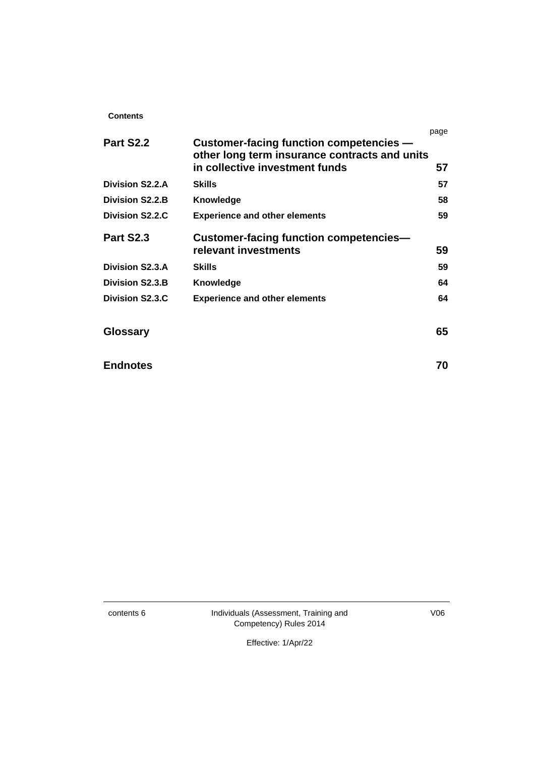**Contents**

| | | page |
|---|---|---|
| **Part S2.2** | **Customer-facing function competencies — other long term insurance contracts and units in collective investment funds** | **57** |
| **Division S2.2.A** | **Skills** | **57** |
| **Division S2.2.B** | **Knowledge** | **58** |
| **Division S2.2.C** | **Experience and other elements** | **59** |
| **Part S2.3** | **Customer-facing function competencies— relevant investments** | **59** |
| **Division S2.3.A** | **Skills** | **59** |
| **Division S2.3.B** | **Knowledge** | **64** |
| **Division S2.3.C** | **Experience and other elements** | **64** |
| **Glossary** | | **65** |
| **Endnotes** | | **70** |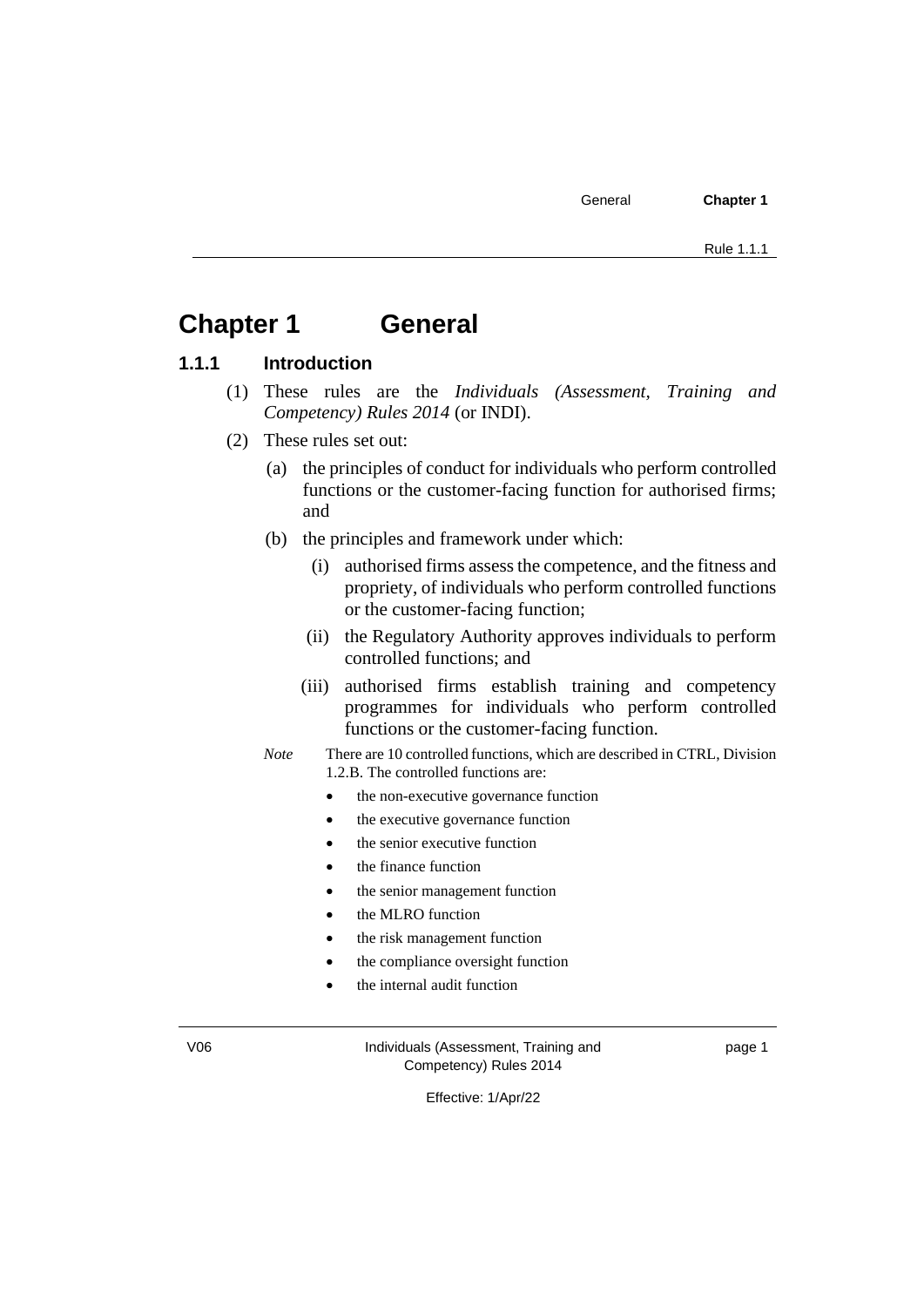# Chapter 1 General

## 1.1.1 Introduction

(1) These rules are the *Individuals (Assessment, Training and Competency) Rules 2014* (or INDI).

(2) These rules set out:

(a) the principles of conduct for individuals who perform controlled functions or the customer-facing function for authorised firms; and

(b) the principles and framework under which:

(i) authorised firms assess the competence, and the fitness and propriety, of individuals who perform controlled functions or the customer-facing function;

(ii) the Regulatory Authority approves individuals to perform controlled functions; and

(iii) authorised firms establish training and competency programmes for individuals who perform controlled functions or the customer-facing function.

*Note* There are 10 controlled functions, which are described in CTRL, Division 1.2.B. The controlled functions are:

- the non-executive governance function
- the executive governance function
- the senior executive function
- the finance function
- the senior management function
- the MLRO function
- the risk management function
- the compliance oversight function
- the internal audit function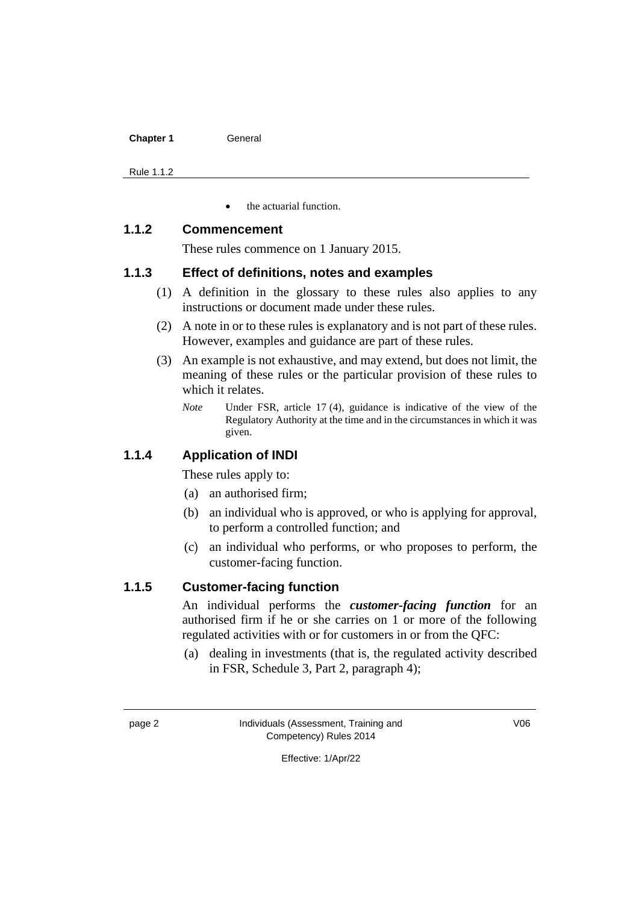- the actuarial function.

### 1.1.2 Commencement

These rules commence on 1 January 2015.

### 1.1.3 Effect of definitions, notes and examples

(1) A definition in the glossary to these rules also applies to any instructions or document made under these rules.

(2) A note in or to these rules is explanatory and is not part of these rules. However, examples and guidance are part of these rules.

(3) An example is not exhaustive, and may extend, but does not limit, the meaning of these rules or the particular provision of these rules to which it relates.

*Note* Under FSR, article 17 (4), guidance is indicative of the view of the Regulatory Authority at the time and in the circumstances in which it was given.

### 1.1.4 Application of INDI

These rules apply to:

(a) an authorised firm;

(b) an individual who is approved, or who is applying for approval, to perform a controlled function; and

(c) an individual who performs, or who proposes to perform, the customer-facing function.

### 1.1.5 Customer-facing function

An individual performs the ***customer-facing function*** for an authorised firm if he or she carries on 1 or more of the following regulated activities with or for customers in or from the QFC:

(a) dealing in investments (that is, the regulated activity described in FSR, Schedule 3, Part 2, paragraph 4);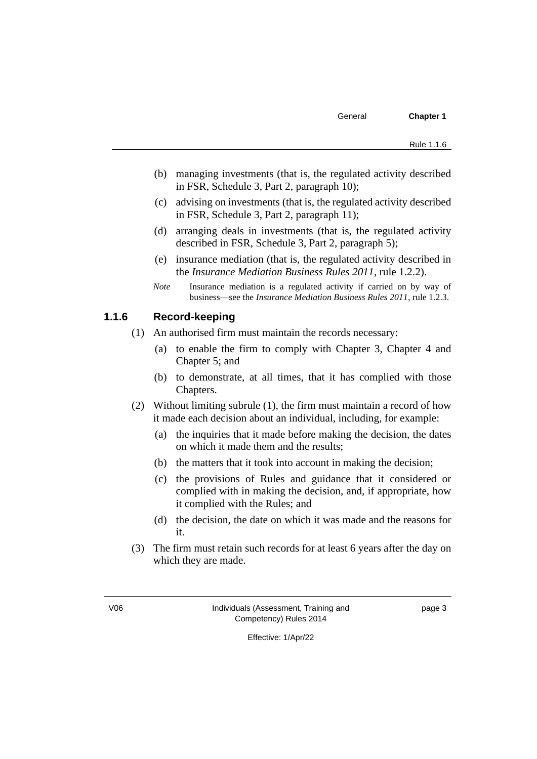(b) managing investments (that is, the regulated activity described in FSR, Schedule 3, Part 2, paragraph 10);

(c) advising on investments (that is, the regulated activity described in FSR, Schedule 3, Part 2, paragraph 11);

(d) arranging deals in investments (that is, the regulated activity described in FSR, Schedule 3, Part 2, paragraph 5);

(e) insurance mediation (that is, the regulated activity described in the *Insurance Mediation Business Rules 2011*, rule 1.2.2).

*Note* Insurance mediation is a regulated activity if carried on by way of business—see the *Insurance Mediation Business Rules 2011*, rule 1.2.3.

### 1.1.6 Record-keeping

(1) An authorised firm must maintain the records necessary:

(a) to enable the firm to comply with Chapter 3, Chapter 4 and Chapter 5; and

(b) to demonstrate, at all times, that it has complied with those Chapters.

(2) Without limiting subrule (1), the firm must maintain a record of how it made each decision about an individual, including, for example:

(a) the inquiries that it made before making the decision, the dates on which it made them and the results;

(b) the matters that it took into account in making the decision;

(c) the provisions of Rules and guidance that it considered or complied with in making the decision, and, if appropriate, how it complied with the Rules; and

(d) the decision, the date on which it was made and the reasons for it.

(3) The firm must retain such records for at least 6 years after the day on which they are made.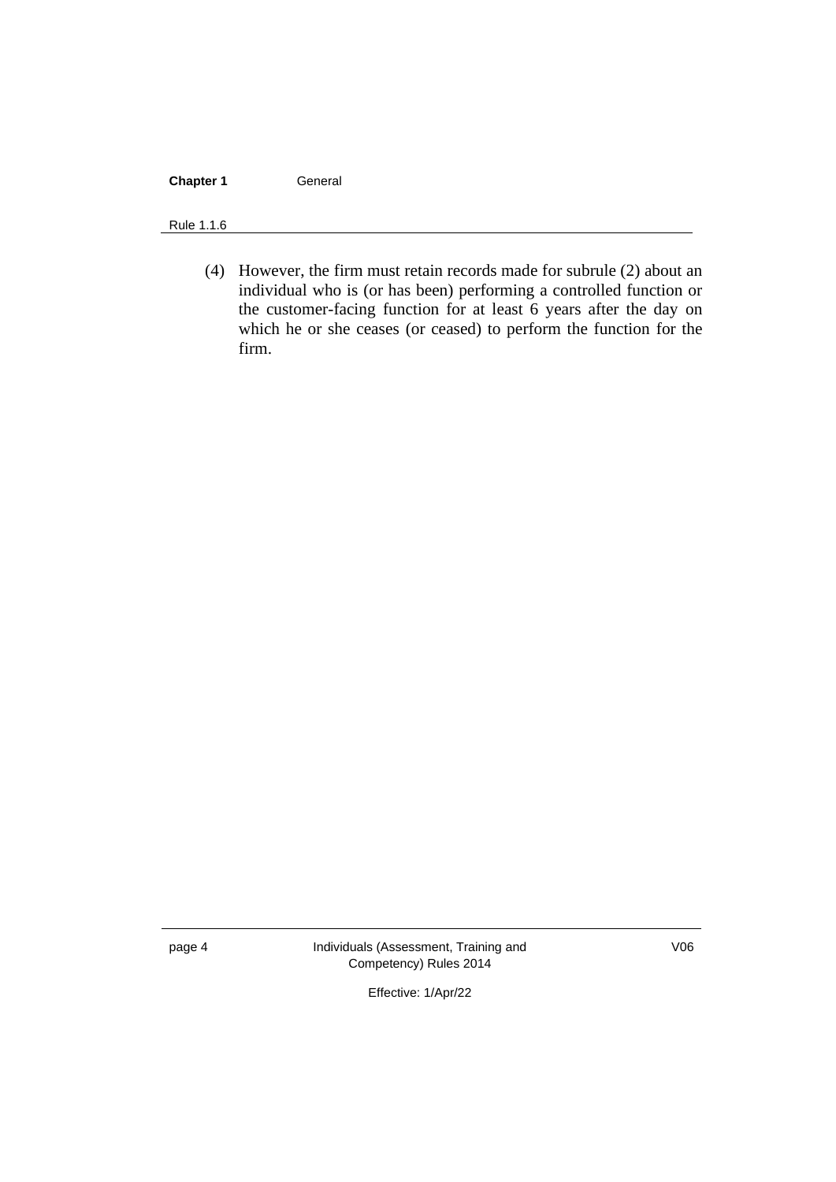(4) However, the firm must retain records made for subrule (2) about an individual who is (or has been) performing a controlled function or the customer-facing function for at least 6 years after the day on which he or she ceases (or ceased) to perform the function for the firm.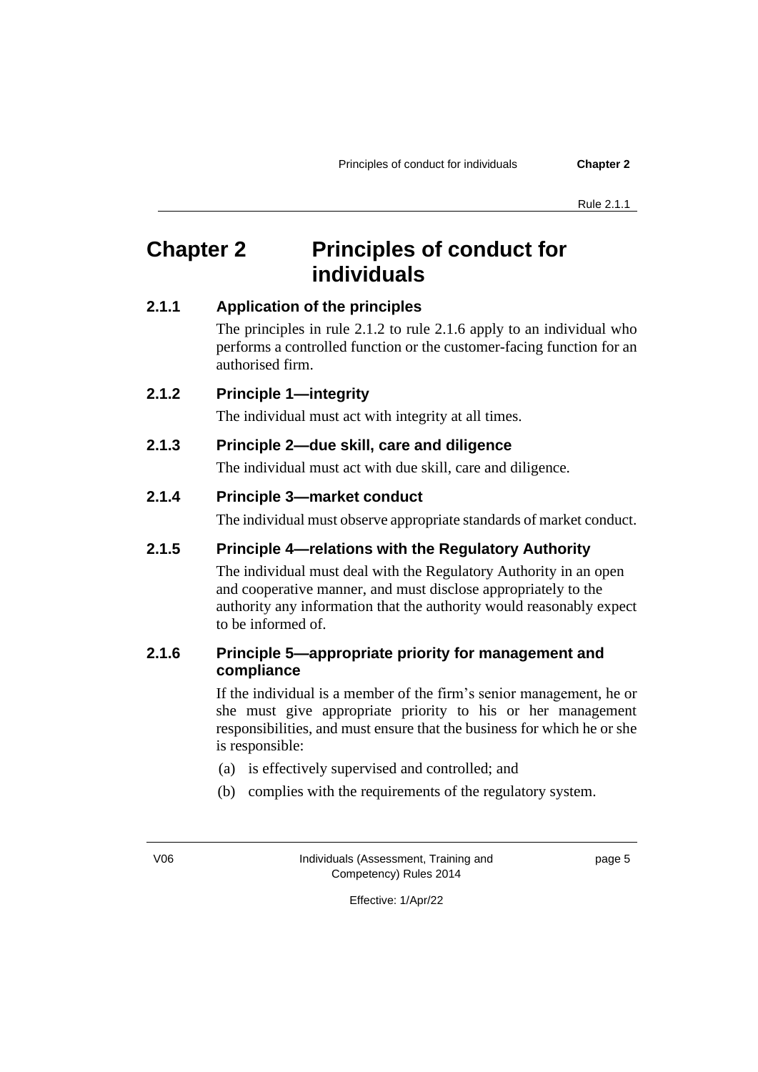# Chapter 2 Principles of conduct for individuals

## 2.1.1 Application of the principles

The principles in rule 2.1.2 to rule 2.1.6 apply to an individual who performs a controlled function or the customer-facing function for an authorised firm.

## 2.1.2 Principle 1—integrity

The individual must act with integrity at all times.

## 2.1.3 Principle 2—due skill, care and diligence

The individual must act with due skill, care and diligence.

## 2.1.4 Principle 3—market conduct

The individual must observe appropriate standards of market conduct.

## 2.1.5 Principle 4—relations with the Regulatory Authority

The individual must deal with the Regulatory Authority in an open and cooperative manner, and must disclose appropriately to the authority any information that the authority would reasonably expect to be informed of.

## 2.1.6 Principle 5—appropriate priority for management and compliance

If the individual is a member of the firm's senior management, he or she must give appropriate priority to his or her management responsibilities, and must ensure that the business for which he or she is responsible:

(a) is effectively supervised and controlled; and

(b) complies with the requirements of the regulatory system.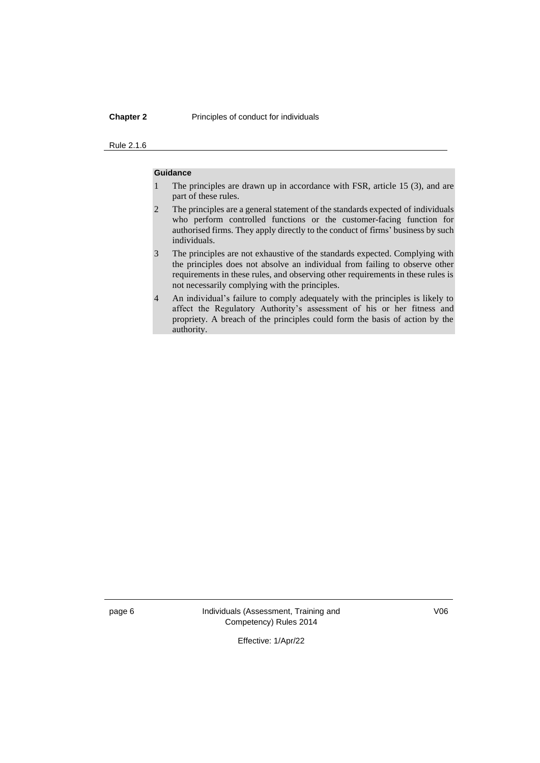**Guidance**

1. The principles are drawn up in accordance with FSR, article 15 (3), and are part of these rules.
2. The principles are a general statement of the standards expected of individuals who perform controlled functions or the customer-facing function for authorised firms. They apply directly to the conduct of firms' business by such individuals.
3. The principles are not exhaustive of the standards expected. Complying with the principles does not absolve an individual from failing to observe other requirements in these rules, and observing other requirements in these rules is not necessarily complying with the principles.
4. An individual's failure to comply adequately with the principles is likely to affect the Regulatory Authority's assessment of his or her fitness and propriety. A breach of the principles could form the basis of action by the authority.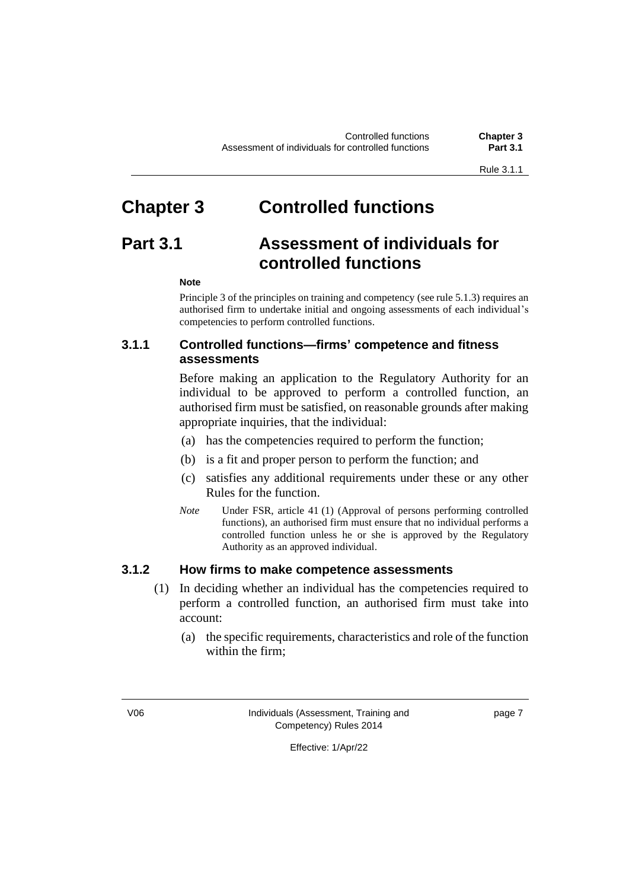# Chapter 3 Controlled functions

## Part 3.1 Assessment of individuals for controlled functions

**Note**

Principle 3 of the principles on training and competency (see rule 5.1.3) requires an authorised firm to undertake initial and ongoing assessments of each individual's competencies to perform controlled functions.

### 3.1.1 Controlled functions—firms' competence and fitness assessments

Before making an application to the Regulatory Authority for an individual to be approved to perform a controlled function, an authorised firm must be satisfied, on reasonable grounds after making appropriate inquiries, that the individual:

(a) has the competencies required to perform the function;

(b) is a fit and proper person to perform the function; and

(c) satisfies any additional requirements under these or any other Rules for the function.

*Note* Under FSR, article 41 (1) (Approval of persons performing controlled functions), an authorised firm must ensure that no individual performs a controlled function unless he or she is approved by the Regulatory Authority as an approved individual.

### 3.1.2 How firms to make competence assessments

(1) In deciding whether an individual has the competencies required to perform a controlled function, an authorised firm must take into account:

(a) the specific requirements, characteristics and role of the function within the firm;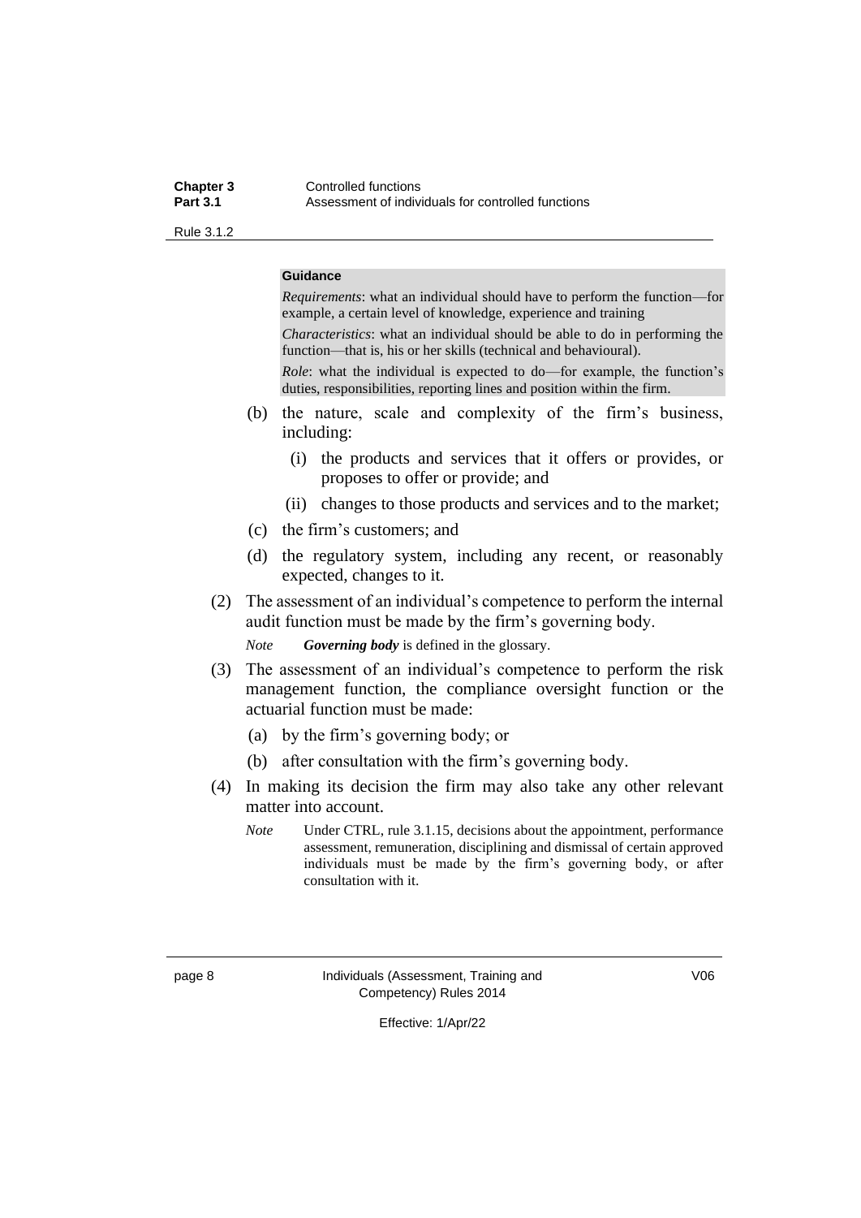**Guidance**

*Requirements*: what an individual should have to perform the function—for example, a certain level of knowledge, experience and training

*Characteristics*: what an individual should be able to do in performing the function—that is, his or her skills (technical and behavioural).

*Role*: what the individual is expected to do—for example, the function's duties, responsibilities, reporting lines and position within the firm.

(b) the nature, scale and complexity of the firm's business, including:

(i) the products and services that it offers or provides, or proposes to offer or provide; and

(ii) changes to those products and services and to the market;

(c) the firm's customers; and

(d) the regulatory system, including any recent, or reasonably expected, changes to it.

(2) The assessment of an individual's competence to perform the internal audit function must be made by the firm's governing body.

*Note* ***Governing body*** is defined in the glossary.

(3) The assessment of an individual's competence to perform the risk management function, the compliance oversight function or the actuarial function must be made:

(a) by the firm's governing body; or

(b) after consultation with the firm's governing body.

(4) In making its decision the firm may also take any other relevant matter into account.

*Note* Under CTRL, rule 3.1.15, decisions about the appointment, performance assessment, remuneration, disciplining and dismissal of certain approved individuals must be made by the firm's governing body, or after consultation with it.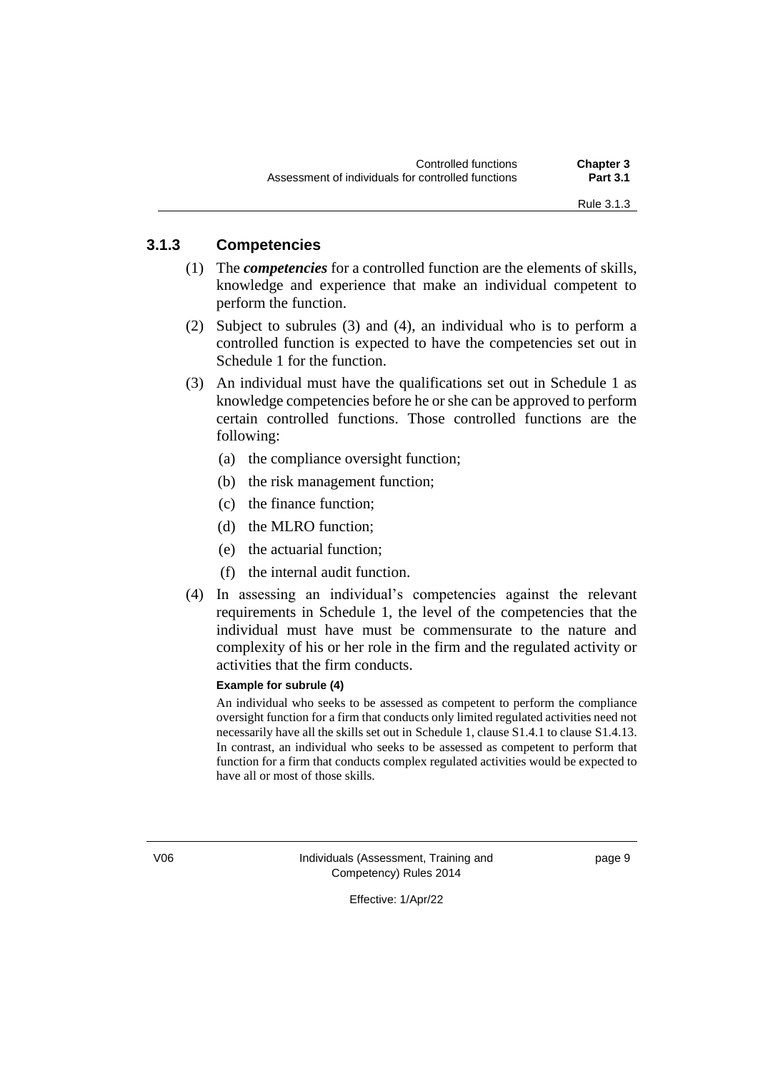### 3.1.3 Competencies

(1) The ***competencies*** for a controlled function are the elements of skills, knowledge and experience that make an individual competent to perform the function.

(2) Subject to subrules (3) and (4), an individual who is to perform a controlled function is expected to have the competencies set out in Schedule 1 for the function.

(3) An individual must have the qualifications set out in Schedule 1 as knowledge competencies before he or she can be approved to perform certain controlled functions. Those controlled functions are the following:

- (a) the compliance oversight function;
- (b) the risk management function;
- (c) the finance function;
- (d) the MLRO function;
- (e) the actuarial function;
- (f) the internal audit function.

(4) In assessing an individual's competencies against the relevant requirements in Schedule 1, the level of the competencies that the individual must have must be commensurate to the nature and complexity of his or her role in the firm and the regulated activity or activities that the firm conducts.

**Example for subrule (4)**

An individual who seeks to be assessed as competent to perform the compliance oversight function for a firm that conducts only limited regulated activities need not necessarily have all the skills set out in Schedule 1, clause S1.4.1 to clause S1.4.13. In contrast, an individual who seeks to be assessed as competent to perform that function for a firm that conducts complex regulated activities would be expected to have all or most of those skills.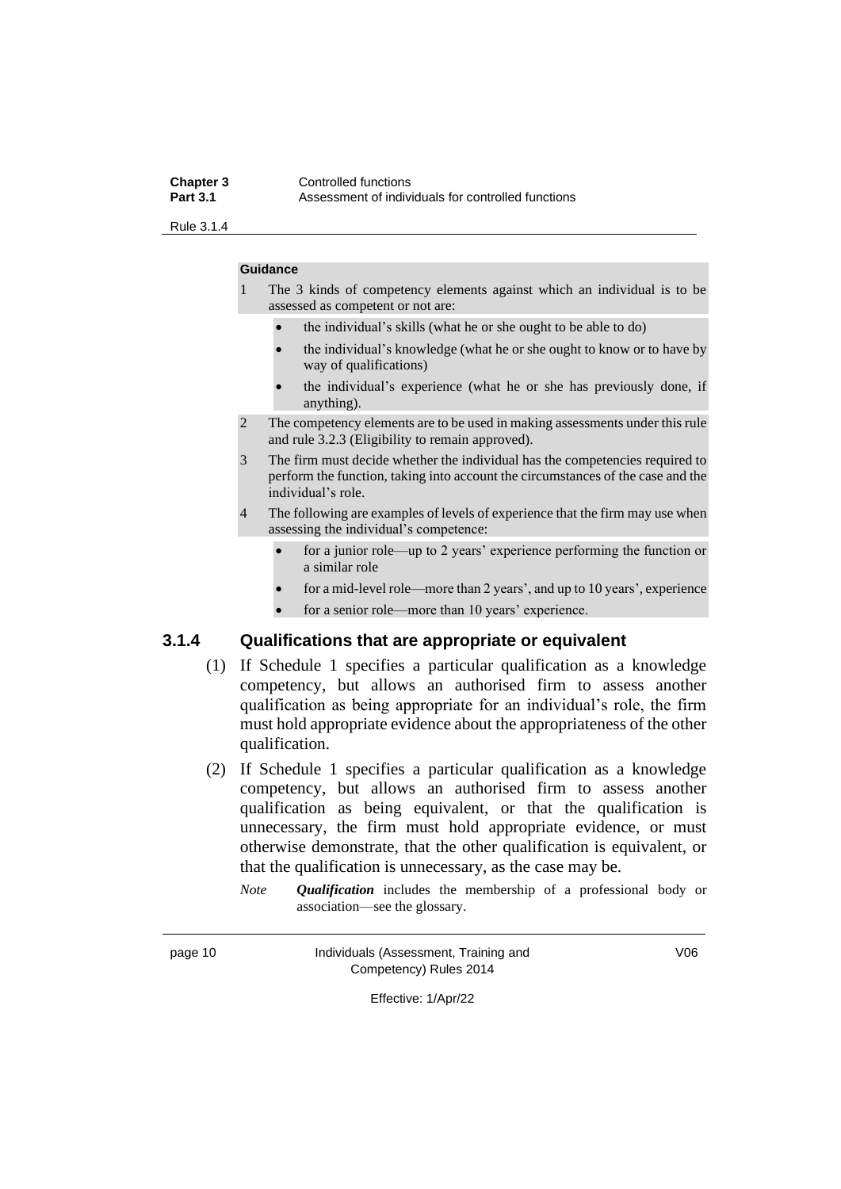**Guidance**

1. The 3 kinds of competency elements against which an individual is to be assessed as competent or not are:
   - the individual's skills (what he or she ought to be able to do)
   - the individual's knowledge (what he or she ought to know or to have by way of qualifications)
   - the individual's experience (what he or she has previously done, if anything).
2. The competency elements are to be used in making assessments under this rule and rule 3.2.3 (Eligibility to remain approved).
3. The firm must decide whether the individual has the competencies required to perform the function, taking into account the circumstances of the case and the individual's role.
4. The following are examples of levels of experience that the firm may use when assessing the individual's competence:
   - for a junior role—up to 2 years' experience performing the function or a similar role
   - for a mid-level role—more than 2 years', and up to 10 years', experience
   - for a senior role—more than 10 years' experience.

### 3.1.4 Qualifications that are appropriate or equivalent

(1) If Schedule 1 specifies a particular qualification as a knowledge competency, but allows an authorised firm to assess another qualification as being appropriate for an individual's role, the firm must hold appropriate evidence about the appropriateness of the other qualification.

(2) If Schedule 1 specifies a particular qualification as a knowledge competency, but allows an authorised firm to assess another qualification as being equivalent, or that the qualification is unnecessary, the firm must hold appropriate evidence, or must otherwise demonstrate, that the other qualification is equivalent, or that the qualification is unnecessary, as the case may be.

*Note* ***Qualification*** includes the membership of a professional body or association—see the glossary.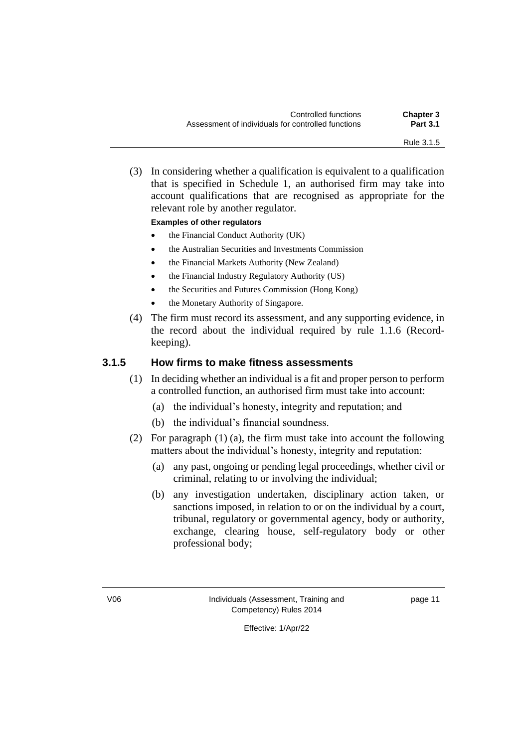(3) In considering whether a qualification is equivalent to a qualification that is specified in Schedule 1, an authorised firm may take into account qualifications that are recognised as appropriate for the relevant role by another regulator.

**Examples of other regulators**

- the Financial Conduct Authority (UK)
- the Australian Securities and Investments Commission
- the Financial Markets Authority (New Zealand)
- the Financial Industry Regulatory Authority (US)
- the Securities and Futures Commission (Hong Kong)
- the Monetary Authority of Singapore.

(4) The firm must record its assessment, and any supporting evidence, in the record about the individual required by rule 1.1.6 (Record-keeping).

### 3.1.5 How firms to make fitness assessments

(1) In deciding whether an individual is a fit and proper person to perform a controlled function, an authorised firm must take into account:

(a) the individual's honesty, integrity and reputation; and

(b) the individual's financial soundness.

(2) For paragraph (1) (a), the firm must take into account the following matters about the individual's honesty, integrity and reputation:

(a) any past, ongoing or pending legal proceedings, whether civil or criminal, relating to or involving the individual;

(b) any investigation undertaken, disciplinary action taken, or sanctions imposed, in relation to or on the individual by a court, tribunal, regulatory or governmental agency, body or authority, exchange, clearing house, self-regulatory body or other professional body;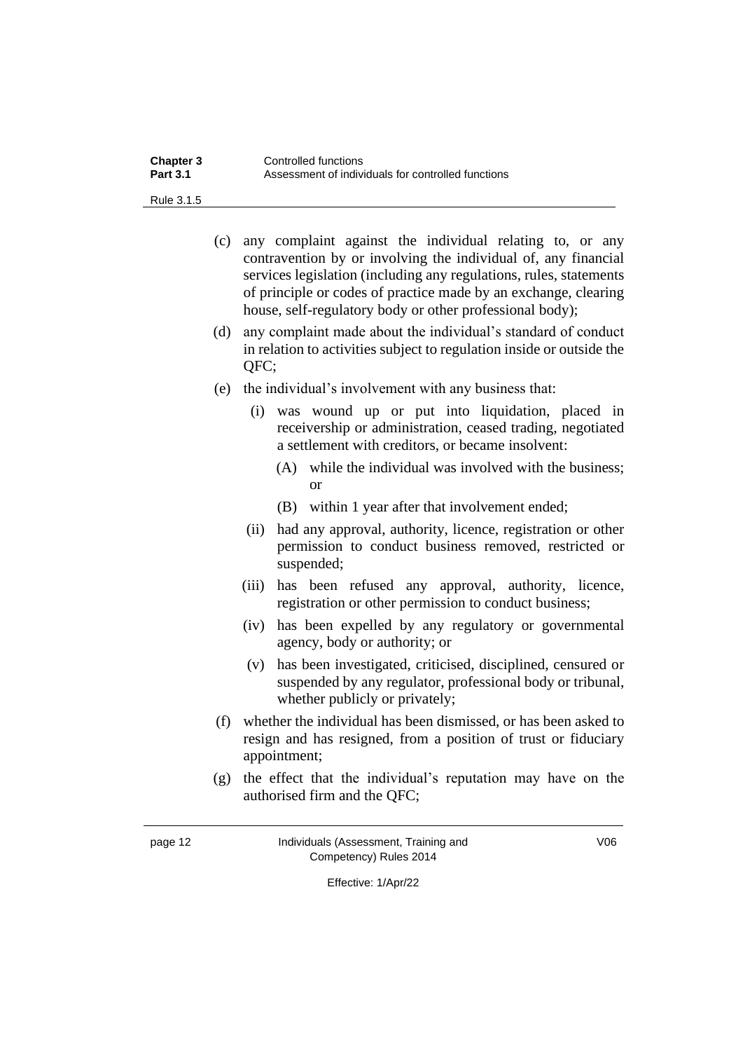(c) any complaint against the individual relating to, or any contravention by or involving the individual of, any financial services legislation (including any regulations, rules, statements of principle or codes of practice made by an exchange, clearing house, self-regulatory body or other professional body);

(d) any complaint made about the individual's standard of conduct in relation to activities subject to regulation inside or outside the QFC;

(e) the individual's involvement with any business that:

   (i) was wound up or put into liquidation, placed in receivership or administration, ceased trading, negotiated a settlement with creditors, or became insolvent:

      (A) while the individual was involved with the business; or

      (B) within 1 year after that involvement ended;

   (ii) had any approval, authority, licence, registration or other permission to conduct business removed, restricted or suspended;

   (iii) has been refused any approval, authority, licence, registration or other permission to conduct business;

   (iv) has been expelled by any regulatory or governmental agency, body or authority; or

   (v) has been investigated, criticised, disciplined, censured or suspended by any regulator, professional body or tribunal, whether publicly or privately;

(f) whether the individual has been dismissed, or has been asked to resign and has resigned, from a position of trust or fiduciary appointment;

(g) the effect that the individual's reputation may have on the authorised firm and the QFC;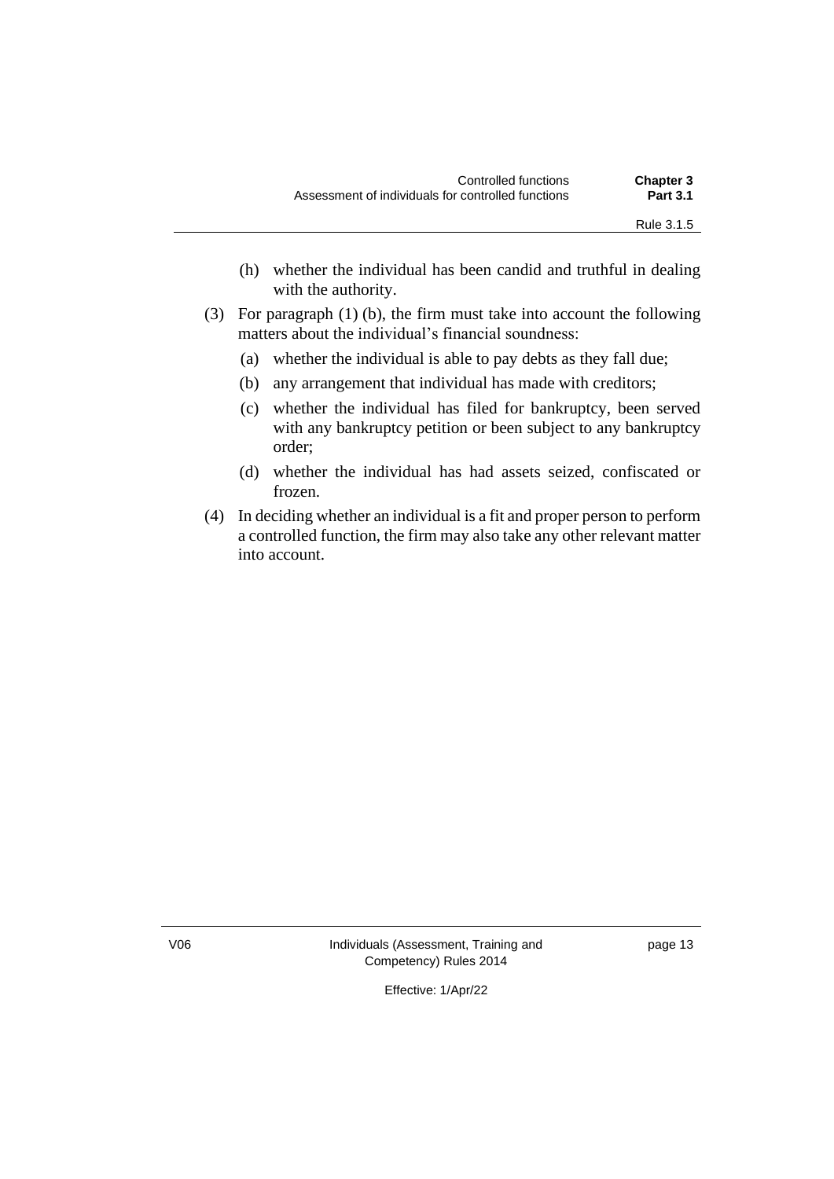(h) whether the individual has been candid and truthful in dealing with the authority.

(3) For paragraph (1) (b), the firm must take into account the following matters about the individual's financial soundness:

(a) whether the individual is able to pay debts as they fall due;

(b) any arrangement that individual has made with creditors;

(c) whether the individual has filed for bankruptcy, been served with any bankruptcy petition or been subject to any bankruptcy order;

(d) whether the individual has had assets seized, confiscated or frozen.

(4) In deciding whether an individual is a fit and proper person to perform a controlled function, the firm may also take any other relevant matter into account.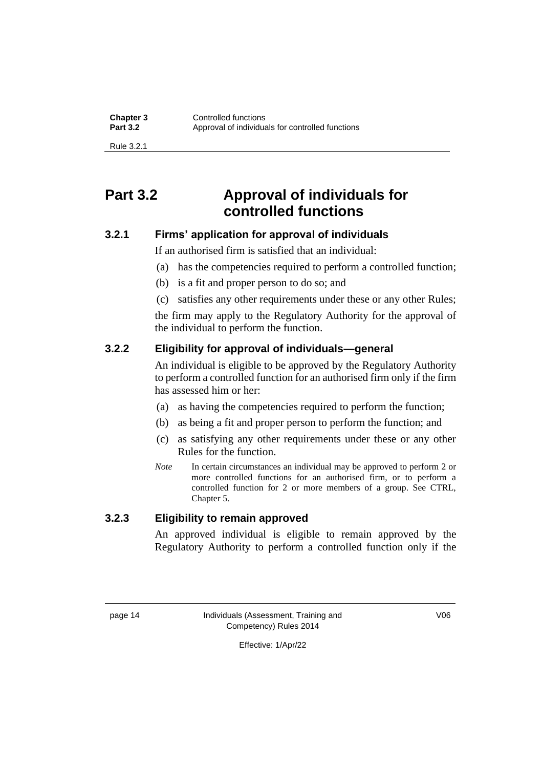# Part 3.2 Approval of individuals for controlled functions

### 3.2.1 Firms' application for approval of individuals

If an authorised firm is satisfied that an individual:

(a) has the competencies required to perform a controlled function;

(b) is a fit and proper person to do so; and

(c) satisfies any other requirements under these or any other Rules;

the firm may apply to the Regulatory Authority for the approval of the individual to perform the function.

### 3.2.2 Eligibility for approval of individuals—general

An individual is eligible to be approved by the Regulatory Authority to perform a controlled function for an authorised firm only if the firm has assessed him or her:

(a) as having the competencies required to perform the function;

(b) as being a fit and proper person to perform the function; and

(c) as satisfying any other requirements under these or any other Rules for the function.

*Note* In certain circumstances an individual may be approved to perform 2 or more controlled functions for an authorised firm, or to perform a controlled function for 2 or more members of a group. See CTRL, Chapter 5.

### 3.2.3 Eligibility to remain approved

An approved individual is eligible to remain approved by the Regulatory Authority to perform a controlled function only if the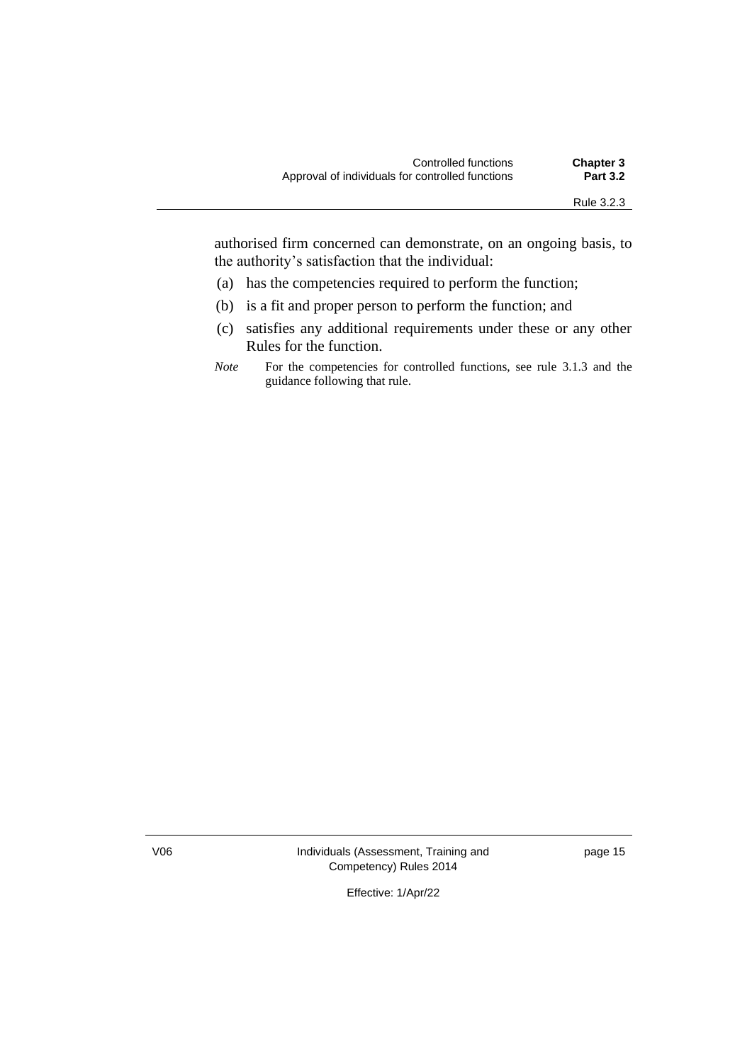authorised firm concerned can demonstrate, on an ongoing basis, to the authority's satisfaction that the individual:

(a) has the competencies required to perform the function;

(b) is a fit and proper person to perform the function; and

(c) satisfies any additional requirements under these or any other Rules for the function.

*Note* For the competencies for controlled functions, see rule 3.1.3 and the guidance following that rule.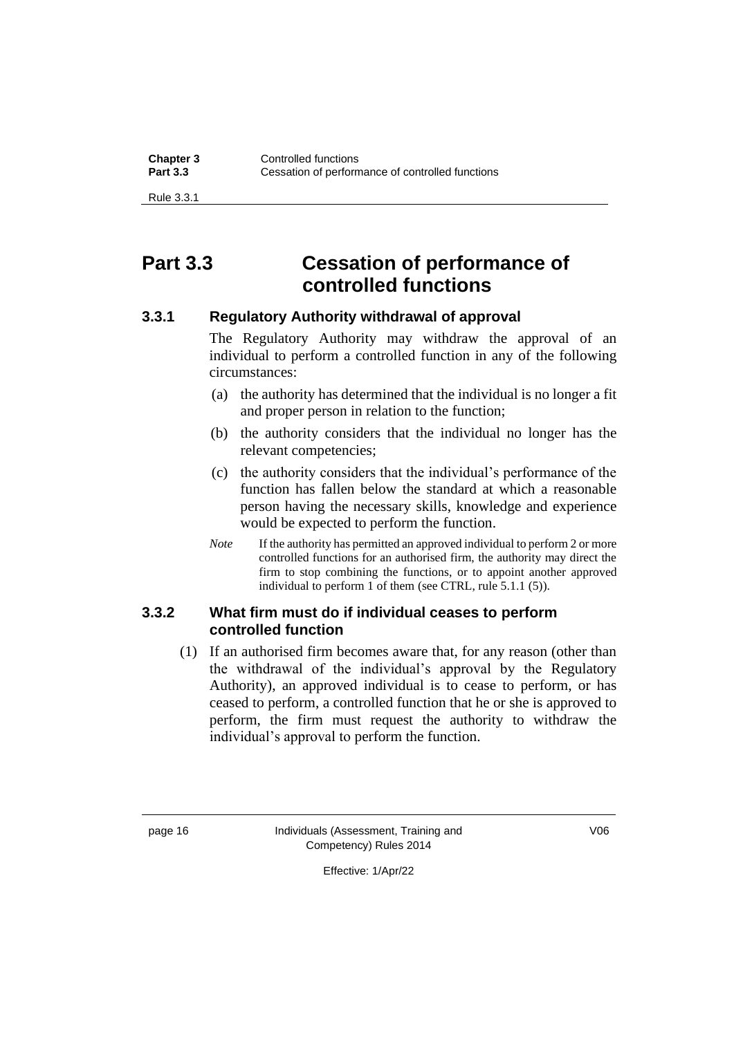# Part 3.3 Cessation of performance of controlled functions

### 3.3.1 Regulatory Authority withdrawal of approval

The Regulatory Authority may withdraw the approval of an individual to perform a controlled function in any of the following circumstances:

(a) the authority has determined that the individual is no longer a fit and proper person in relation to the function;

(b) the authority considers that the individual no longer has the relevant competencies;

(c) the authority considers that the individual's performance of the function has fallen below the standard at which a reasonable person having the necessary skills, knowledge and experience would be expected to perform the function.

*Note* If the authority has permitted an approved individual to perform 2 or more controlled functions for an authorised firm, the authority may direct the firm to stop combining the functions, or to appoint another approved individual to perform 1 of them (see CTRL, rule 5.1.1 (5)).

### 3.3.2 What firm must do if individual ceases to perform controlled function

(1) If an authorised firm becomes aware that, for any reason (other than the withdrawal of the individual's approval by the Regulatory Authority), an approved individual is to cease to perform, or has ceased to perform, a controlled function that he or she is approved to perform, the firm must request the authority to withdraw the individual's approval to perform the function.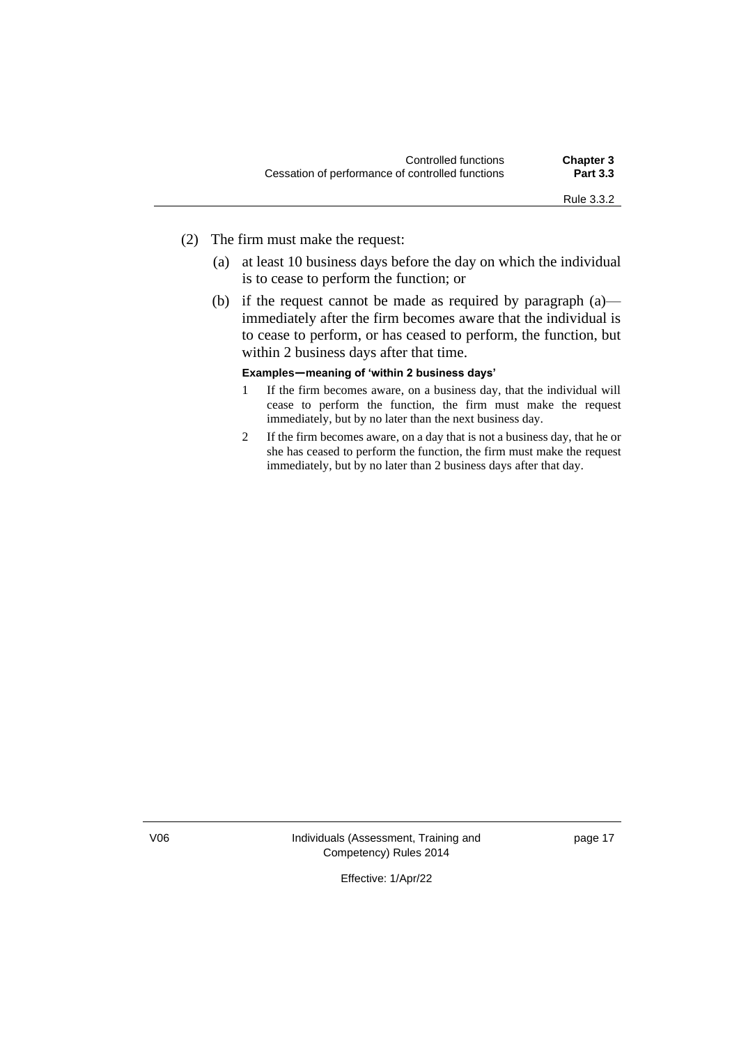(2) The firm must make the request:

(a) at least 10 business days before the day on which the individual is to cease to perform the function; or

(b) if the request cannot be made as required by paragraph (a)—immediately after the firm becomes aware that the individual is to cease to perform, or has ceased to perform, the function, but within 2 business days after that time.

**Examples—meaning of 'within 2 business days'**

1 If the firm becomes aware, on a business day, that the individual will cease to perform the function, the firm must make the request immediately, but by no later than the next business day.

2 If the firm becomes aware, on a day that is not a business day, that he or she has ceased to perform the function, the firm must make the request immediately, but by no later than 2 business days after that day.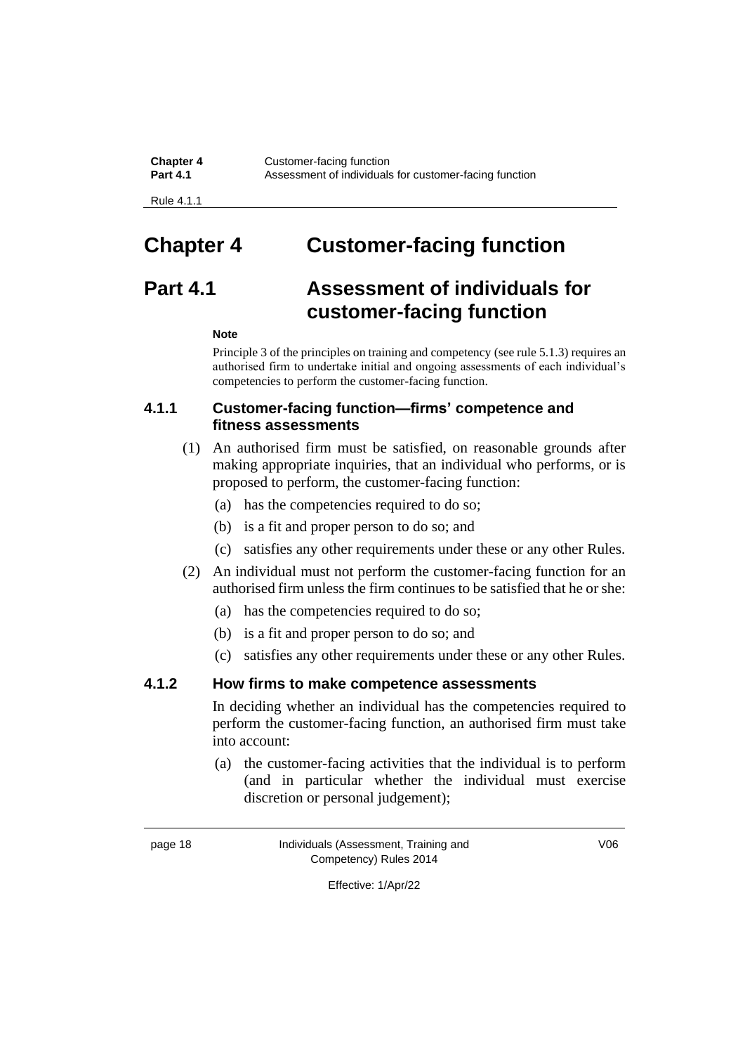# Chapter 4 Customer-facing function

## Part 4.1 Assessment of individuals for customer-facing function

**Note**

Principle 3 of the principles on training and competency (see rule 5.1.3) requires an authorised firm to undertake initial and ongoing assessments of each individual's competencies to perform the customer-facing function.

### 4.1.1 Customer-facing function—firms' competence and fitness assessments

(1) An authorised firm must be satisfied, on reasonable grounds after making appropriate inquiries, that an individual who performs, or is proposed to perform, the customer-facing function:

- (a) has the competencies required to do so;
- (b) is a fit and proper person to do so; and
- (c) satisfies any other requirements under these or any other Rules.

(2) An individual must not perform the customer-facing function for an authorised firm unless the firm continues to be satisfied that he or she:

- (a) has the competencies required to do so;
- (b) is a fit and proper person to do so; and
- (c) satisfies any other requirements under these or any other Rules.

### 4.1.2 How firms to make competence assessments

In deciding whether an individual has the competencies required to perform the customer-facing function, an authorised firm must take into account:

- (a) the customer-facing activities that the individual is to perform (and in particular whether the individual must exercise discretion or personal judgement);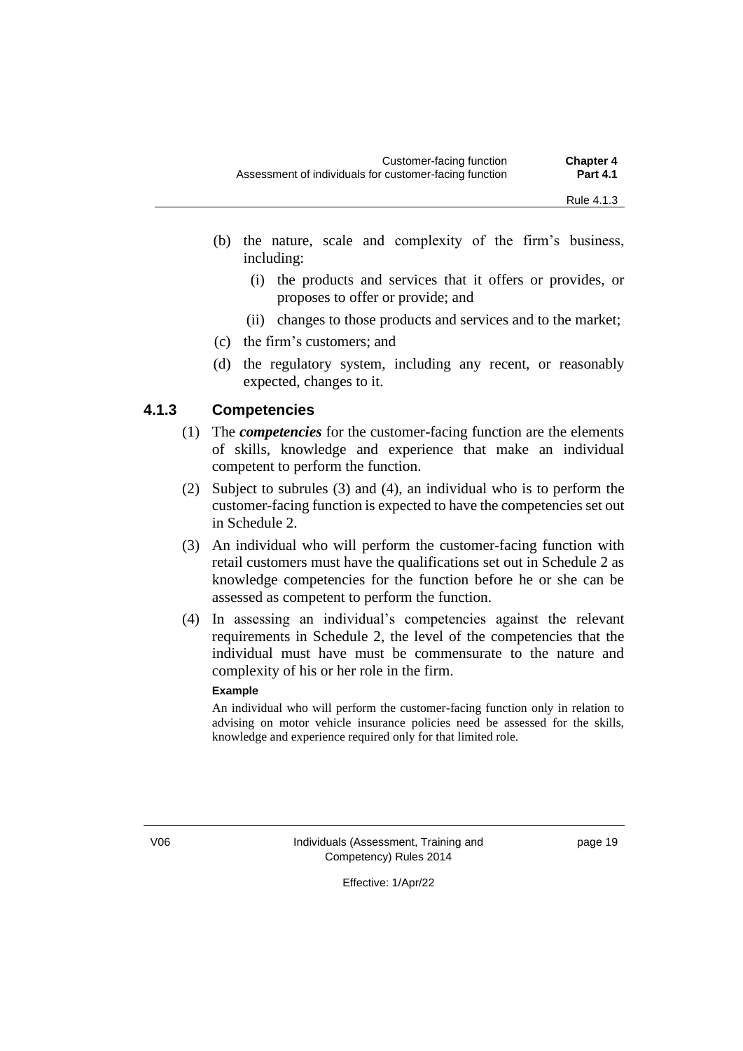(b) the nature, scale and complexity of the firm's business, including:

  (i) the products and services that it offers or provides, or proposes to offer or provide; and

  (ii) changes to those products and services and to the market;

(c) the firm's customers; and

(d) the regulatory system, including any recent, or reasonably expected, changes to it.

### 4.1.3 Competencies

(1) The ***competencies*** for the customer-facing function are the elements of skills, knowledge and experience that make an individual competent to perform the function.

(2) Subject to subrules (3) and (4), an individual who is to perform the customer-facing function is expected to have the competencies set out in Schedule 2.

(3) An individual who will perform the customer-facing function with retail customers must have the qualifications set out in Schedule 2 as knowledge competencies for the function before he or she can be assessed as competent to perform the function.

(4) In assessing an individual's competencies against the relevant requirements in Schedule 2, the level of the competencies that the individual must have must be commensurate to the nature and complexity of his or her role in the firm.

**Example**

An individual who will perform the customer-facing function only in relation to advising on motor vehicle insurance policies need be assessed for the skills, knowledge and experience required only for that limited role.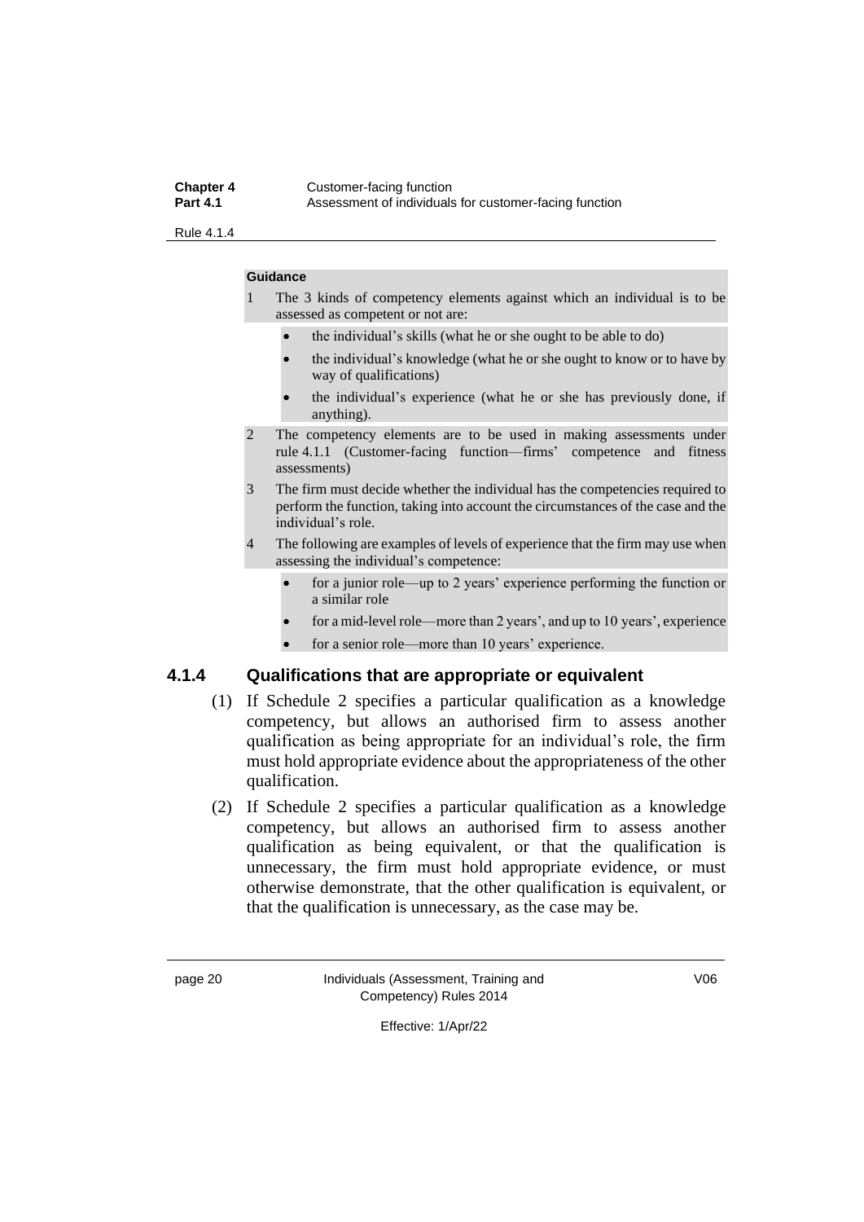**Guidance**

1. The 3 kinds of competency elements against which an individual is to be assessed as competent or not are:
   - the individual's skills (what he or she ought to be able to do)
   - the individual's knowledge (what he or she ought to know or to have by way of qualifications)
   - the individual's experience (what he or she has previously done, if anything).
2. The competency elements are to be used in making assessments under rule 4.1.1 (Customer-facing function—firms' competence and fitness assessments)
3. The firm must decide whether the individual has the competencies required to perform the function, taking into account the circumstances of the case and the individual's role.
4. The following are examples of levels of experience that the firm may use when assessing the individual's competence:
   - for a junior role—up to 2 years' experience performing the function or a similar role
   - for a mid-level role—more than 2 years', and up to 10 years', experience
   - for a senior role—more than 10 years' experience.

### 4.1.4 Qualifications that are appropriate or equivalent

(1) If Schedule 2 specifies a particular qualification as a knowledge competency, but allows an authorised firm to assess another qualification as being appropriate for an individual's role, the firm must hold appropriate evidence about the appropriateness of the other qualification.

(2) If Schedule 2 specifies a particular qualification as a knowledge competency, but allows an authorised firm to assess another qualification as being equivalent, or that the qualification is unnecessary, the firm must hold appropriate evidence, or must otherwise demonstrate, that the other qualification is equivalent, or that the qualification is unnecessary, as the case may be.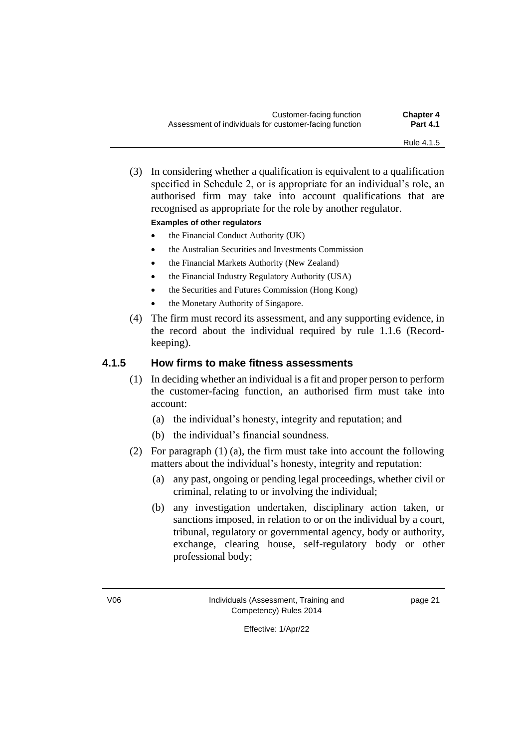(3) In considering whether a qualification is equivalent to a qualification specified in Schedule 2, or is appropriate for an individual's role, an authorised firm may take into account qualifications that are recognised as appropriate for the role by another regulator.

**Examples of other regulators**

- the Financial Conduct Authority (UK)
- the Australian Securities and Investments Commission
- the Financial Markets Authority (New Zealand)
- the Financial Industry Regulatory Authority (USA)
- the Securities and Futures Commission (Hong Kong)
- the Monetary Authority of Singapore.

(4) The firm must record its assessment, and any supporting evidence, in the record about the individual required by rule 1.1.6 (Record-keeping).

## 4.1.5 How firms to make fitness assessments

(1) In deciding whether an individual is a fit and proper person to perform the customer-facing function, an authorised firm must take into account:

(a) the individual's honesty, integrity and reputation; and

(b) the individual's financial soundness.

(2) For paragraph (1) (a), the firm must take into account the following matters about the individual's honesty, integrity and reputation:

(a) any past, ongoing or pending legal proceedings, whether civil or criminal, relating to or involving the individual;

(b) any investigation undertaken, disciplinary action taken, or sanctions imposed, in relation to or on the individual by a court, tribunal, regulatory or governmental agency, body or authority, exchange, clearing house, self-regulatory body or other professional body;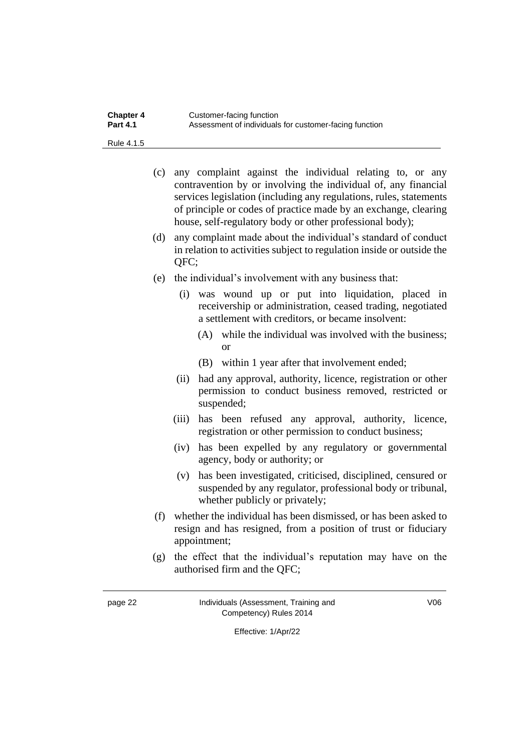(c) any complaint against the individual relating to, or any contravention by or involving the individual of, any financial services legislation (including any regulations, rules, statements of principle or codes of practice made by an exchange, clearing house, self-regulatory body or other professional body);

(d) any complaint made about the individual's standard of conduct in relation to activities subject to regulation inside or outside the QFC;

(e) the individual's involvement with any business that:

   (i) was wound up or put into liquidation, placed in receivership or administration, ceased trading, negotiated a settlement with creditors, or became insolvent:

      (A) while the individual was involved with the business; or

      (B) within 1 year after that involvement ended;

   (ii) had any approval, authority, licence, registration or other permission to conduct business removed, restricted or suspended;

   (iii) has been refused any approval, authority, licence, registration or other permission to conduct business;

   (iv) has been expelled by any regulatory or governmental agency, body or authority; or

   (v) has been investigated, criticised, disciplined, censured or suspended by any regulator, professional body or tribunal, whether publicly or privately;

(f) whether the individual has been dismissed, or has been asked to resign and has resigned, from a position of trust or fiduciary appointment;

(g) the effect that the individual's reputation may have on the authorised firm and the QFC;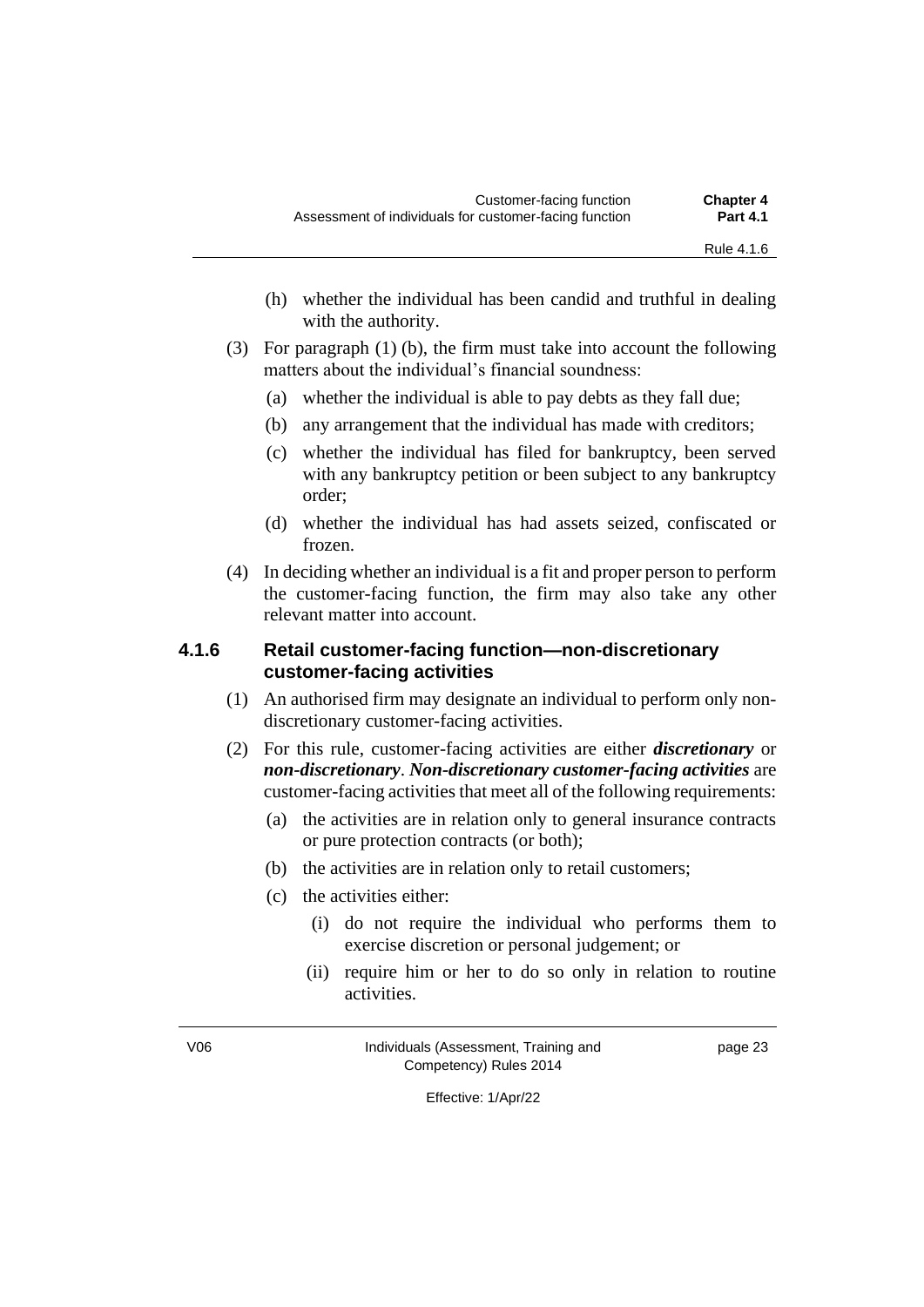(h) whether the individual has been candid and truthful in dealing with the authority.

(3) For paragraph (1) (b), the firm must take into account the following matters about the individual's financial soundness:

(a) whether the individual is able to pay debts as they fall due;

(b) any arrangement that the individual has made with creditors;

(c) whether the individual has filed for bankruptcy, been served with any bankruptcy petition or been subject to any bankruptcy order;

(d) whether the individual has had assets seized, confiscated or frozen.

(4) In deciding whether an individual is a fit and proper person to perform the customer-facing function, the firm may also take any other relevant matter into account.

### 4.1.6 Retail customer-facing function—non-discretionary customer-facing activities

(1) An authorised firm may designate an individual to perform only non-discretionary customer-facing activities.

(2) For this rule, customer-facing activities are either ***discretionary*** or ***non-discretionary***. ***Non-discretionary customer-facing activities*** are customer-facing activities that meet all of the following requirements:

(a) the activities are in relation only to general insurance contracts or pure protection contracts (or both);

(b) the activities are in relation only to retail customers;

(c) the activities either:

(i) do not require the individual who performs them to exercise discretion or personal judgement; or

(ii) require him or her to do so only in relation to routine activities.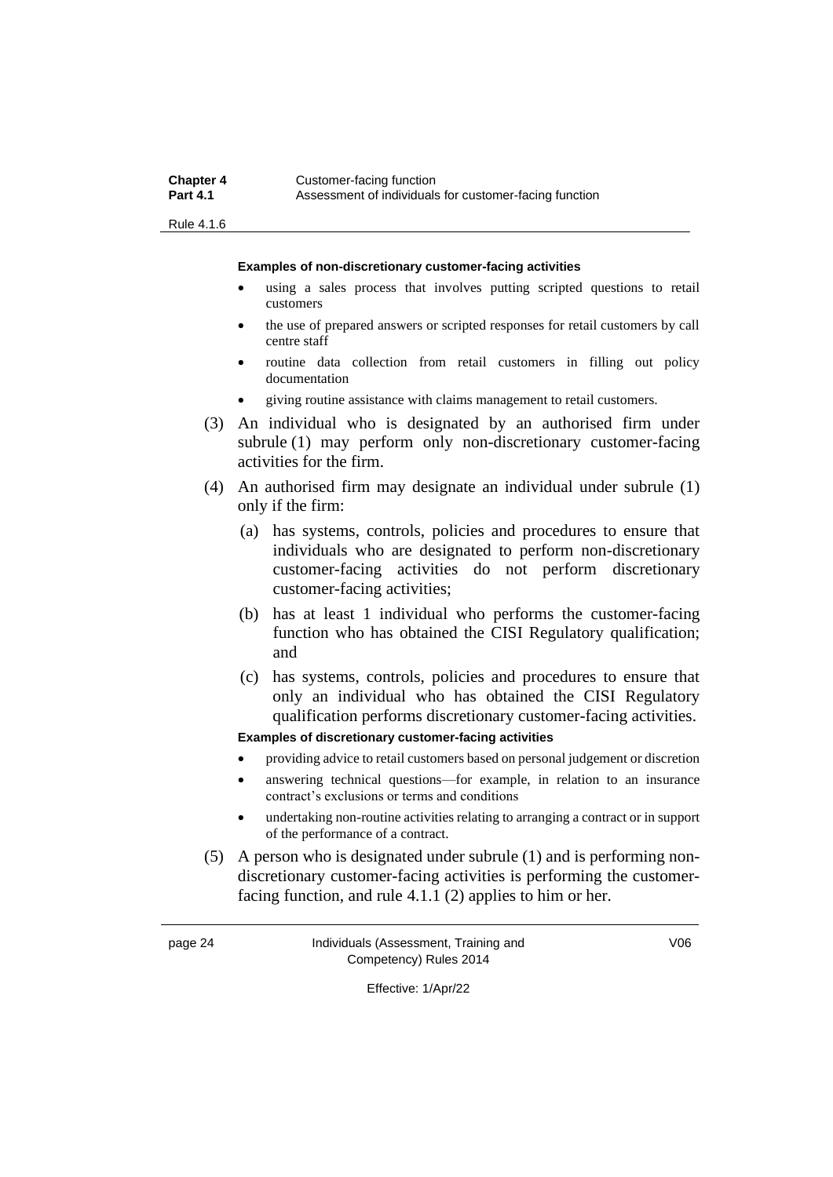**Examples of non-discretionary customer-facing activities**

- using a sales process that involves putting scripted questions to retail customers
- the use of prepared answers or scripted responses for retail customers by call centre staff
- routine data collection from retail customers in filling out policy documentation
- giving routine assistance with claims management to retail customers.

(3) An individual who is designated by an authorised firm under subrule (1) may perform only non-discretionary customer-facing activities for the firm.

(4) An authorised firm may designate an individual under subrule (1) only if the firm:

(a) has systems, controls, policies and procedures to ensure that individuals who are designated to perform non-discretionary customer-facing activities do not perform discretionary customer-facing activities;

(b) has at least 1 individual who performs the customer-facing function who has obtained the CISI Regulatory qualification; and

(c) has systems, controls, policies and procedures to ensure that only an individual who has obtained the CISI Regulatory qualification performs discretionary customer-facing activities.

**Examples of discretionary customer-facing activities**

- providing advice to retail customers based on personal judgement or discretion
- answering technical questions—for example, in relation to an insurance contract's exclusions or terms and conditions
- undertaking non-routine activities relating to arranging a contract or in support of the performance of a contract.

(5) A person who is designated under subrule (1) and is performing non-discretionary customer-facing activities is performing the customer-facing function, and rule 4.1.1 (2) applies to him or her.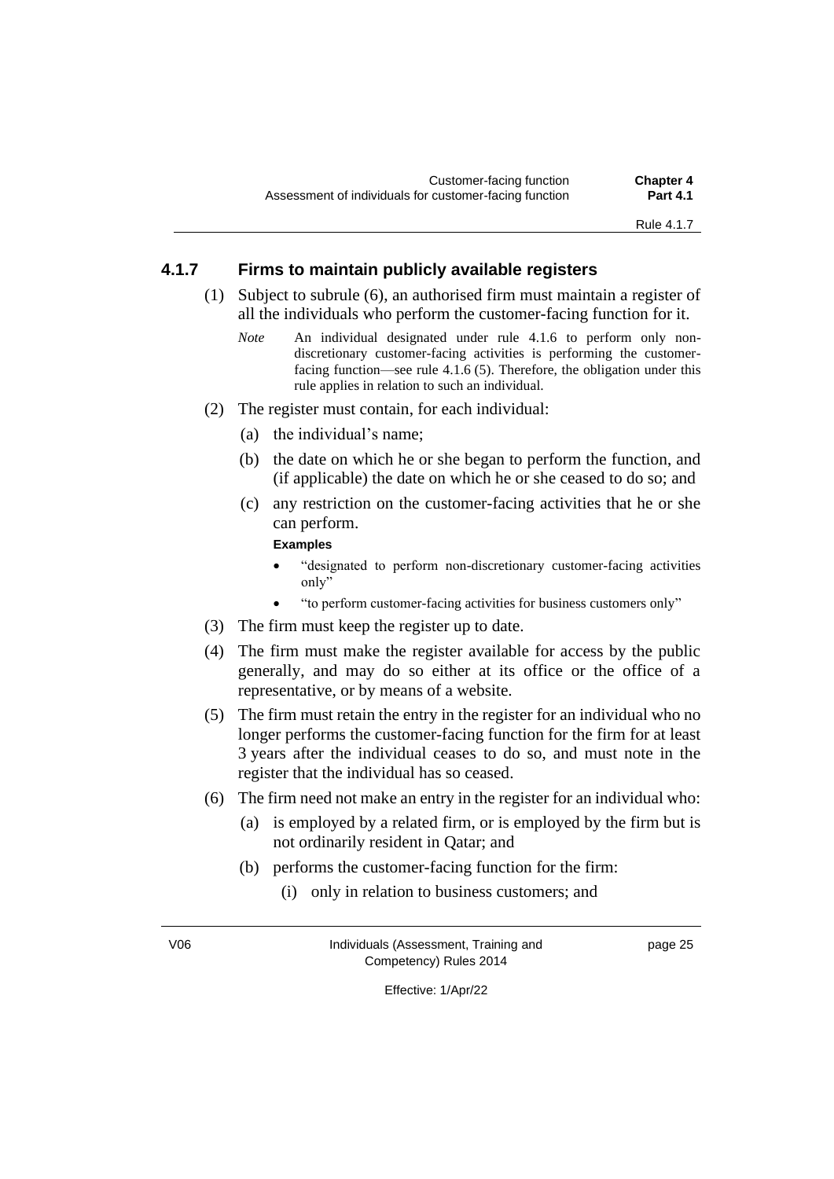### 4.1.7 Firms to maintain publicly available registers

(1) Subject to subrule (6), an authorised firm must maintain a register of all the individuals who perform the customer-facing function for it.

*Note* An individual designated under rule 4.1.6 to perform only non-discretionary customer-facing activities is performing the customer-facing function—see rule 4.1.6 (5). Therefore, the obligation under this rule applies in relation to such an individual.

(2) The register must contain, for each individual:

(a) the individual's name;

(b) the date on which he or she began to perform the function, and (if applicable) the date on which he or she ceased to do so; and

(c) any restriction on the customer-facing activities that he or she can perform.

**Examples**

- "designated to perform non-discretionary customer-facing activities only"
- "to perform customer-facing activities for business customers only"

(3) The firm must keep the register up to date.

(4) The firm must make the register available for access by the public generally, and may do so either at its office or the office of a representative, or by means of a website.

(5) The firm must retain the entry in the register for an individual who no longer performs the customer-facing function for the firm for at least 3 years after the individual ceases to do so, and must note in the register that the individual has so ceased.

(6) The firm need not make an entry in the register for an individual who:

(a) is employed by a related firm, or is employed by the firm but is not ordinarily resident in Qatar; and

(b) performs the customer-facing function for the firm:

(i) only in relation to business customers; and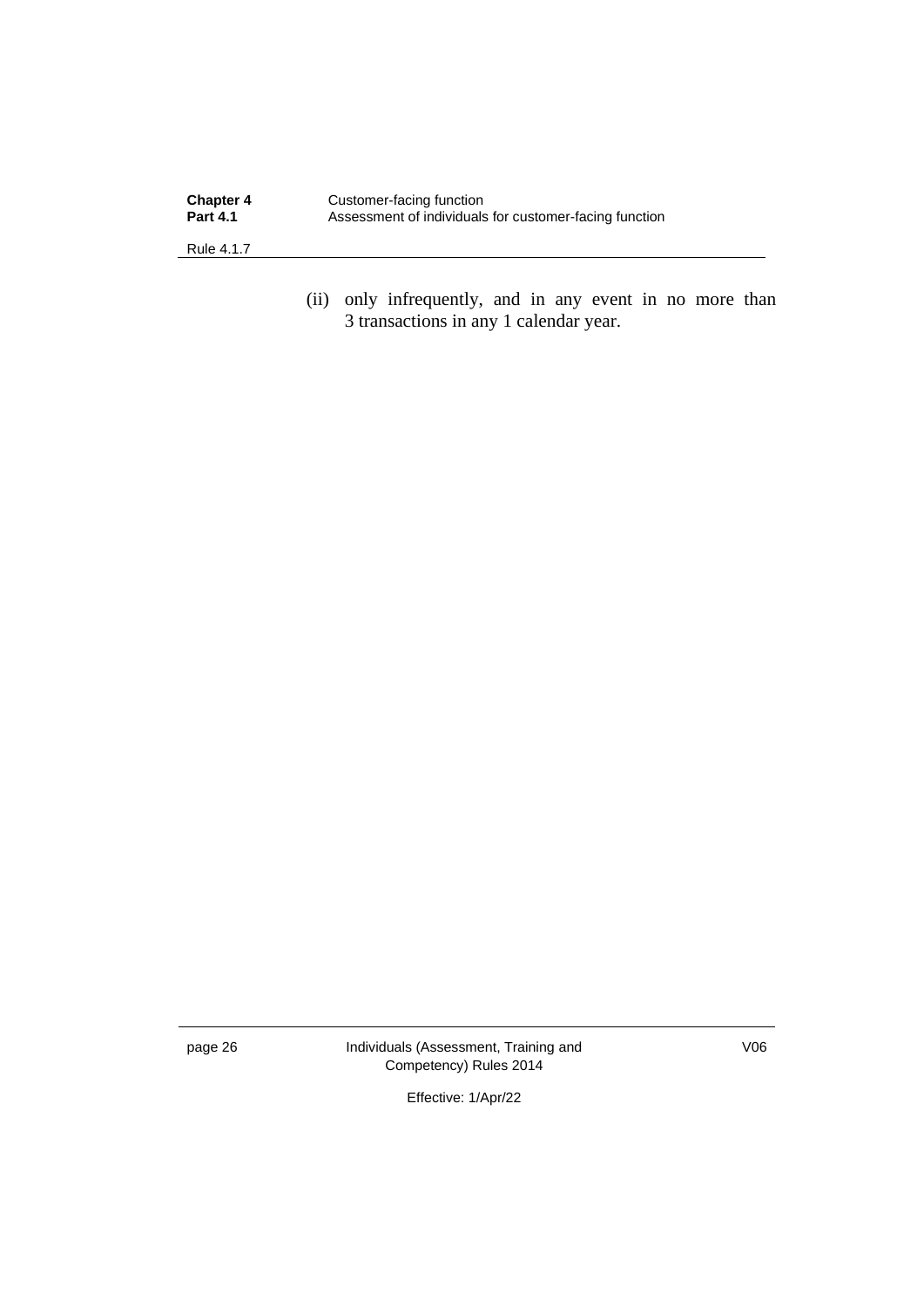(ii) only infrequently, and in any event in no more than 3 transactions in any 1 calendar year.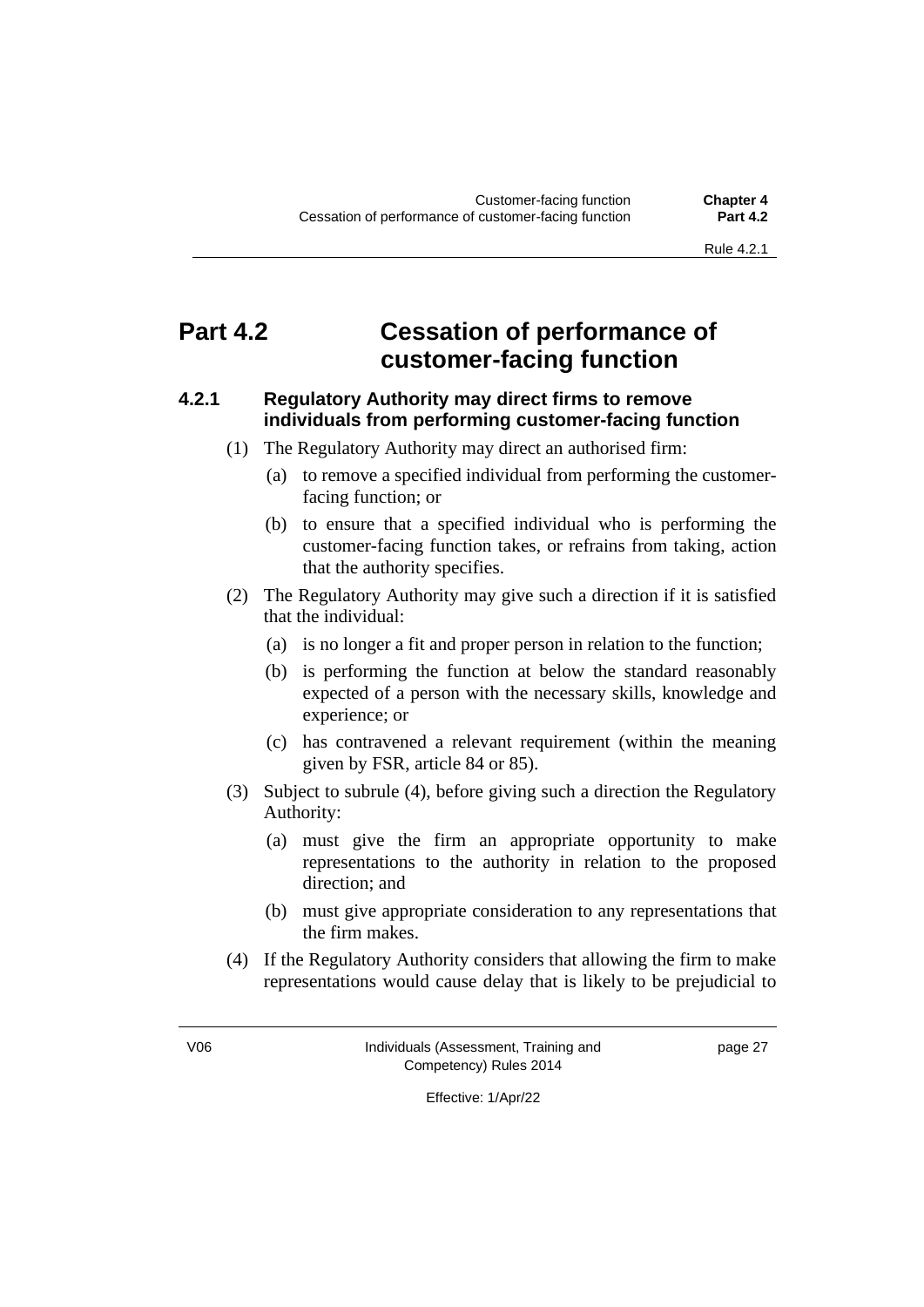# Part 4.2 Cessation of performance of customer-facing function

## 4.2.1 Regulatory Authority may direct firms to remove individuals from performing customer-facing function

(1) The Regulatory Authority may direct an authorised firm:

(a) to remove a specified individual from performing the customer-facing function; or

(b) to ensure that a specified individual who is performing the customer-facing function takes, or refrains from taking, action that the authority specifies.

(2) The Regulatory Authority may give such a direction if it is satisfied that the individual:

(a) is no longer a fit and proper person in relation to the function;

(b) is performing the function at below the standard reasonably expected of a person with the necessary skills, knowledge and experience; or

(c) has contravened a relevant requirement (within the meaning given by FSR, article 84 or 85).

(3) Subject to subrule (4), before giving such a direction the Regulatory Authority:

(a) must give the firm an appropriate opportunity to make representations to the authority in relation to the proposed direction; and

(b) must give appropriate consideration to any representations that the firm makes.

(4) If the Regulatory Authority considers that allowing the firm to make representations would cause delay that is likely to be prejudicial to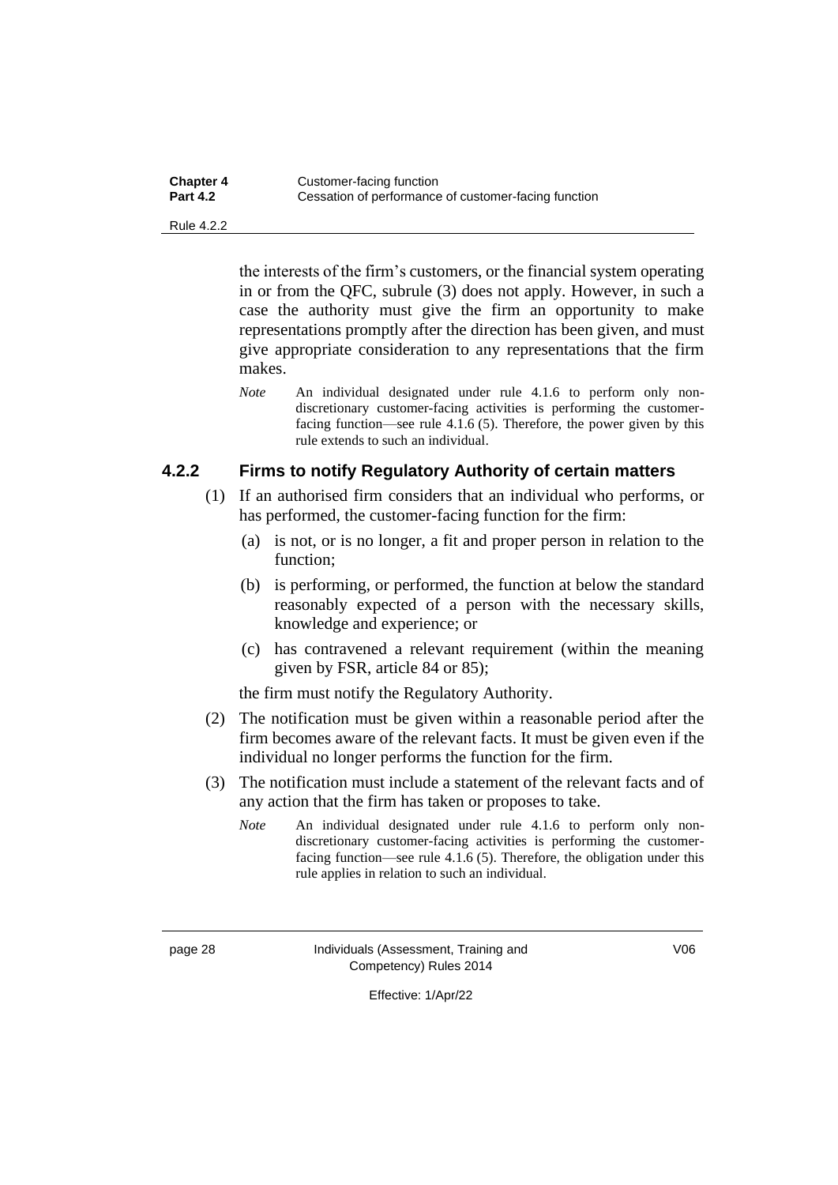the interests of the firm's customers, or the financial system operating in or from the QFC, subrule (3) does not apply. However, in such a case the authority must give the firm an opportunity to make representations promptly after the direction has been given, and must give appropriate consideration to any representations that the firm makes.

*Note* An individual designated under rule 4.1.6 to perform only non-discretionary customer-facing activities is performing the customer-facing function—see rule 4.1.6 (5). Therefore, the power given by this rule extends to such an individual.

### 4.2.2 Firms to notify Regulatory Authority of certain matters

(1) If an authorised firm considers that an individual who performs, or has performed, the customer-facing function for the firm:

(a) is not, or is no longer, a fit and proper person in relation to the function;

(b) is performing, or performed, the function at below the standard reasonably expected of a person with the necessary skills, knowledge and experience; or

(c) has contravened a relevant requirement (within the meaning given by FSR, article 84 or 85);

the firm must notify the Regulatory Authority.

(2) The notification must be given within a reasonable period after the firm becomes aware of the relevant facts. It must be given even if the individual no longer performs the function for the firm.

(3) The notification must include a statement of the relevant facts and of any action that the firm has taken or proposes to take.

*Note* An individual designated under rule 4.1.6 to perform only non-discretionary customer-facing activities is performing the customer-facing function—see rule 4.1.6 (5). Therefore, the obligation under this rule applies in relation to such an individual.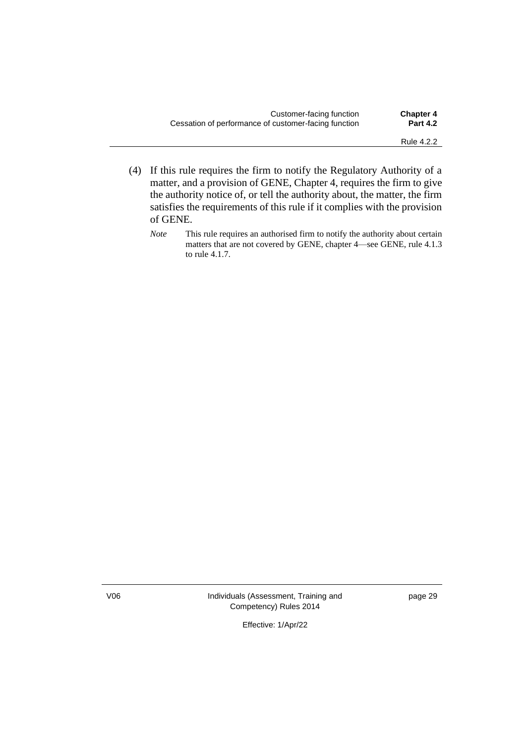(4) If this rule requires the firm to notify the Regulatory Authority of a matter, and a provision of GENE, Chapter 4, requires the firm to give the authority notice of, or tell the authority about, the matter, the firm satisfies the requirements of this rule if it complies with the provision of GENE.

*Note* This rule requires an authorised firm to notify the authority about certain matters that are not covered by GENE, chapter 4—see GENE, rule 4.1.3 to rule 4.1.7.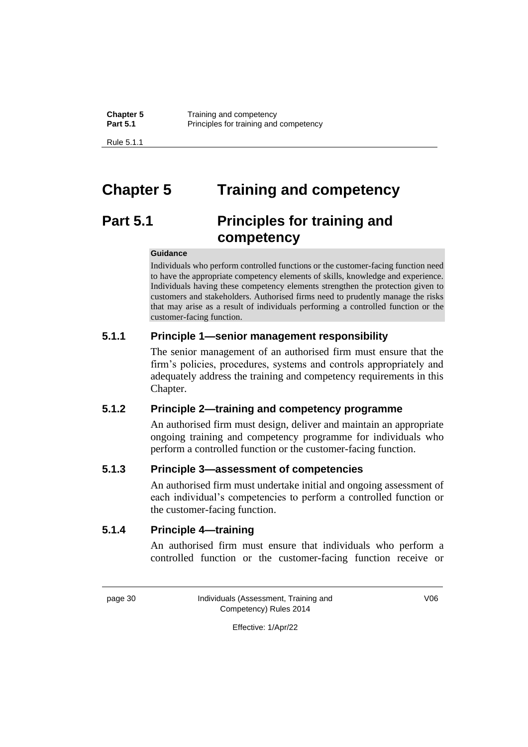# Chapter 5 Training and competency

## Part 5.1 Principles for training and competency

**Guidance**

Individuals who perform controlled functions or the customer-facing function need to have the appropriate competency elements of skills, knowledge and experience. Individuals having these competency elements strengthen the protection given to customers and stakeholders. Authorised firms need to prudently manage the risks that may arise as a result of individuals performing a controlled function or the customer-facing function.

### 5.1.1 Principle 1—senior management responsibility

The senior management of an authorised firm must ensure that the firm's policies, procedures, systems and controls appropriately and adequately address the training and competency requirements in this Chapter.

### 5.1.2 Principle 2—training and competency programme

An authorised firm must design, deliver and maintain an appropriate ongoing training and competency programme for individuals who perform a controlled function or the customer-facing function.

### 5.1.3 Principle 3—assessment of competencies

An authorised firm must undertake initial and ongoing assessment of each individual's competencies to perform a controlled function or the customer-facing function.

### 5.1.4 Principle 4—training

An authorised firm must ensure that individuals who perform a controlled function or the customer-facing function receive or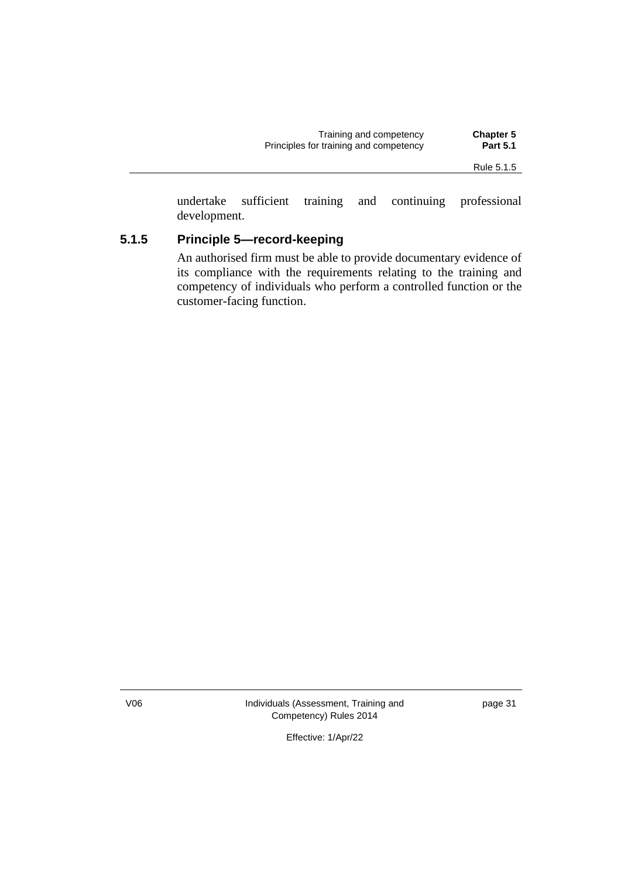undertake sufficient training and continuing professional development.

### 5.1.5 Principle 5—record-keeping

An authorised firm must be able to provide documentary evidence of its compliance with the requirements relating to the training and competency of individuals who perform a controlled function or the customer-facing function.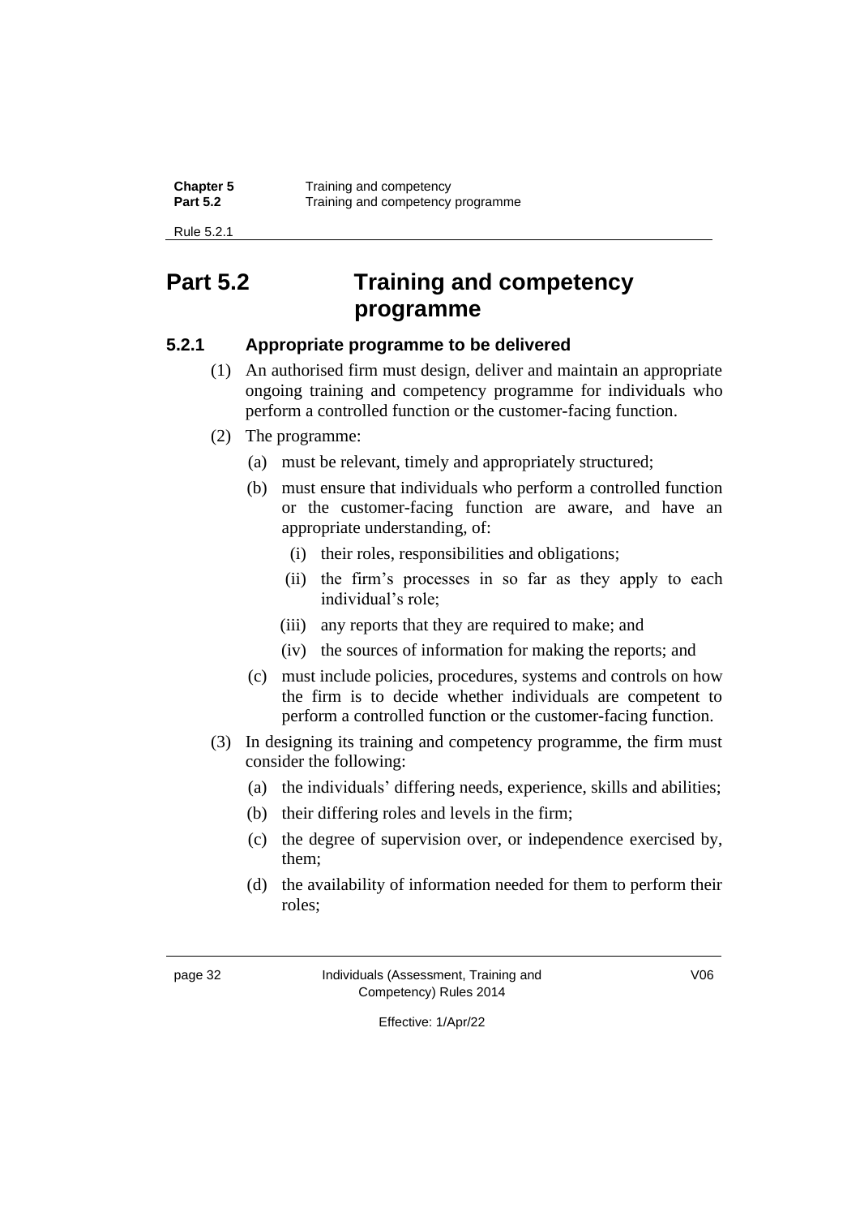## Part 5.2 Training and competency programme

### 5.2.1 Appropriate programme to be delivered

(1) An authorised firm must design, deliver and maintain an appropriate ongoing training and competency programme for individuals who perform a controlled function or the customer-facing function.

(2) The programme:

- (a) must be relevant, timely and appropriately structured;
- (b) must ensure that individuals who perform a controlled function or the customer-facing function are aware, and have an appropriate understanding, of:
  - (i) their roles, responsibilities and obligations;
  - (ii) the firm's processes in so far as they apply to each individual's role;
  - (iii) any reports that they are required to make; and
  - (iv) the sources of information for making the reports; and
- (c) must include policies, procedures, systems and controls on how the firm is to decide whether individuals are competent to perform a controlled function or the customer-facing function.

(3) In designing its training and competency programme, the firm must consider the following:

- (a) the individuals' differing needs, experience, skills and abilities;
- (b) their differing roles and levels in the firm;
- (c) the degree of supervision over, or independence exercised by, them;
- (d) the availability of information needed for them to perform their roles;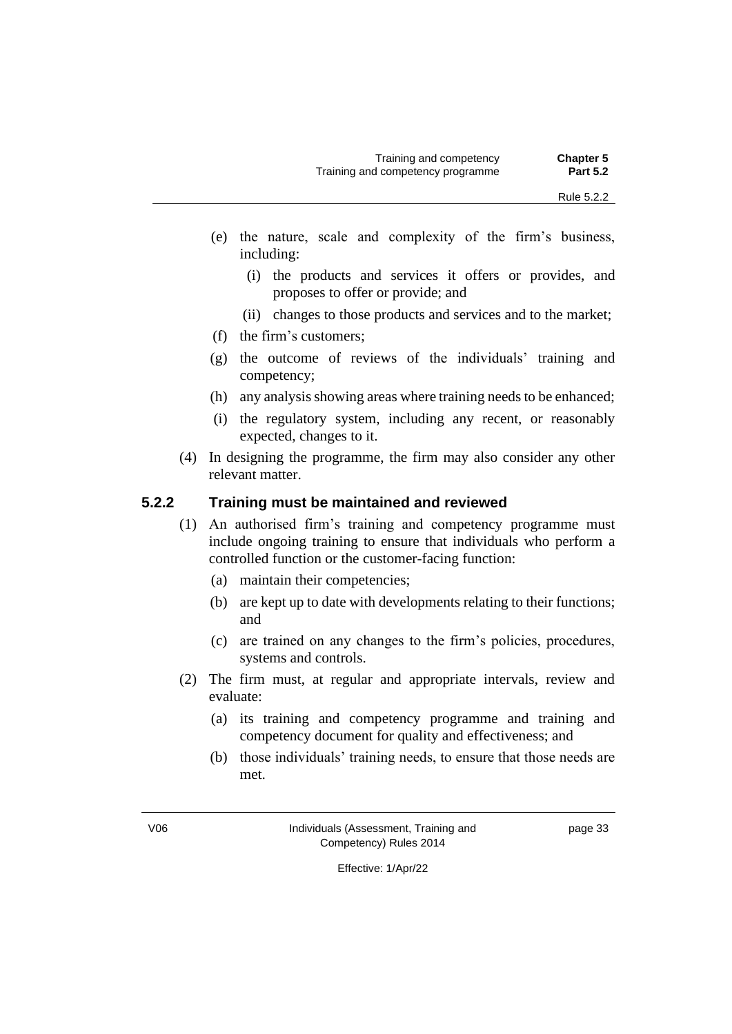(e) the nature, scale and complexity of the firm's business, including:

  (i) the products and services it offers or provides, and proposes to offer or provide; and

  (ii) changes to those products and services and to the market;

(f) the firm's customers;

(g) the outcome of reviews of the individuals' training and competency;

(h) any analysis showing areas where training needs to be enhanced;

(i) the regulatory system, including any recent, or reasonably expected, changes to it.

(4) In designing the programme, the firm may also consider any other relevant matter.

### 5.2.2 Training must be maintained and reviewed

(1) An authorised firm's training and competency programme must include ongoing training to ensure that individuals who perform a controlled function or the customer-facing function:

  (a) maintain their competencies;

  (b) are kept up to date with developments relating to their functions; and

  (c) are trained on any changes to the firm's policies, procedures, systems and controls.

(2) The firm must, at regular and appropriate intervals, review and evaluate:

  (a) its training and competency programme and training and competency document for quality and effectiveness; and

  (b) those individuals' training needs, to ensure that those needs are met.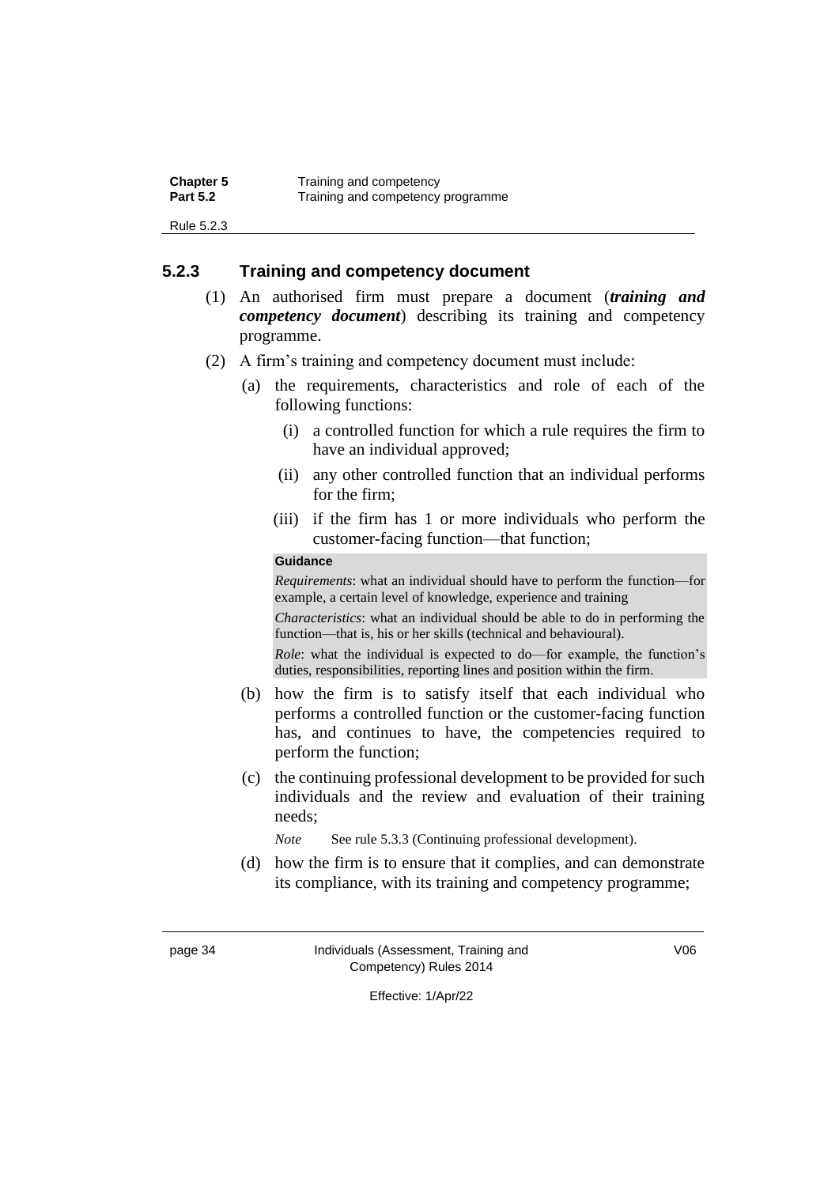### 5.2.3 Training and competency document

(1) An authorised firm must prepare a document (***training and competency document***) describing its training and competency programme.

(2) A firm's training and competency document must include:

(a) the requirements, characteristics and role of each of the following functions:

(i) a controlled function for which a rule requires the firm to have an individual approved;

(ii) any other controlled function that an individual performs for the firm;

(iii) if the firm has 1 or more individuals who perform the customer-facing function—that function;

**Guidance**

*Requirements*: what an individual should have to perform the function—for example, a certain level of knowledge, experience and training

*Characteristics*: what an individual should be able to do in performing the function—that is, his or her skills (technical and behavioural).

*Role*: what the individual is expected to do—for example, the function's duties, responsibilities, reporting lines and position within the firm.

(b) how the firm is to satisfy itself that each individual who performs a controlled function or the customer-facing function has, and continues to have, the competencies required to perform the function;

(c) the continuing professional development to be provided for such individuals and the review and evaluation of their training needs;

*Note* See rule 5.3.3 (Continuing professional development).

(d) how the firm is to ensure that it complies, and can demonstrate its compliance, with its training and competency programme;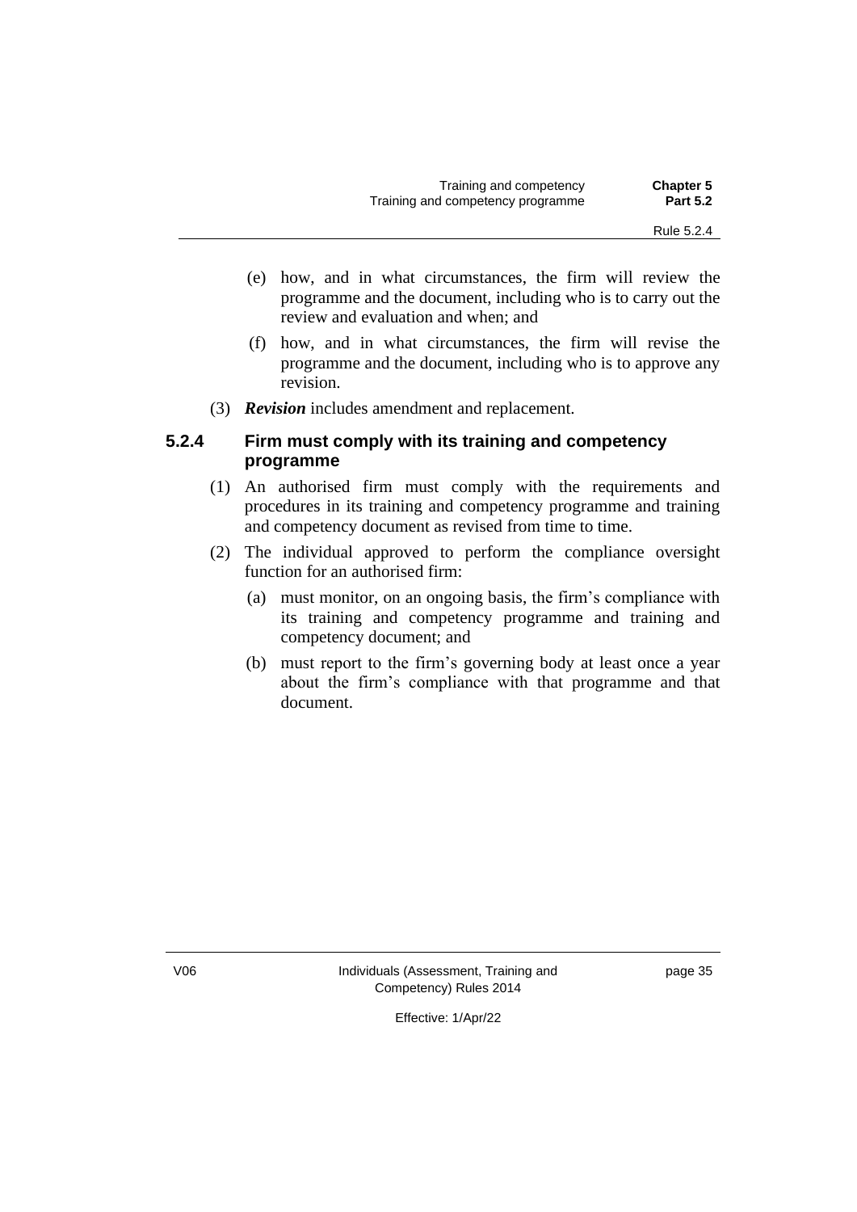(e) how, and in what circumstances, the firm will review the programme and the document, including who is to carry out the review and evaluation and when; and

(f) how, and in what circumstances, the firm will revise the programme and the document, including who is to approve any revision.

(3) ***Revision*** includes amendment and replacement.

### 5.2.4 Firm must comply with its training and competency programme

(1) An authorised firm must comply with the requirements and procedures in its training and competency programme and training and competency document as revised from time to time.

(2) The individual approved to perform the compliance oversight function for an authorised firm:

(a) must monitor, on an ongoing basis, the firm's compliance with its training and competency programme and training and competency document; and

(b) must report to the firm's governing body at least once a year about the firm's compliance with that programme and that document.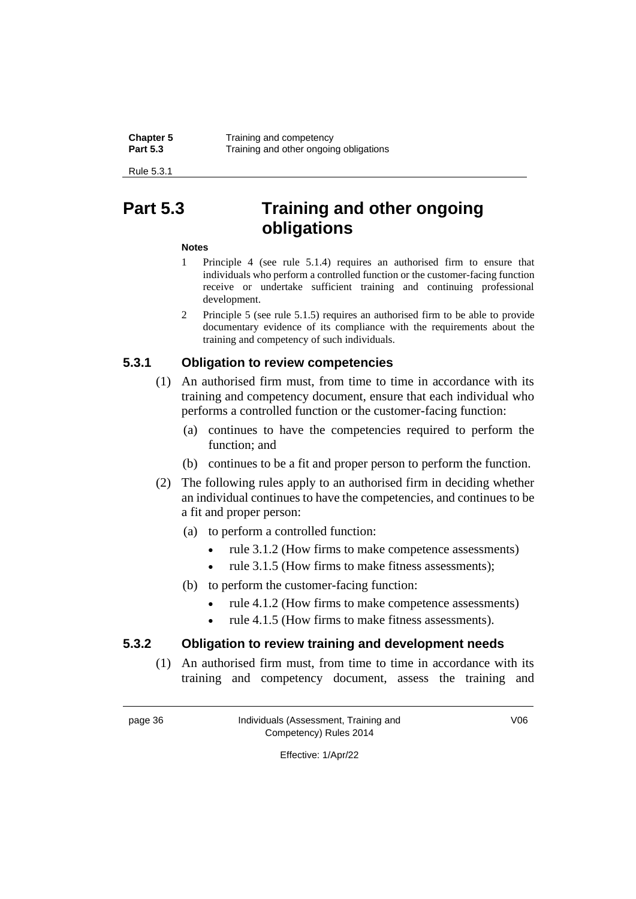## Part 5.3 Training and other ongoing obligations

**Notes**

1. Principle 4 (see rule 5.1.4) requires an authorised firm to ensure that individuals who perform a controlled function or the customer-facing function receive or undertake sufficient training and continuing professional development.
2. Principle 5 (see rule 5.1.5) requires an authorised firm to be able to provide documentary evidence of its compliance with the requirements about the training and competency of such individuals.

### 5.3.1 Obligation to review competencies

(1) An authorised firm must, from time to time in accordance with its training and competency document, ensure that each individual who performs a controlled function or the customer-facing function:

(a) continues to have the competencies required to perform the function; and

(b) continues to be a fit and proper person to perform the function.

(2) The following rules apply to an authorised firm in deciding whether an individual continues to have the competencies, and continues to be a fit and proper person:

(a) to perform a controlled function:

- rule 3.1.2 (How firms to make competence assessments)
- rule 3.1.5 (How firms to make fitness assessments);

(b) to perform the customer-facing function:

- rule 4.1.2 (How firms to make competence assessments)
- rule 4.1.5 (How firms to make fitness assessments).

### 5.3.2 Obligation to review training and development needs

(1) An authorised firm must, from time to time in accordance with its training and competency document, assess the training and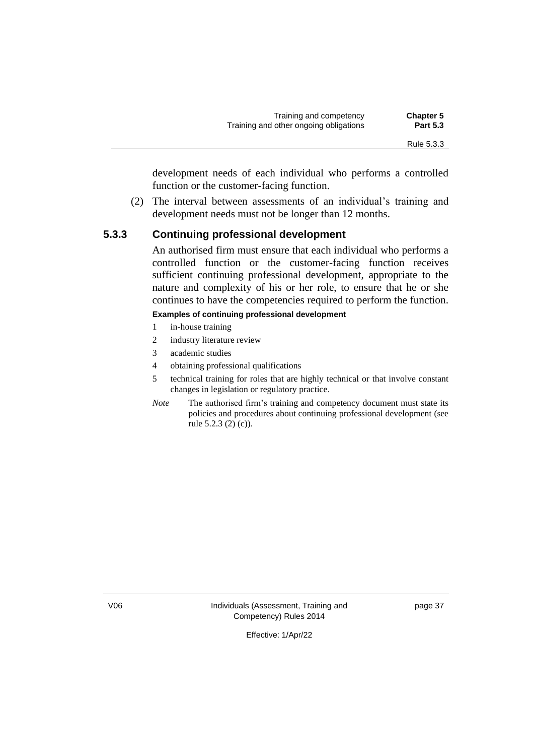development needs of each individual who performs a controlled function or the customer-facing function.

(2) The interval between assessments of an individual's training and development needs must not be longer than 12 months.

### 5.3.3 Continuing professional development

An authorised firm must ensure that each individual who performs a controlled function or the customer-facing function receives sufficient continuing professional development, appropriate to the nature and complexity of his or her role, to ensure that he or she continues to have the competencies required to perform the function.

**Examples of continuing professional development**

1. in-house training
2. industry literature review
3. academic studies
4. obtaining professional qualifications
5. technical training for roles that are highly technical or that involve constant changes in legislation or regulatory practice.

*Note* The authorised firm's training and competency document must state its policies and procedures about continuing professional development (see rule 5.2.3 (2) (c)).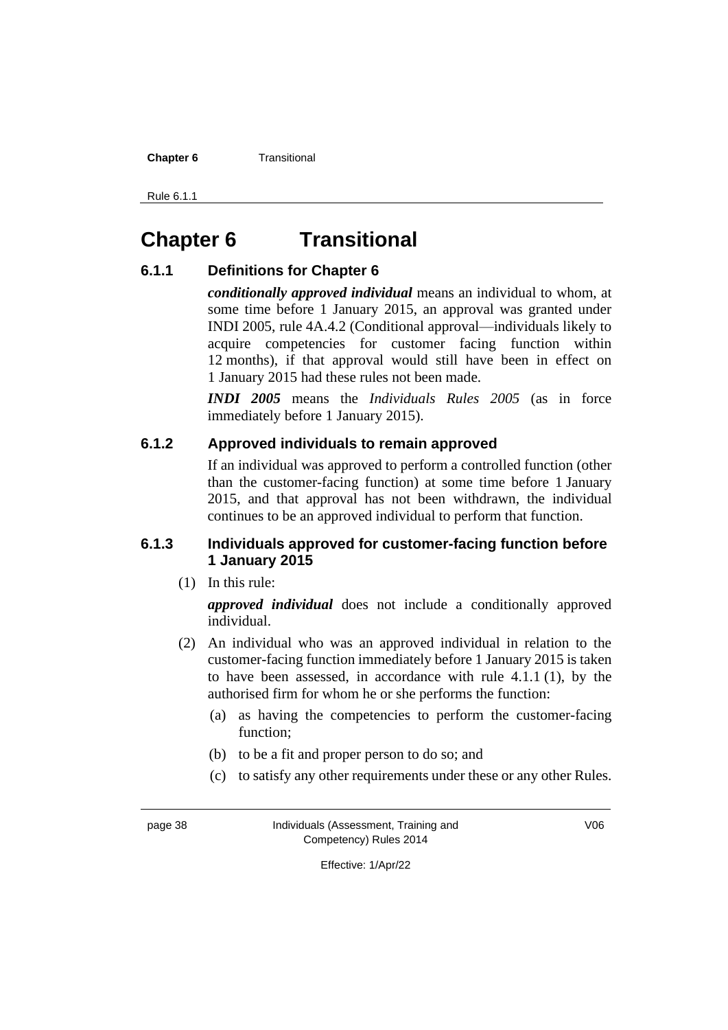# Chapter 6 Transitional

## 6.1.1 Definitions for Chapter 6

***conditionally approved individual*** means an individual to whom, at some time before 1 January 2015, an approval was granted under INDI 2005, rule 4A.4.2 (Conditional approval—individuals likely to acquire competencies for customer facing function within 12 months), if that approval would still have been in effect on 1 January 2015 had these rules not been made.

***INDI 2005*** means the *Individuals Rules 2005* (as in force immediately before 1 January 2015).

## 6.1.2 Approved individuals to remain approved

If an individual was approved to perform a controlled function (other than the customer-facing function) at some time before 1 January 2015, and that approval has not been withdrawn, the individual continues to be an approved individual to perform that function.

## 6.1.3 Individuals approved for customer-facing function before 1 January 2015

(1) In this rule:

***approved individual*** does not include a conditionally approved individual.

(2) An individual who was an approved individual in relation to the customer-facing function immediately before 1 January 2015 is taken to have been assessed, in accordance with rule 4.1.1 (1), by the authorised firm for whom he or she performs the function:

(a) as having the competencies to perform the customer-facing function;

(b) to be a fit and proper person to do so; and

(c) to satisfy any other requirements under these or any other Rules.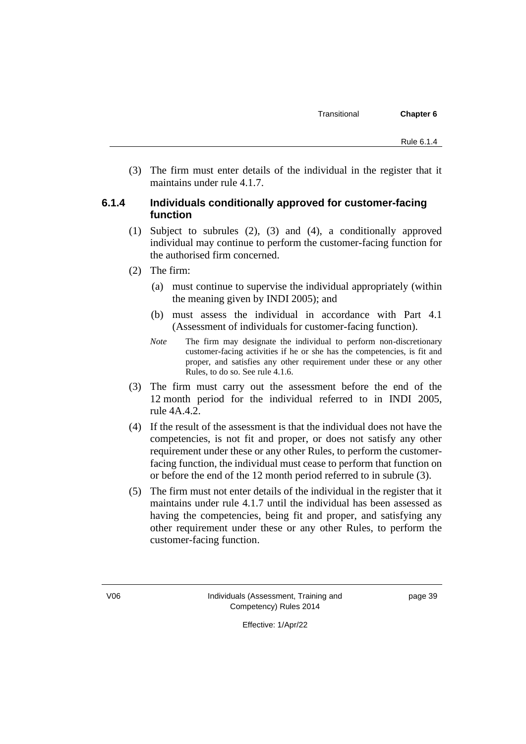(3) The firm must enter details of the individual in the register that it maintains under rule 4.1.7.

### 6.1.4 Individuals conditionally approved for customer-facing function

(1) Subject to subrules (2), (3) and (4), a conditionally approved individual may continue to perform the customer-facing function for the authorised firm concerned.

(2) The firm:

(a) must continue to supervise the individual appropriately (within the meaning given by INDI 2005); and

(b) must assess the individual in accordance with Part 4.1 (Assessment of individuals for customer-facing function).

*Note* The firm may designate the individual to perform non-discretionary customer-facing activities if he or she has the competencies, is fit and proper, and satisfies any other requirement under these or any other Rules, to do so. See rule 4.1.6.

(3) The firm must carry out the assessment before the end of the 12 month period for the individual referred to in INDI 2005, rule 4A.4.2.

(4) If the result of the assessment is that the individual does not have the competencies, is not fit and proper, or does not satisfy any other requirement under these or any other Rules, to perform the customer-facing function, the individual must cease to perform that function on or before the end of the 12 month period referred to in subrule (3).

(5) The firm must not enter details of the individual in the register that it maintains under rule 4.1.7 until the individual has been assessed as having the competencies, being fit and proper, and satisfying any other requirement under these or any other Rules, to perform the customer-facing function.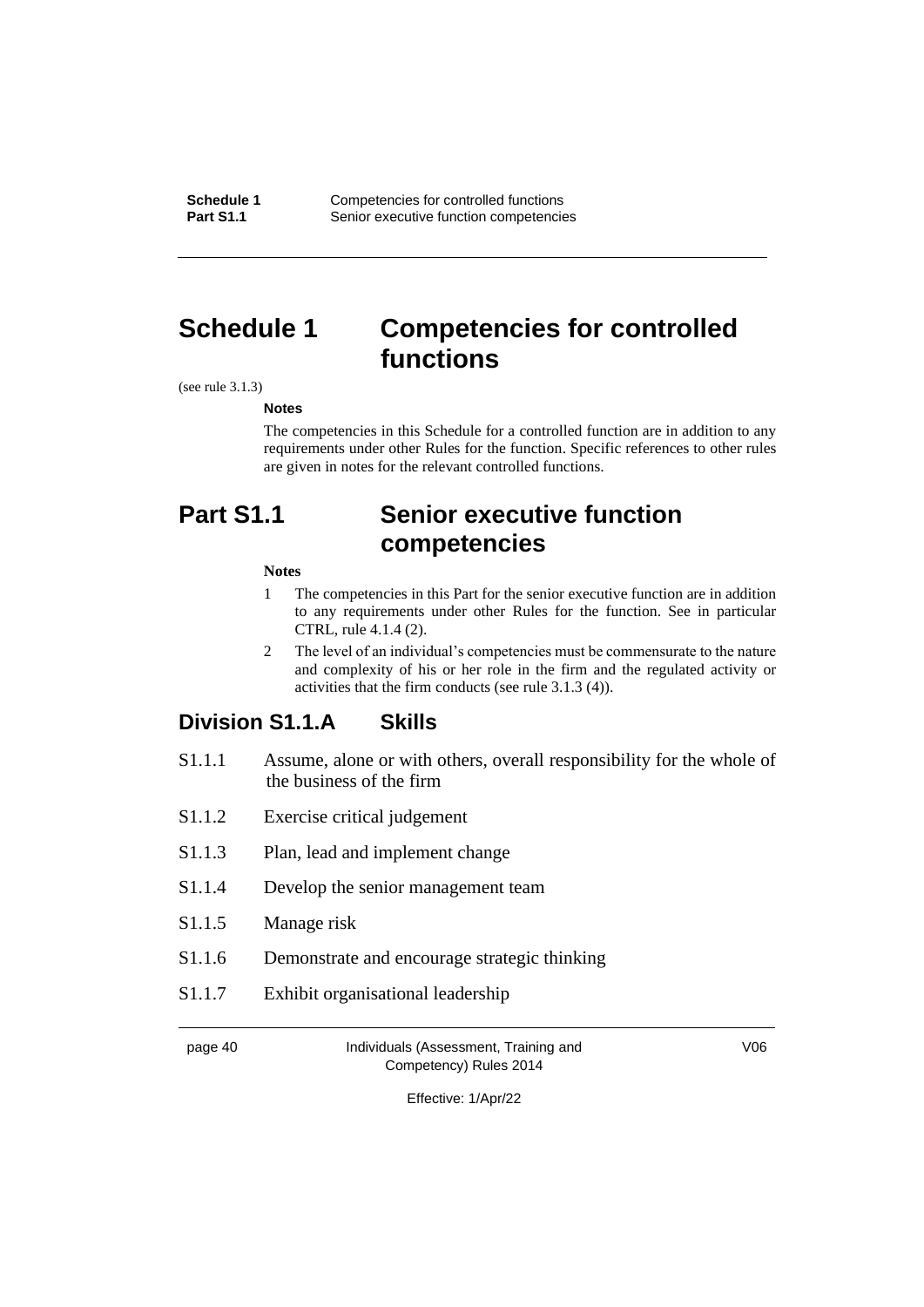# Schedule 1 Competencies for controlled functions

(see rule 3.1.3)

**Notes**

The competencies in this Schedule for a controlled function are in addition to any requirements under other Rules for the function. Specific references to other rules are given in notes for the relevant controlled functions.

## Part S1.1 Senior executive function competencies

**Notes**

1. The competencies in this Part for the senior executive function are in addition to any requirements under other Rules for the function. See in particular CTRL, rule 4.1.4 (2).
2. The level of an individual's competencies must be commensurate to the nature and complexity of his or her role in the firm and the regulated activity or activities that the firm conducts (see rule 3.1.3 (4)).

### Division S1.1.A Skills

S1.1.1 Assume, alone or with others, overall responsibility for the whole of the business of the firm

S1.1.2 Exercise critical judgement

S1.1.3 Plan, lead and implement change

S1.1.4 Develop the senior management team

S1.1.5 Manage risk

S1.1.6 Demonstrate and encourage strategic thinking

S1.1.7 Exhibit organisational leadership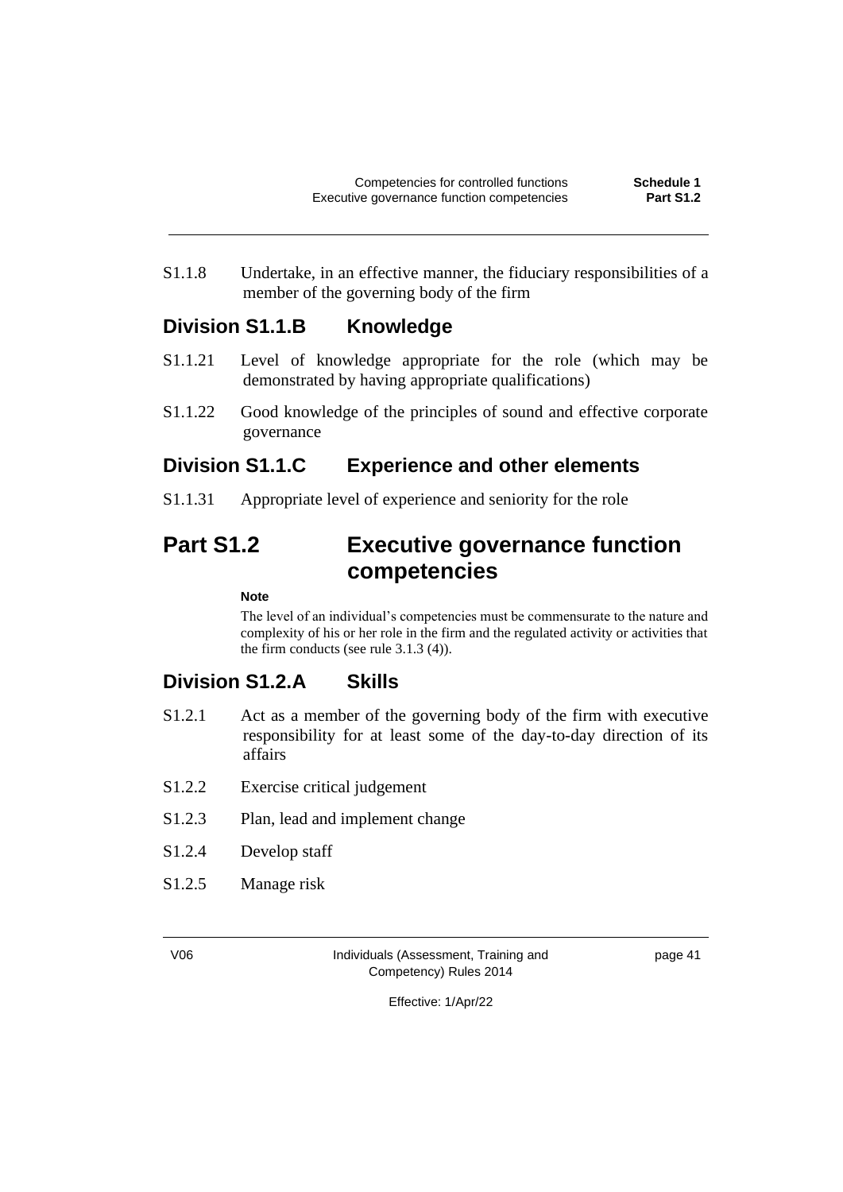S1.1.8 Undertake, in an effective manner, the fiduciary responsibilities of a member of the governing body of the firm

### Division S1.1.B Knowledge

S1.1.21 Level of knowledge appropriate for the role (which may be demonstrated by having appropriate qualifications)

S1.1.22 Good knowledge of the principles of sound and effective corporate governance

### Division S1.1.C Experience and other elements

S1.1.31 Appropriate level of experience and seniority for the role

## Part S1.2 Executive governance function competencies

**Note**

The level of an individual's competencies must be commensurate to the nature and complexity of his or her role in the firm and the regulated activity or activities that the firm conducts (see rule 3.1.3 (4)).

### Division S1.2.A Skills

S1.2.1 Act as a member of the governing body of the firm with executive responsibility for at least some of the day-to-day direction of its affairs

S1.2.2 Exercise critical judgement

S1.2.3 Plan, lead and implement change

S1.2.4 Develop staff

S1.2.5 Manage risk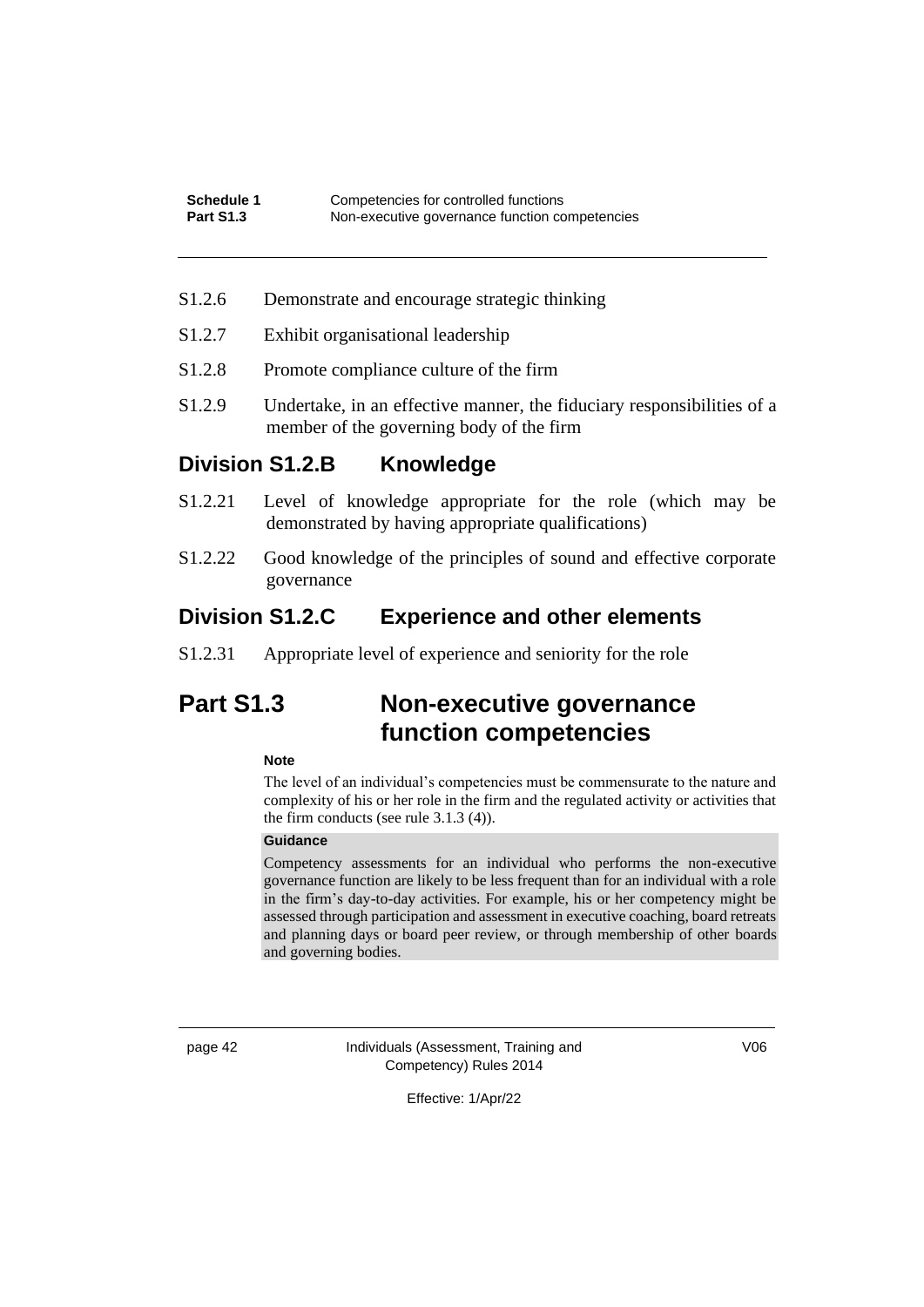S1.2.6 Demonstrate and encourage strategic thinking

S1.2.7 Exhibit organisational leadership

S1.2.8 Promote compliance culture of the firm

S1.2.9 Undertake, in an effective manner, the fiduciary responsibilities of a member of the governing body of the firm

### Division S1.2.B Knowledge

S1.2.21 Level of knowledge appropriate for the role (which may be demonstrated by having appropriate qualifications)

S1.2.22 Good knowledge of the principles of sound and effective corporate governance

### Division S1.2.C Experience and other elements

S1.2.31 Appropriate level of experience and seniority for the role

## Part S1.3 Non-executive governance function competencies

**Note**

The level of an individual's competencies must be commensurate to the nature and complexity of his or her role in the firm and the regulated activity or activities that the firm conducts (see rule 3.1.3 (4)).

**Guidance**

Competency assessments for an individual who performs the non-executive governance function are likely to be less frequent than for an individual with a role in the firm's day-to-day activities. For example, his or her competency might be assessed through participation and assessment in executive coaching, board retreats and planning days or board peer review, or through membership of other boards and governing bodies.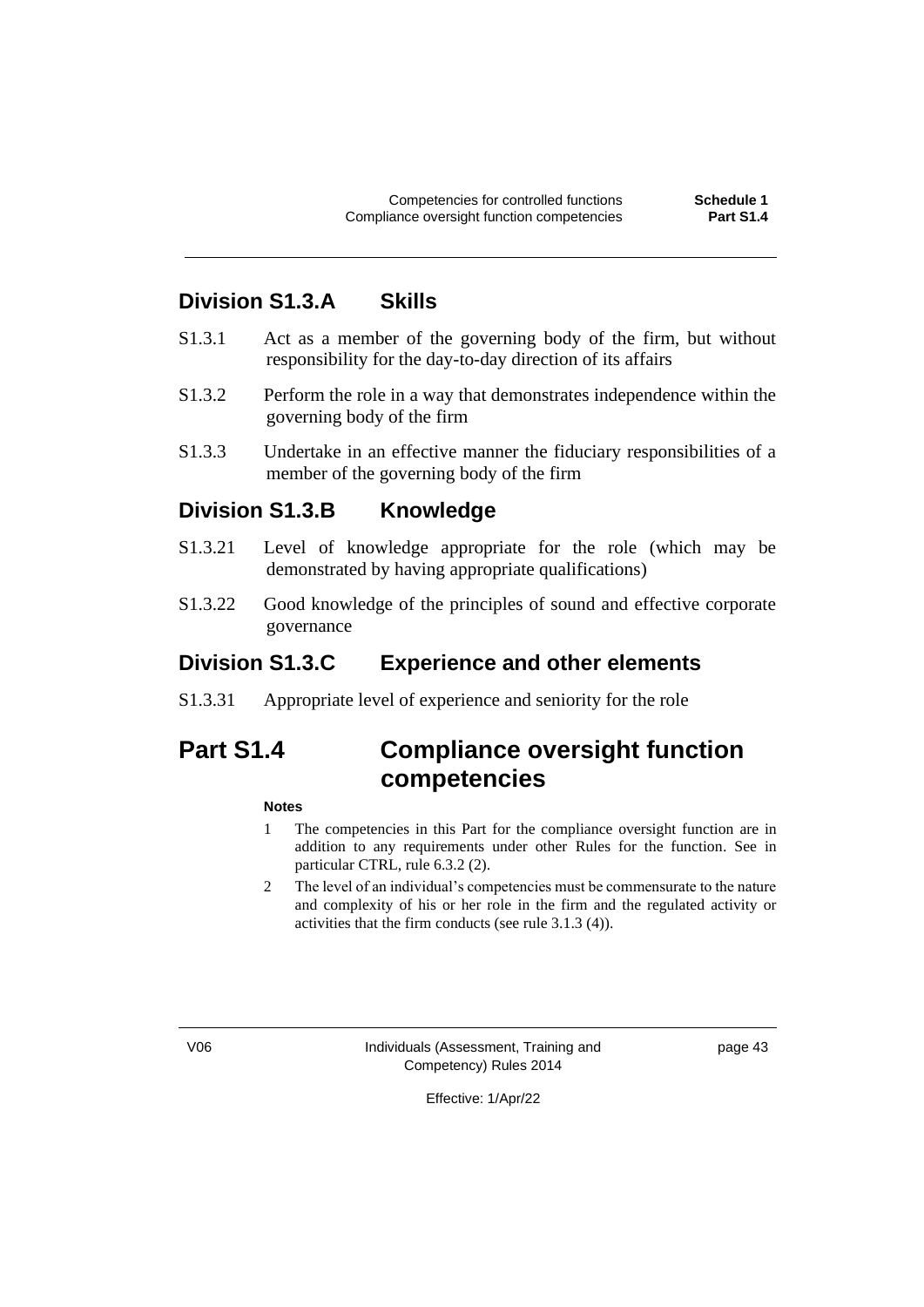## Division S1.3.A Skills

S1.3.1 Act as a member of the governing body of the firm, but without responsibility for the day-to-day direction of its affairs

S1.3.2 Perform the role in a way that demonstrates independence within the governing body of the firm

S1.3.3 Undertake in an effective manner the fiduciary responsibilities of a member of the governing body of the firm

## Division S1.3.B Knowledge

S1.3.21 Level of knowledge appropriate for the role (which may be demonstrated by having appropriate qualifications)

S1.3.22 Good knowledge of the principles of sound and effective corporate governance

## Division S1.3.C Experience and other elements

S1.3.31 Appropriate level of experience and seniority for the role

# Part S1.4 Compliance oversight function competencies

**Notes**

1. The competencies in this Part for the compliance oversight function are in addition to any requirements under other Rules for the function. See in particular CTRL, rule 6.3.2 (2).
2. The level of an individual's competencies must be commensurate to the nature and complexity of his or her role in the firm and the regulated activity or activities that the firm conducts (see rule 3.1.3 (4)).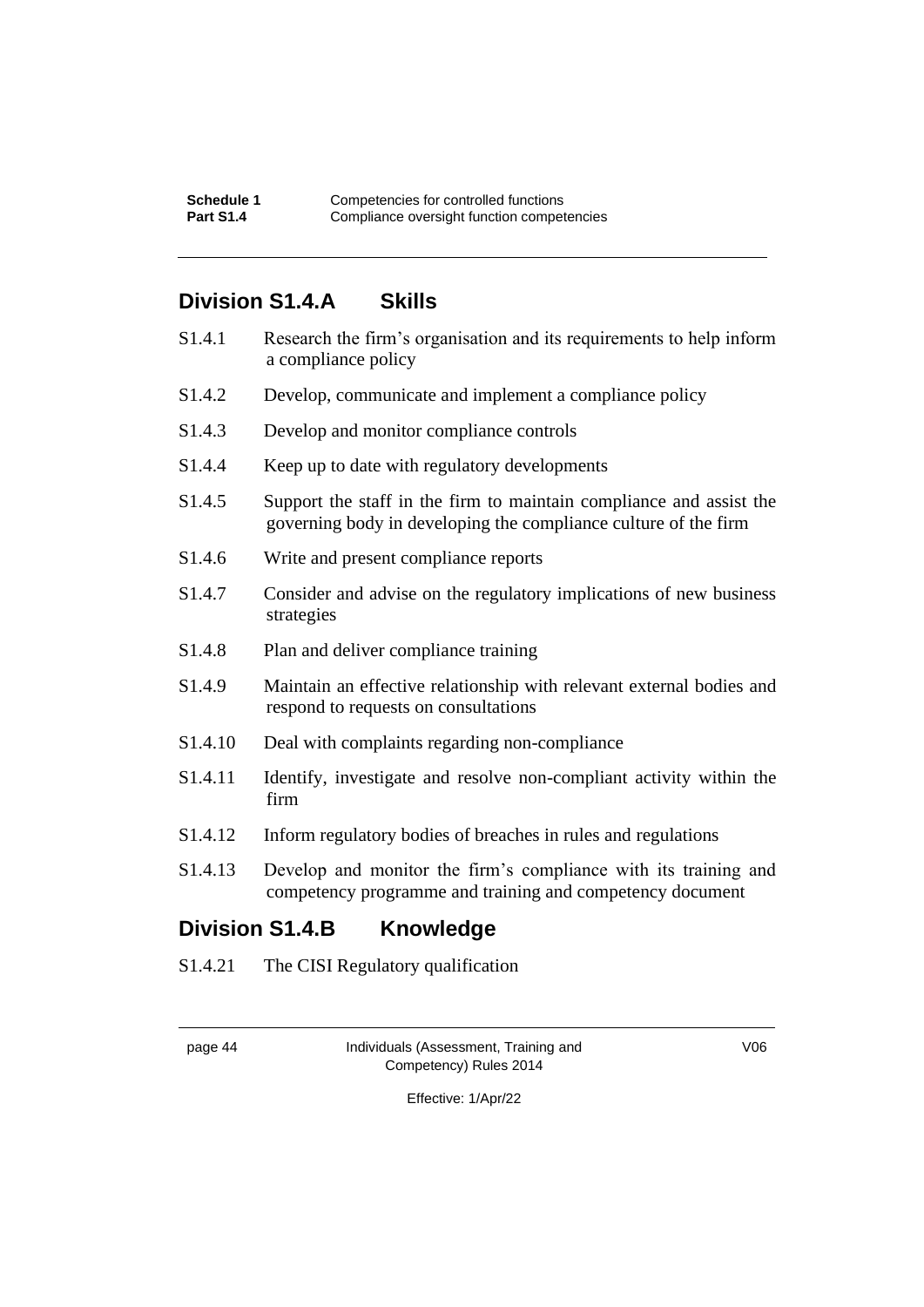## Division S1.4.A Skills

S1.4.1 Research the firm's organisation and its requirements to help inform a compliance policy

S1.4.2 Develop, communicate and implement a compliance policy

S1.4.3 Develop and monitor compliance controls

S1.4.4 Keep up to date with regulatory developments

S1.4.5 Support the staff in the firm to maintain compliance and assist the governing body in developing the compliance culture of the firm

S1.4.6 Write and present compliance reports

S1.4.7 Consider and advise on the regulatory implications of new business strategies

S1.4.8 Plan and deliver compliance training

S1.4.9 Maintain an effective relationship with relevant external bodies and respond to requests on consultations

S1.4.10 Deal with complaints regarding non-compliance

S1.4.11 Identify, investigate and resolve non-compliant activity within the firm

S1.4.12 Inform regulatory bodies of breaches in rules and regulations

S1.4.13 Develop and monitor the firm's compliance with its training and competency programme and training and competency document

## Division S1.4.B Knowledge

S1.4.21 The CISI Regulatory qualification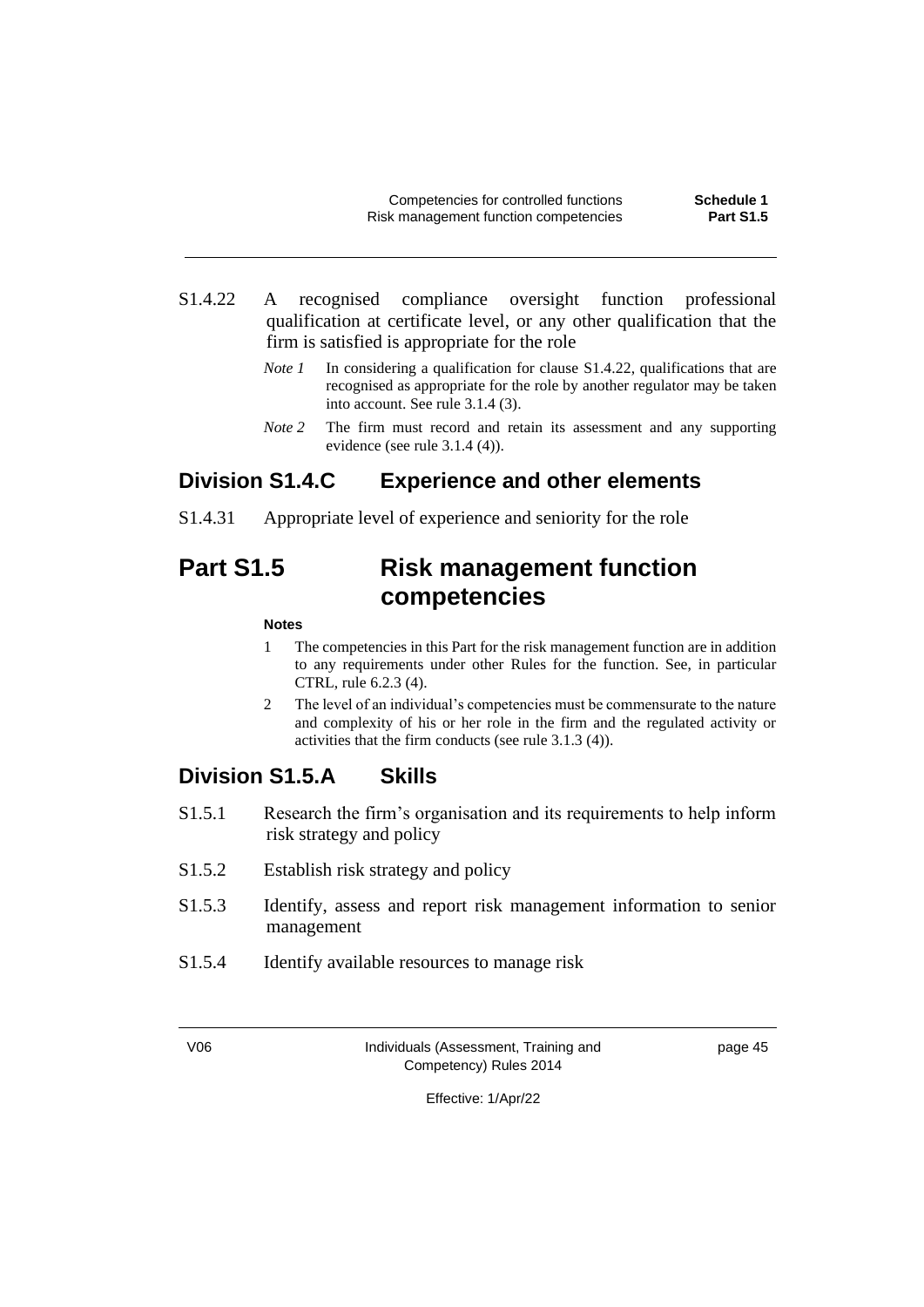S1.4.22 A recognised compliance oversight function professional qualification at certificate level, or any other qualification that the firm is satisfied is appropriate for the role

*Note 1* In considering a qualification for clause S1.4.22, qualifications that are recognised as appropriate for the role by another regulator may be taken into account. See rule 3.1.4 (3).

*Note 2* The firm must record and retain its assessment and any supporting evidence (see rule 3.1.4 (4)).

### Division S1.4.C Experience and other elements

S1.4.31 Appropriate level of experience and seniority for the role

## Part S1.5 Risk management function competencies

**Notes**

1 The competencies in this Part for the risk management function are in addition to any requirements under other Rules for the function. See, in particular CTRL, rule 6.2.3 (4).

2 The level of an individual's competencies must be commensurate to the nature and complexity of his or her role in the firm and the regulated activity or activities that the firm conducts (see rule 3.1.3 (4)).

### Division S1.5.A Skills

S1.5.1 Research the firm's organisation and its requirements to help inform risk strategy and policy

S1.5.2 Establish risk strategy and policy

S1.5.3 Identify, assess and report risk management information to senior management

S1.5.4 Identify available resources to manage risk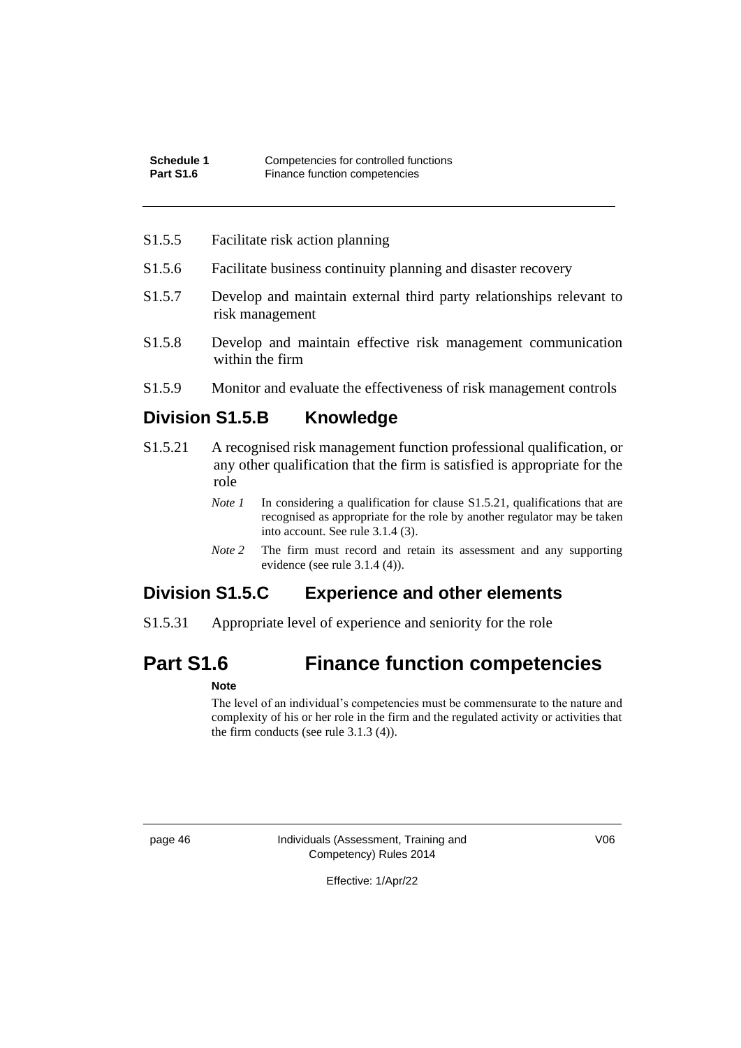S1.5.5 Facilitate risk action planning

S1.5.6 Facilitate business continuity planning and disaster recovery

S1.5.7 Develop and maintain external third party relationships relevant to risk management

S1.5.8 Develop and maintain effective risk management communication within the firm

S1.5.9 Monitor and evaluate the effectiveness of risk management controls

## Division S1.5.B Knowledge

S1.5.21 A recognised risk management function professional qualification, or any other qualification that the firm is satisfied is appropriate for the role

*Note 1* In considering a qualification for clause S1.5.21, qualifications that are recognised as appropriate for the role by another regulator may be taken into account. See rule 3.1.4 (3).

*Note 2* The firm must record and retain its assessment and any supporting evidence (see rule 3.1.4 (4)).

## Division S1.5.C Experience and other elements

S1.5.31 Appropriate level of experience and seniority for the role

# Part S1.6 Finance function competencies

**Note**

The level of an individual's competencies must be commensurate to the nature and complexity of his or her role in the firm and the regulated activity or activities that the firm conducts (see rule 3.1.3 (4)).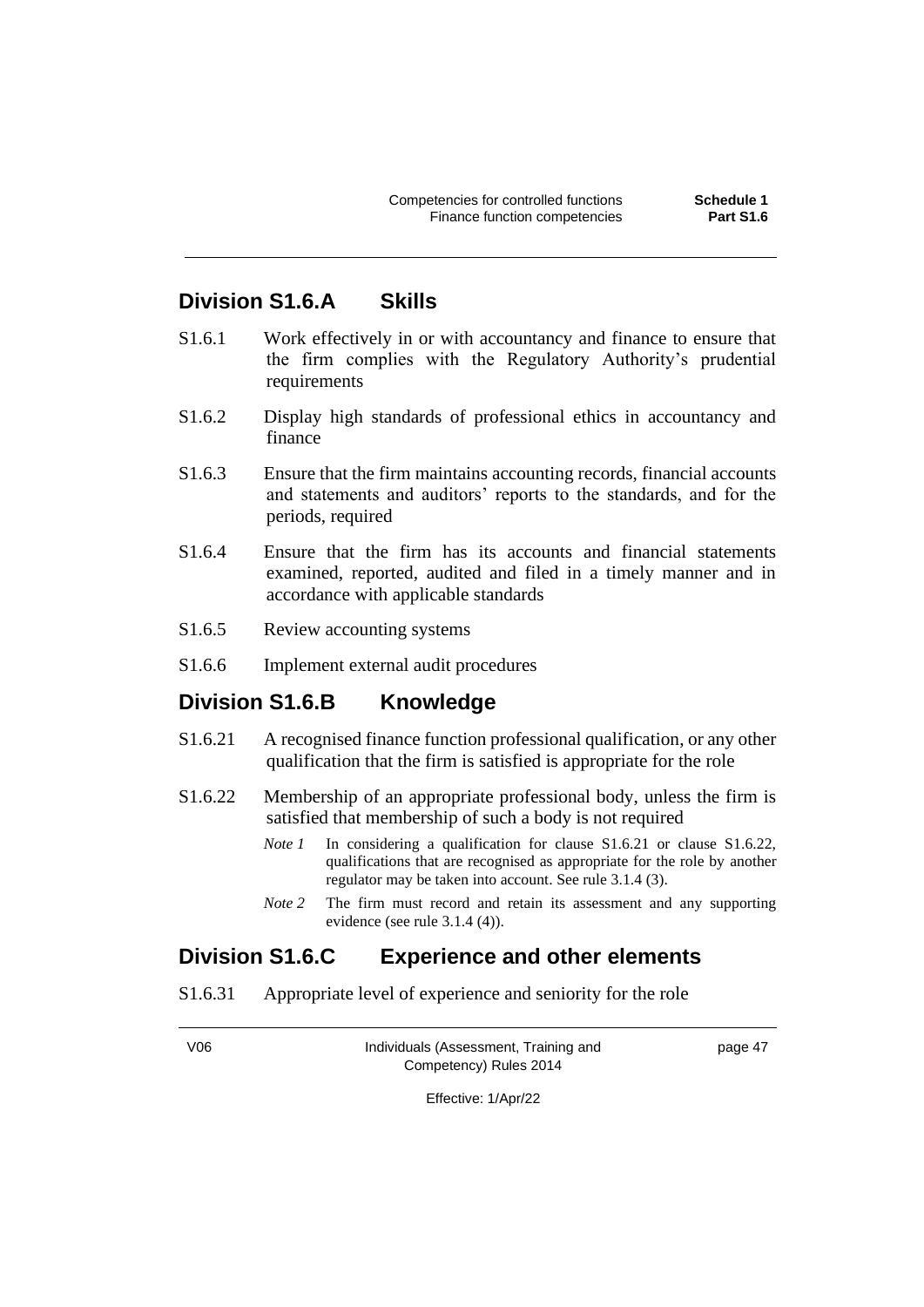## Division S1.6.A Skills

S1.6.1 Work effectively in or with accountancy and finance to ensure that the firm complies with the Regulatory Authority's prudential requirements

S1.6.2 Display high standards of professional ethics in accountancy and finance

S1.6.3 Ensure that the firm maintains accounting records, financial accounts and statements and auditors' reports to the standards, and for the periods, required

S1.6.4 Ensure that the firm has its accounts and financial statements examined, reported, audited and filed in a timely manner and in accordance with applicable standards

S1.6.5 Review accounting systems

S1.6.6 Implement external audit procedures

## Division S1.6.B Knowledge

S1.6.21 A recognised finance function professional qualification, or any other qualification that the firm is satisfied is appropriate for the role

S1.6.22 Membership of an appropriate professional body, unless the firm is satisfied that membership of such a body is not required

> *Note 1* In considering a qualification for clause S1.6.21 or clause S1.6.22, qualifications that are recognised as appropriate for the role by another regulator may be taken into account. See rule 3.1.4 (3).
>
> *Note 2* The firm must record and retain its assessment and any supporting evidence (see rule 3.1.4 (4)).

## Division S1.6.C Experience and other elements

S1.6.31 Appropriate level of experience and seniority for the role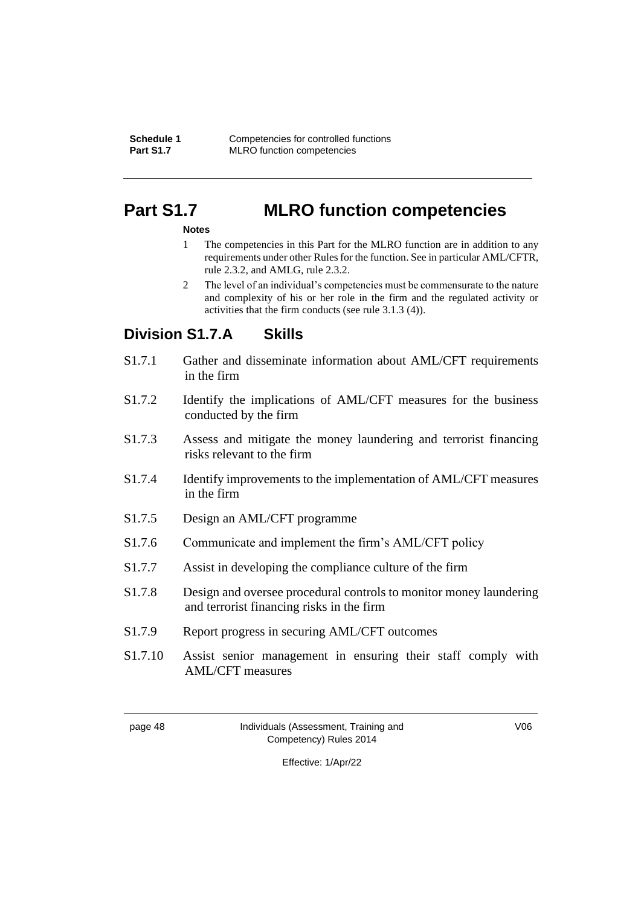# Part S1.7 MLRO function competencies

**Notes**

1. The competencies in this Part for the MLRO function are in addition to any requirements under other Rules for the function. See in particular AML/CFTR, rule 2.3.2, and AMLG, rule 2.3.2.
2. The level of an individual's competencies must be commensurate to the nature and complexity of his or her role in the firm and the regulated activity or activities that the firm conducts (see rule 3.1.3 (4)).

## Division S1.7.A Skills

S1.7.1 Gather and disseminate information about AML/CFT requirements in the firm

S1.7.2 Identify the implications of AML/CFT measures for the business conducted by the firm

S1.7.3 Assess and mitigate the money laundering and terrorist financing risks relevant to the firm

S1.7.4 Identify improvements to the implementation of AML/CFT measures in the firm

S1.7.5 Design an AML/CFT programme

S1.7.6 Communicate and implement the firm's AML/CFT policy

S1.7.7 Assist in developing the compliance culture of the firm

S1.7.8 Design and oversee procedural controls to monitor money laundering and terrorist financing risks in the firm

S1.7.9 Report progress in securing AML/CFT outcomes

S1.7.10 Assist senior management in ensuring their staff comply with AML/CFT measures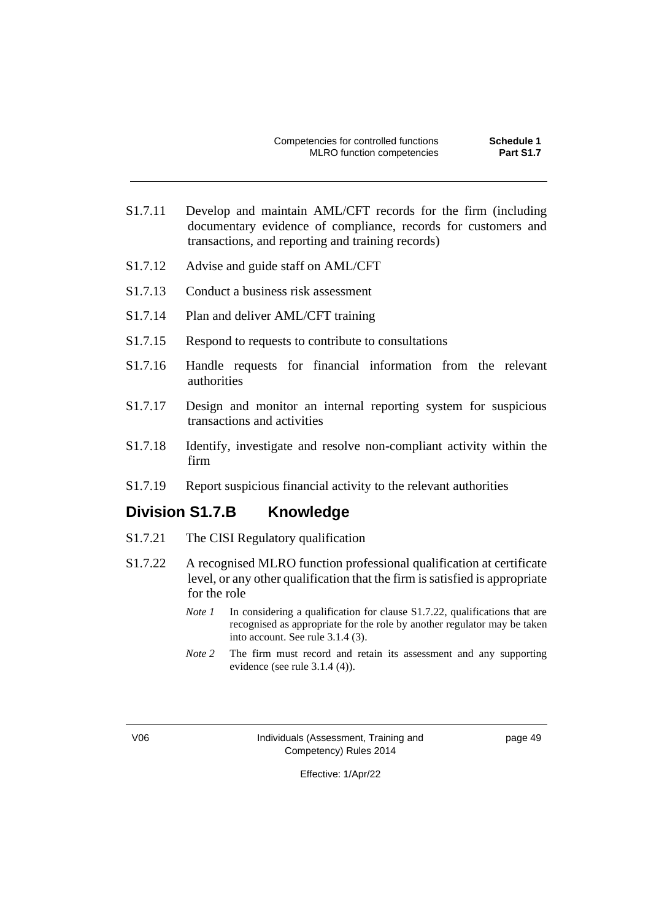S1.7.11 Develop and maintain AML/CFT records for the firm (including documentary evidence of compliance, records for customers and transactions, and reporting and training records)

S1.7.12 Advise and guide staff on AML/CFT

S1.7.13 Conduct a business risk assessment

S1.7.14 Plan and deliver AML/CFT training

S1.7.15 Respond to requests to contribute to consultations

S1.7.16 Handle requests for financial information from the relevant authorities

S1.7.17 Design and monitor an internal reporting system for suspicious transactions and activities

S1.7.18 Identify, investigate and resolve non-compliant activity within the firm

S1.7.19 Report suspicious financial activity to the relevant authorities

## Division S1.7.B Knowledge

S1.7.21 The CISI Regulatory qualification

S1.7.22 A recognised MLRO function professional qualification at certificate level, or any other qualification that the firm is satisfied is appropriate for the role

*Note 1* In considering a qualification for clause S1.7.22, qualifications that are recognised as appropriate for the role by another regulator may be taken into account. See rule 3.1.4 (3).

*Note 2* The firm must record and retain its assessment and any supporting evidence (see rule 3.1.4 (4)).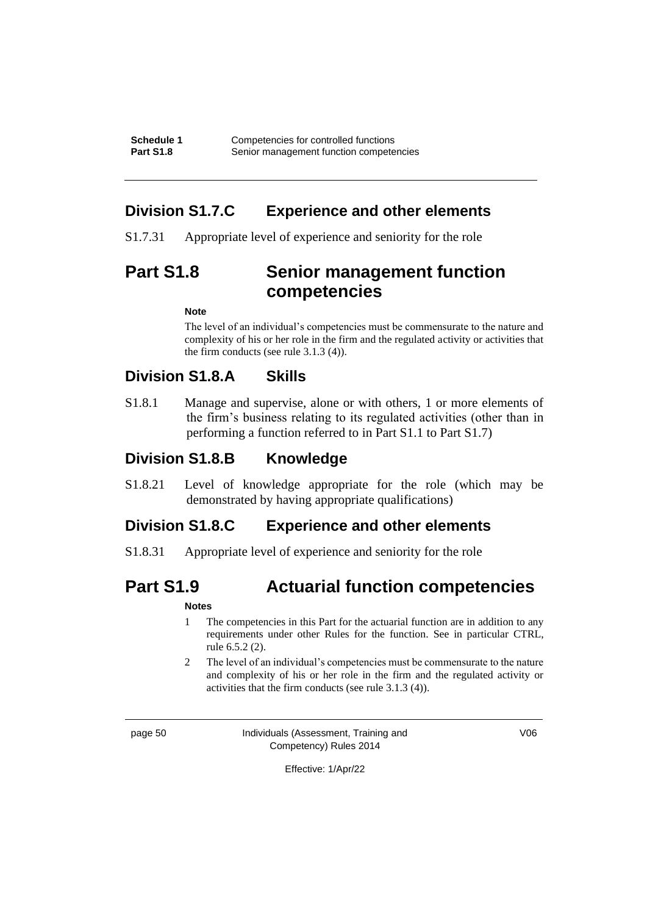## Division S1.7.C Experience and other elements

S1.7.31 Appropriate level of experience and seniority for the role

# Part S1.8 Senior management function competencies

**Note**

The level of an individual's competencies must be commensurate to the nature and complexity of his or her role in the firm and the regulated activity or activities that the firm conducts (see rule 3.1.3 (4)).

## Division S1.8.A Skills

S1.8.1 Manage and supervise, alone or with others, 1 or more elements of the firm's business relating to its regulated activities (other than in performing a function referred to in Part S1.1 to Part S1.7)

## Division S1.8.B Knowledge

S1.8.21 Level of knowledge appropriate for the role (which may be demonstrated by having appropriate qualifications)

## Division S1.8.C Experience and other elements

S1.8.31 Appropriate level of experience and seniority for the role

# Part S1.9 Actuarial function competencies

**Notes**

1 The competencies in this Part for the actuarial function are in addition to any requirements under other Rules for the function. See in particular CTRL, rule 6.5.2 (2).

2 The level of an individual's competencies must be commensurate to the nature and complexity of his or her role in the firm and the regulated activity or activities that the firm conducts (see rule 3.1.3 (4)).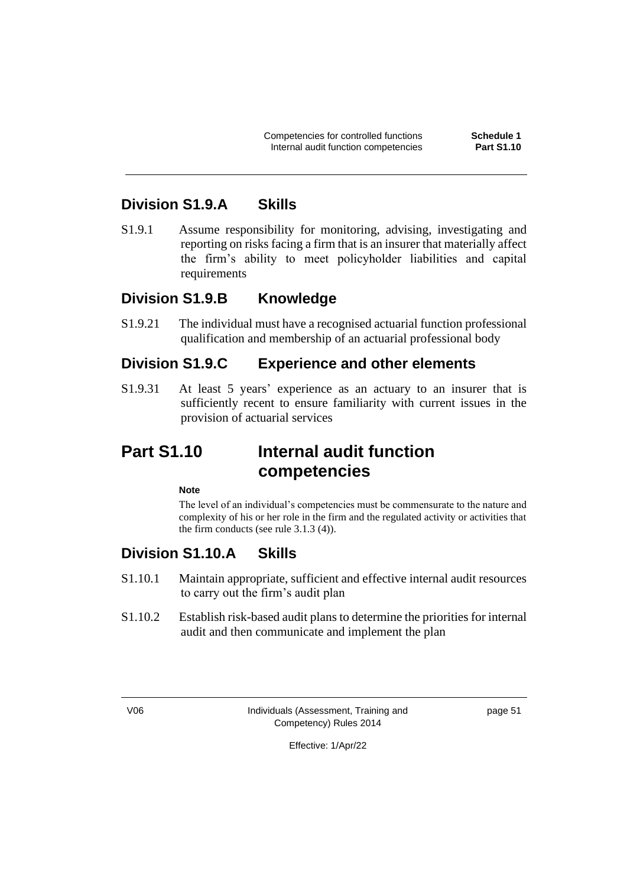## Division S1.9.A Skills

S1.9.1 Assume responsibility for monitoring, advising, investigating and reporting on risks facing a firm that is an insurer that materially affect the firm's ability to meet policyholder liabilities and capital requirements

## Division S1.9.B Knowledge

S1.9.21 The individual must have a recognised actuarial function professional qualification and membership of an actuarial professional body

## Division S1.9.C Experience and other elements

S1.9.31 At least 5 years' experience as an actuary to an insurer that is sufficiently recent to ensure familiarity with current issues in the provision of actuarial services

# Part S1.10 Internal audit function competencies

**Note**

The level of an individual's competencies must be commensurate to the nature and complexity of his or her role in the firm and the regulated activity or activities that the firm conducts (see rule 3.1.3 (4)).

## Division S1.10.A Skills

S1.10.1 Maintain appropriate, sufficient and effective internal audit resources to carry out the firm's audit plan

S1.10.2 Establish risk-based audit plans to determine the priorities for internal audit and then communicate and implement the plan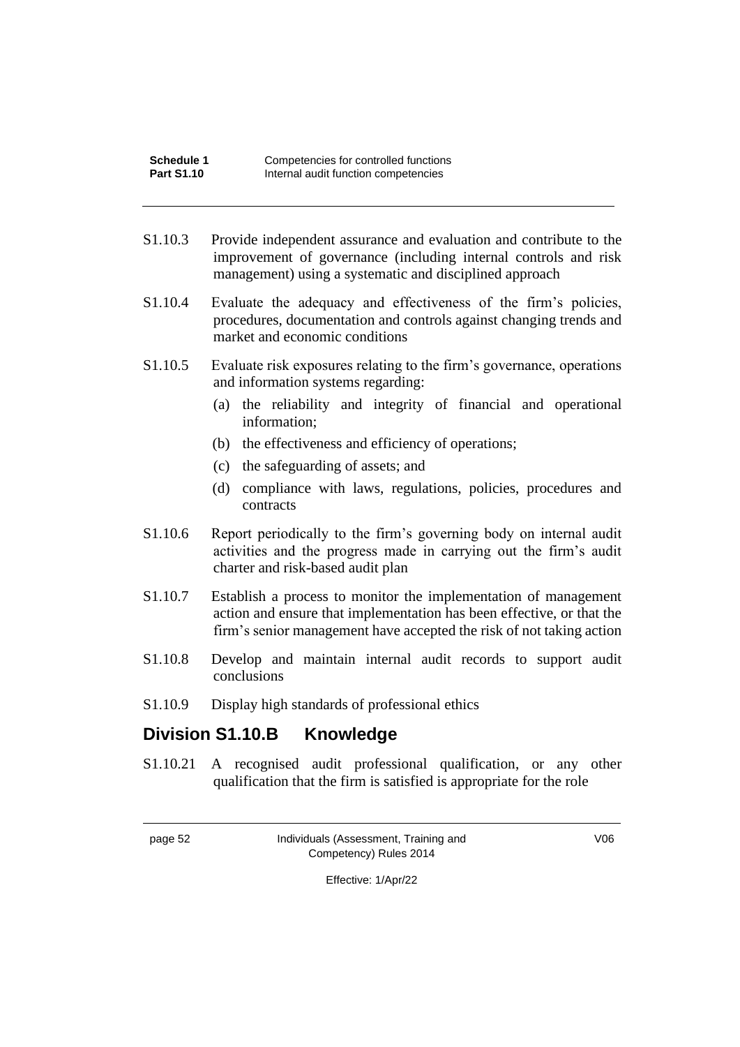S1.10.3 Provide independent assurance and evaluation and contribute to the improvement of governance (including internal controls and risk management) using a systematic and disciplined approach

S1.10.4 Evaluate the adequacy and effectiveness of the firm's policies, procedures, documentation and controls against changing trends and market and economic conditions

S1.10.5 Evaluate risk exposures relating to the firm's governance, operations and information systems regarding:

(a) the reliability and integrity of financial and operational information;

(b) the effectiveness and efficiency of operations;

(c) the safeguarding of assets; and

(d) compliance with laws, regulations, policies, procedures and contracts

S1.10.6 Report periodically to the firm's governing body on internal audit activities and the progress made in carrying out the firm's audit charter and risk-based audit plan

S1.10.7 Establish a process to monitor the implementation of management action and ensure that implementation has been effective, or that the firm's senior management have accepted the risk of not taking action

S1.10.8 Develop and maintain internal audit records to support audit conclusions

S1.10.9 Display high standards of professional ethics

## Division S1.10.B Knowledge

S1.10.21 A recognised audit professional qualification, or any other qualification that the firm is satisfied is appropriate for the role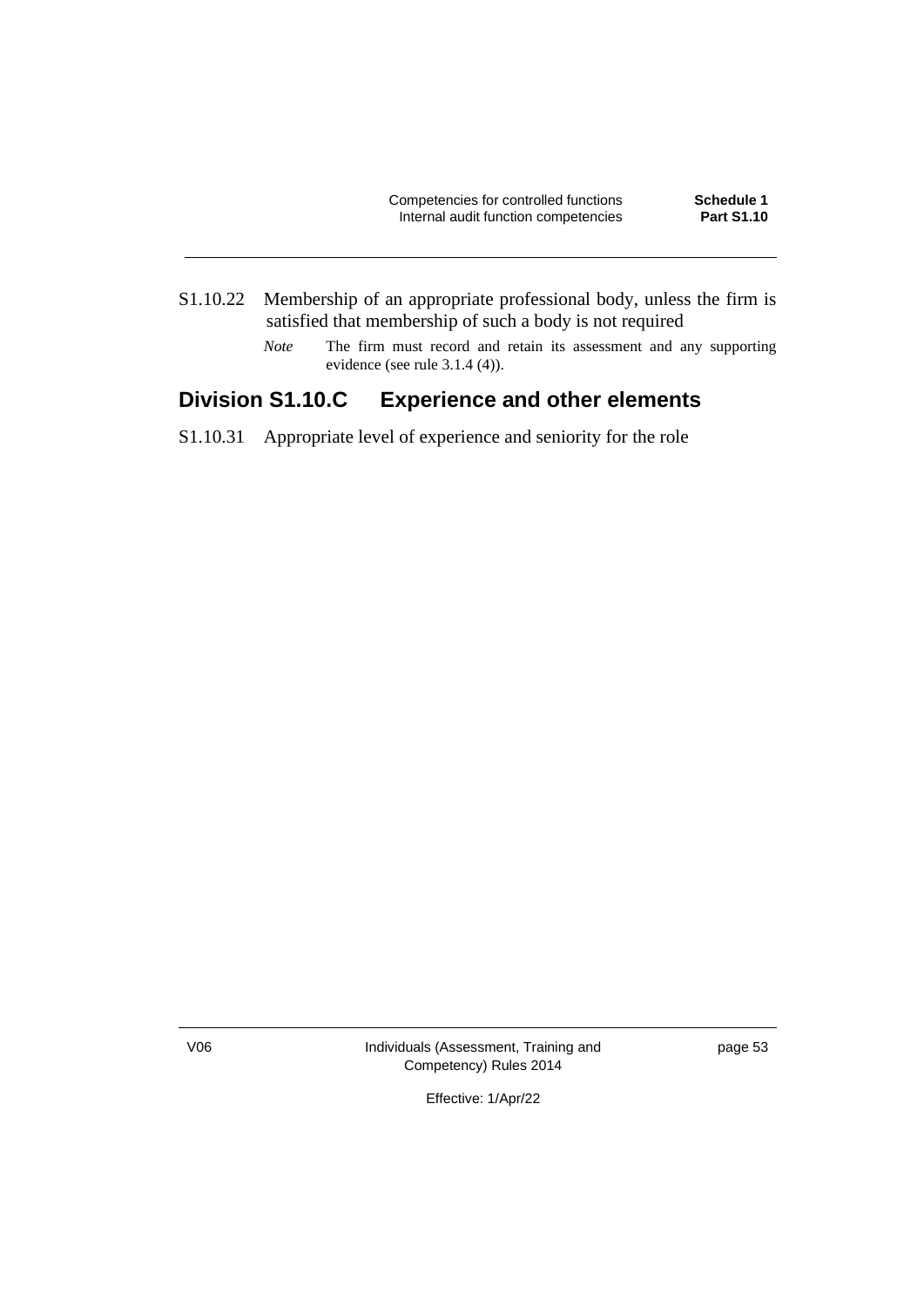S1.10.22 Membership of an appropriate professional body, unless the firm is satisfied that membership of such a body is not required

*Note* The firm must record and retain its assessment and any supporting evidence (see rule 3.1.4 (4)).

## Division S1.10.C Experience and other elements

S1.10.31 Appropriate level of experience and seniority for the role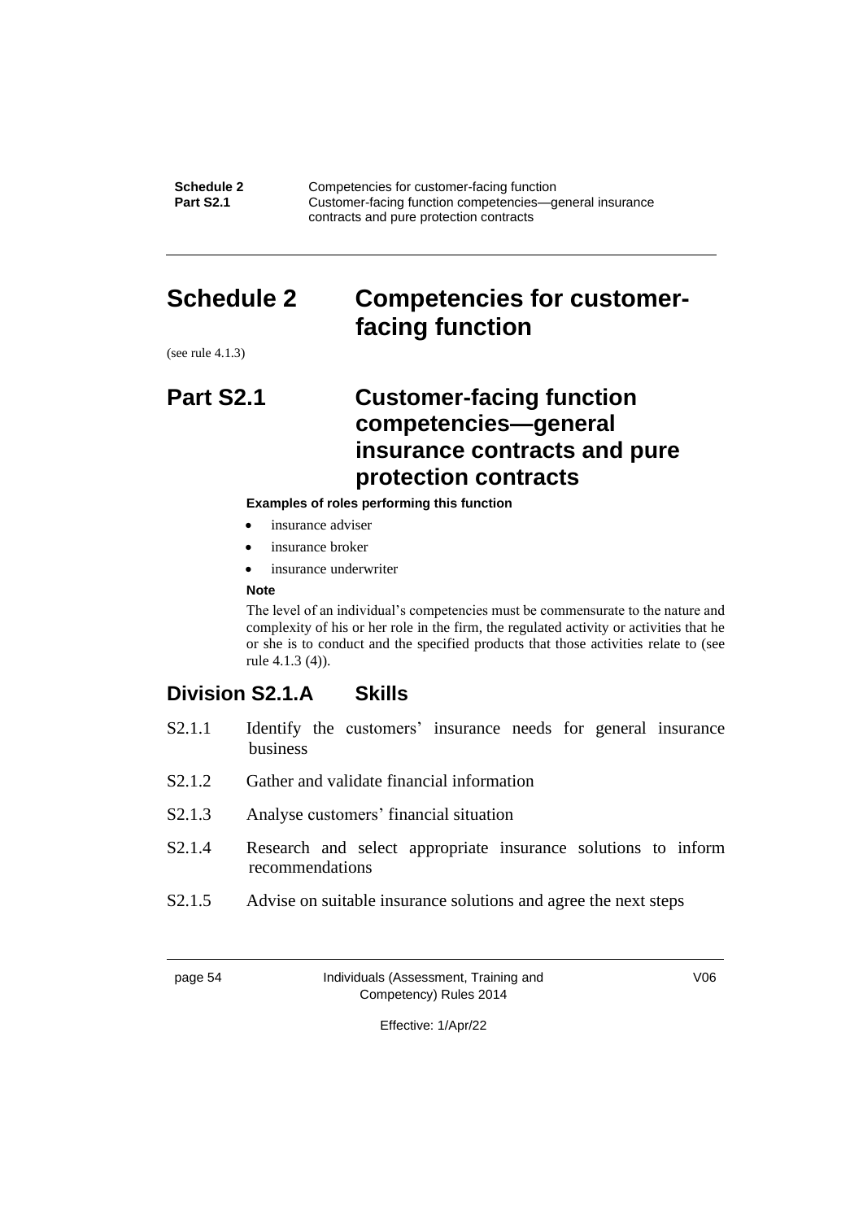# Schedule 2 Competencies for customer-facing function

(see rule 4.1.3)

## Part S2.1 Customer-facing function competencies—general insurance contracts and pure protection contracts

**Examples of roles performing this function**

- insurance adviser
- insurance broker
- insurance underwriter

**Note**

The level of an individual's competencies must be commensurate to the nature and complexity of his or her role in the firm, the regulated activity or activities that he or she is to conduct and the specified products that those activities relate to (see rule 4.1.3 (4)).

### Division S2.1.A Skills

S2.1.1 Identify the customers' insurance needs for general insurance business

S2.1.2 Gather and validate financial information

S2.1.3 Analyse customers' financial situation

S2.1.4 Research and select appropriate insurance solutions to inform recommendations

S2.1.5 Advise on suitable insurance solutions and agree the next steps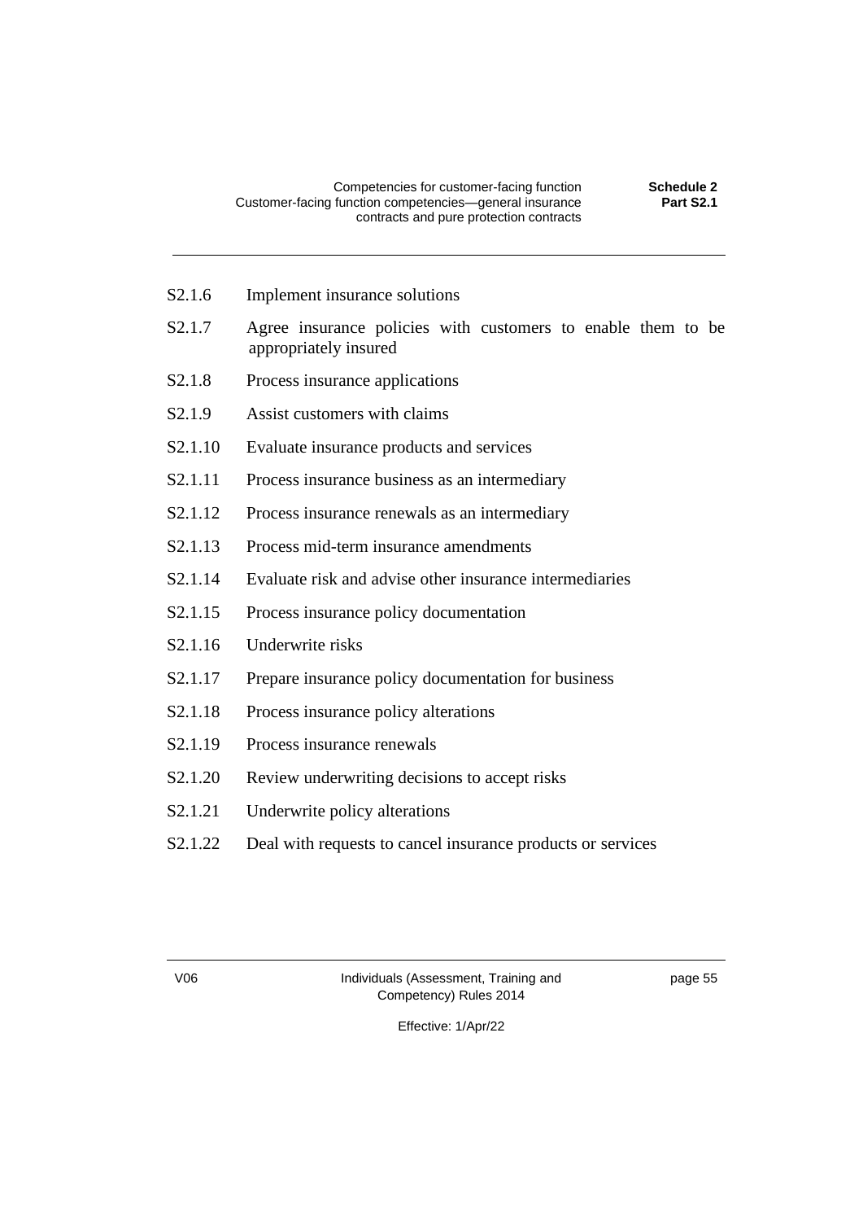S2.1.6 Implement insurance solutions

S2.1.7 Agree insurance policies with customers to enable them to be appropriately insured

S2.1.8 Process insurance applications

S2.1.9 Assist customers with claims

S2.1.10 Evaluate insurance products and services

S2.1.11 Process insurance business as an intermediary

S2.1.12 Process insurance renewals as an intermediary

S2.1.13 Process mid-term insurance amendments

S2.1.14 Evaluate risk and advise other insurance intermediaries

S2.1.15 Process insurance policy documentation

S2.1.16 Underwrite risks

S2.1.17 Prepare insurance policy documentation for business

S2.1.18 Process insurance policy alterations

S2.1.19 Process insurance renewals

S2.1.20 Review underwriting decisions to accept risks

S2.1.21 Underwrite policy alterations

S2.1.22 Deal with requests to cancel insurance products or services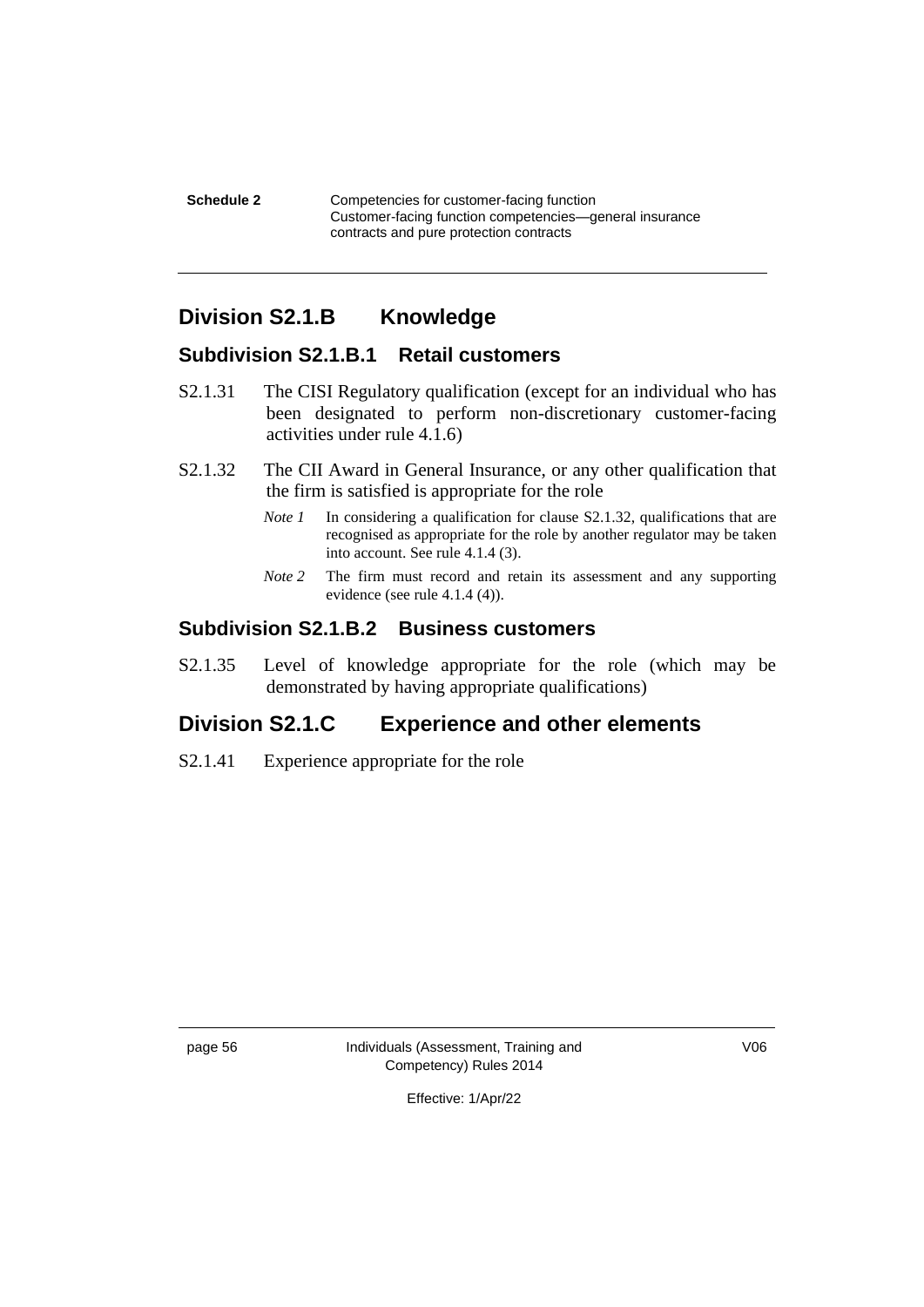## Division S2.1.B Knowledge

### Subdivision S2.1.B.1 Retail customers

S2.1.31 The CISI Regulatory qualification (except for an individual who has been designated to perform non-discretionary customer-facing activities under rule 4.1.6)

S2.1.32 The CII Award in General Insurance, or any other qualification that the firm is satisfied is appropriate for the role

*Note 1* In considering a qualification for clause S2.1.32, qualifications that are recognised as appropriate for the role by another regulator may be taken into account. See rule 4.1.4 (3).

*Note 2* The firm must record and retain its assessment and any supporting evidence (see rule 4.1.4 (4)).

### Subdivision S2.1.B.2 Business customers

S2.1.35 Level of knowledge appropriate for the role (which may be demonstrated by having appropriate qualifications)

## Division S2.1.C Experience and other elements

S2.1.41 Experience appropriate for the role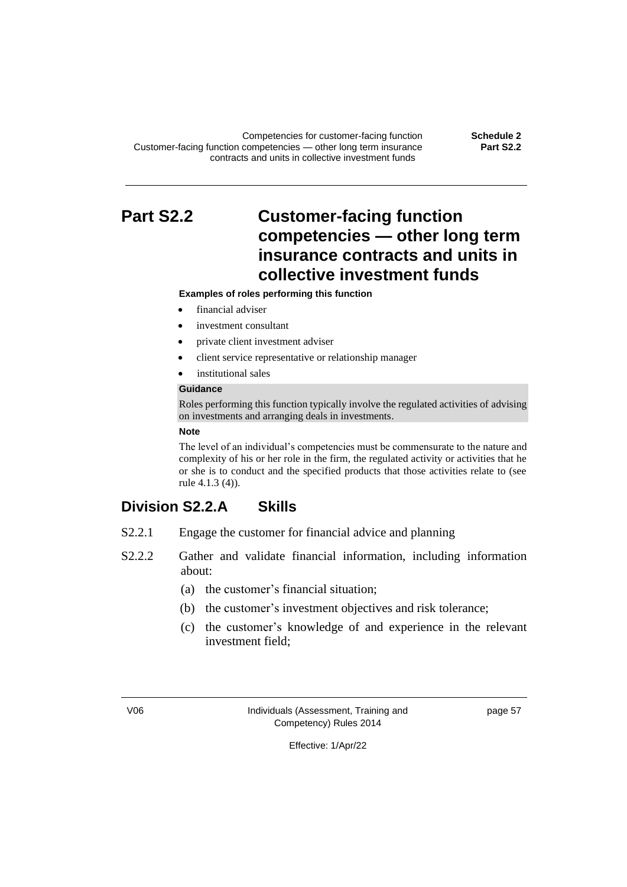# Part S2.2 Customer-facing function competencies — other long term insurance contracts and units in collective investment funds

**Examples of roles performing this function**

- financial adviser
- investment consultant
- private client investment adviser
- client service representative or relationship manager
- institutional sales

**Guidance**

Roles performing this function typically involve the regulated activities of advising on investments and arranging deals in investments.

**Note**

The level of an individual's competencies must be commensurate to the nature and complexity of his or her role in the firm, the regulated activity or activities that he or she is to conduct and the specified products that those activities relate to (see rule 4.1.3 (4)).

## Division S2.2.A Skills

S2.2.1 Engage the customer for financial advice and planning

S2.2.2 Gather and validate financial information, including information about:

(a) the customer's financial situation;

(b) the customer's investment objectives and risk tolerance;

(c) the customer's knowledge of and experience in the relevant investment field;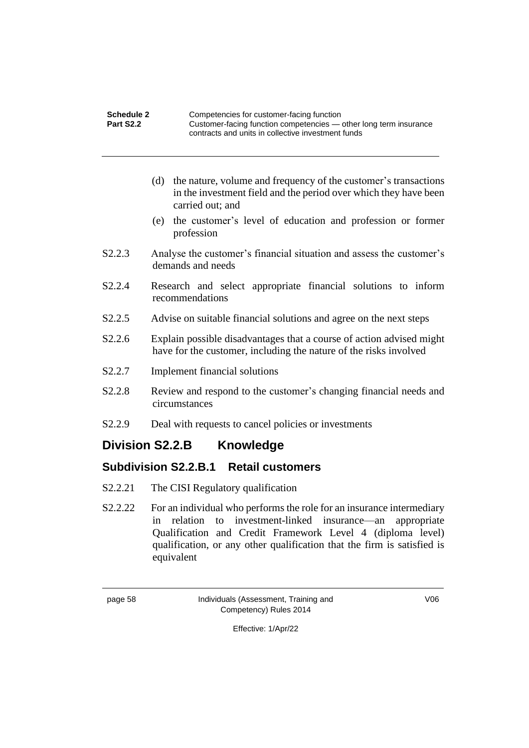(d) the nature, volume and frequency of the customer's transactions in the investment field and the period over which they have been carried out; and

(e) the customer's level of education and profession or former profession

S2.2.3 Analyse the customer's financial situation and assess the customer's demands and needs

S2.2.4 Research and select appropriate financial solutions to inform recommendations

S2.2.5 Advise on suitable financial solutions and agree on the next steps

S2.2.6 Explain possible disadvantages that a course of action advised might have for the customer, including the nature of the risks involved

S2.2.7 Implement financial solutions

S2.2.8 Review and respond to the customer's changing financial needs and circumstances

S2.2.9 Deal with requests to cancel policies or investments

## Division S2.2.B Knowledge

### Subdivision S2.2.B.1 Retail customers

S2.2.21 The CISI Regulatory qualification

S2.2.22 For an individual who performs the role for an insurance intermediary in relation to investment-linked insurance—an appropriate Qualification and Credit Framework Level 4 (diploma level) qualification, or any other qualification that the firm is satisfied is equivalent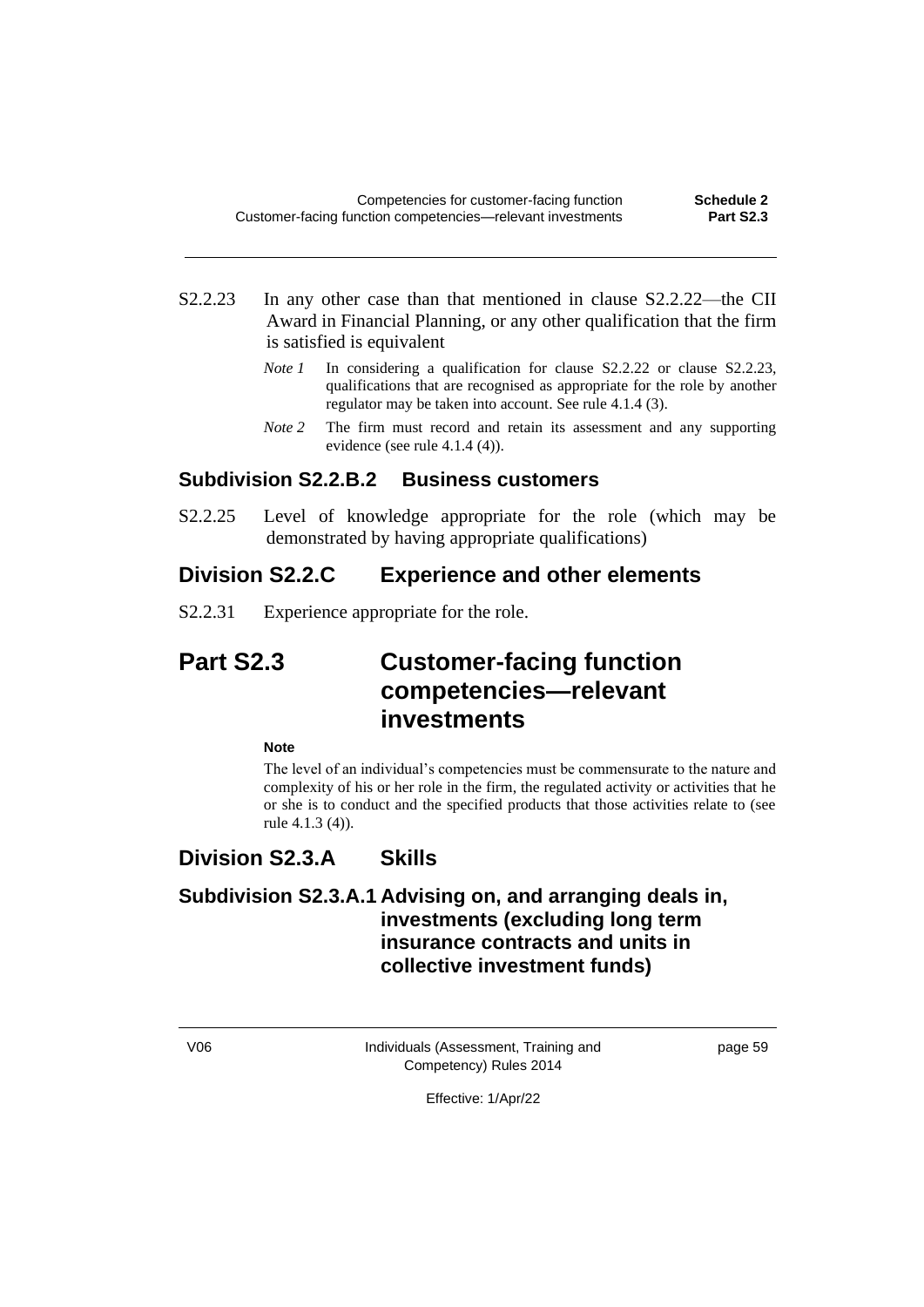S2.2.23 In any other case than that mentioned in clause S2.2.22—the CII Award in Financial Planning, or any other qualification that the firm is satisfied is equivalent

*Note 1* In considering a qualification for clause S2.2.22 or clause S2.2.23, qualifications that are recognised as appropriate for the role by another regulator may be taken into account. See rule 4.1.4 (3).

*Note 2* The firm must record and retain its assessment and any supporting evidence (see rule 4.1.4 (4)).

### Subdivision S2.2.B.2 Business customers

S2.2.25 Level of knowledge appropriate for the role (which may be demonstrated by having appropriate qualifications)

## Division S2.2.C Experience and other elements

S2.2.31 Experience appropriate for the role.

# Part S2.3 Customer-facing function competencies—relevant investments

**Note**

The level of an individual's competencies must be commensurate to the nature and complexity of his or her role in the firm, the regulated activity or activities that he or she is to conduct and the specified products that those activities relate to (see rule 4.1.3 (4)).

## Division S2.3.A Skills

### Subdivision S2.3.A.1 Advising on, and arranging deals in, investments (excluding long term insurance contracts and units in collective investment funds)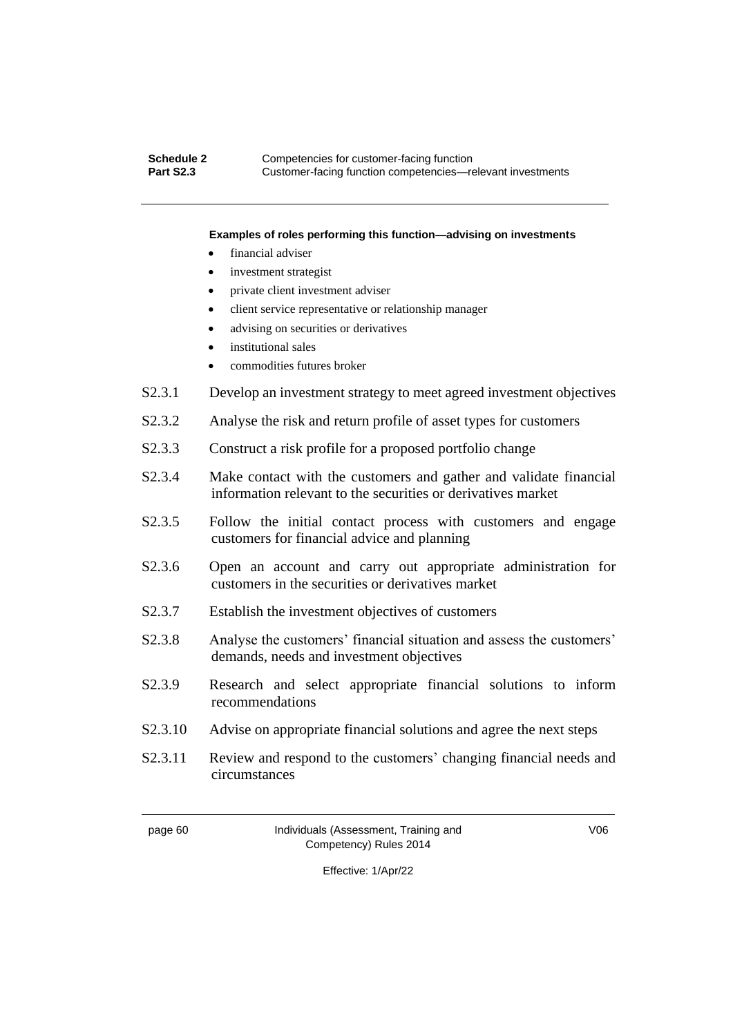**Examples of roles performing this function—advising on investments**

- financial adviser
- investment strategist
- private client investment adviser
- client service representative or relationship manager
- advising on securities or derivatives
- institutional sales
- commodities futures broker

S2.3.1 Develop an investment strategy to meet agreed investment objectives

S2.3.2 Analyse the risk and return profile of asset types for customers

S2.3.3 Construct a risk profile for a proposed portfolio change

S2.3.4 Make contact with the customers and gather and validate financial information relevant to the securities or derivatives market

S2.3.5 Follow the initial contact process with customers and engage customers for financial advice and planning

S2.3.6 Open an account and carry out appropriate administration for customers in the securities or derivatives market

S2.3.7 Establish the investment objectives of customers

S2.3.8 Analyse the customers' financial situation and assess the customers' demands, needs and investment objectives

S2.3.9 Research and select appropriate financial solutions to inform recommendations

S2.3.10 Advise on appropriate financial solutions and agree the next steps

S2.3.11 Review and respond to the customers' changing financial needs and circumstances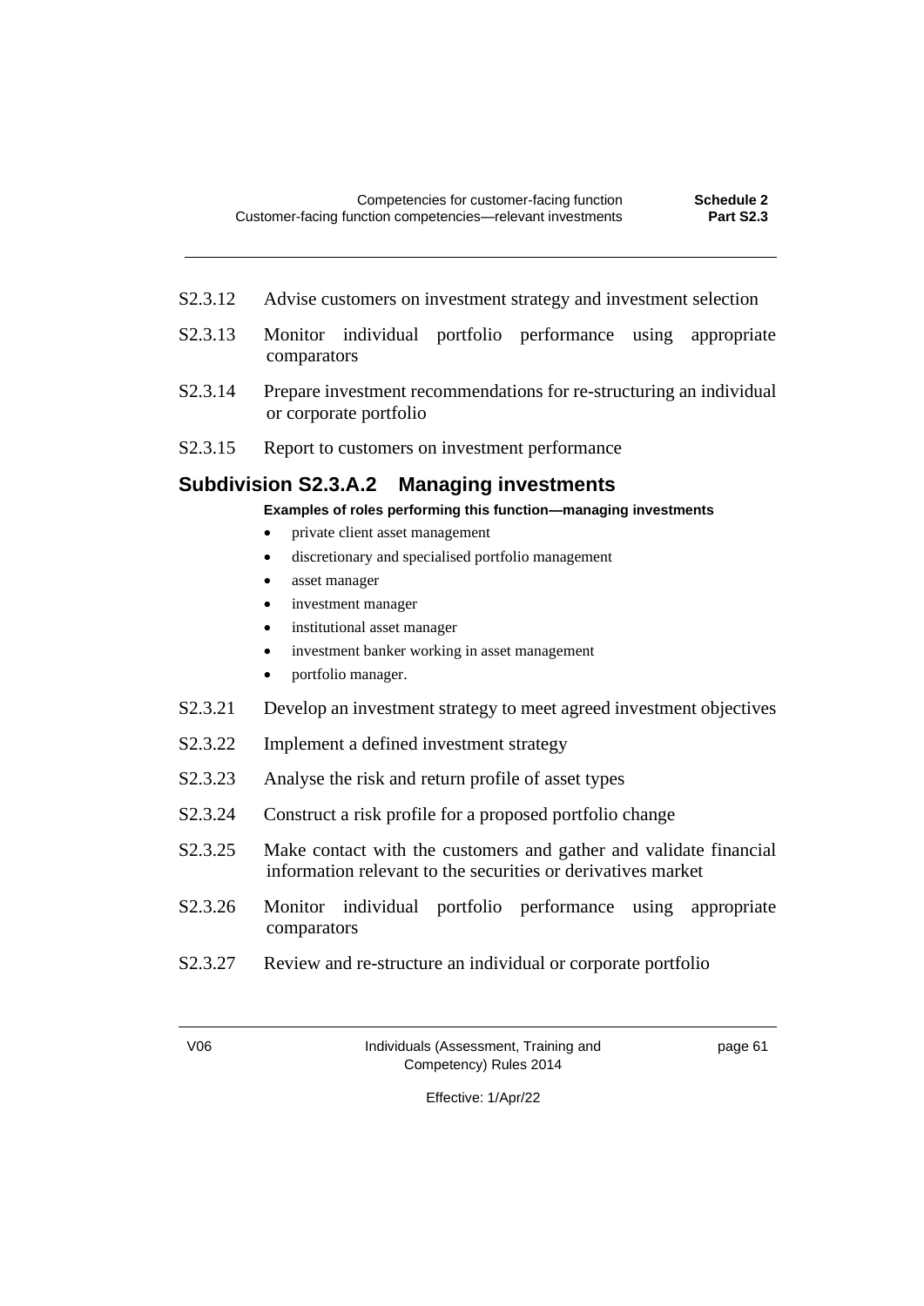S2.3.12 Advise customers on investment strategy and investment selection

S2.3.13 Monitor individual portfolio performance using appropriate comparators

S2.3.14 Prepare investment recommendations for re-structuring an individual or corporate portfolio

S2.3.15 Report to customers on investment performance

## Subdivision S2.3.A.2 Managing investments

**Examples of roles performing this function—managing investments**

- private client asset management
- discretionary and specialised portfolio management
- asset manager
- investment manager
- institutional asset manager
- investment banker working in asset management
- portfolio manager.

S2.3.21 Develop an investment strategy to meet agreed investment objectives

S2.3.22 Implement a defined investment strategy

S2.3.23 Analyse the risk and return profile of asset types

S2.3.24 Construct a risk profile for a proposed portfolio change

S2.3.25 Make contact with the customers and gather and validate financial information relevant to the securities or derivatives market

S2.3.26 Monitor individual portfolio performance using appropriate comparators

S2.3.27 Review and re-structure an individual or corporate portfolio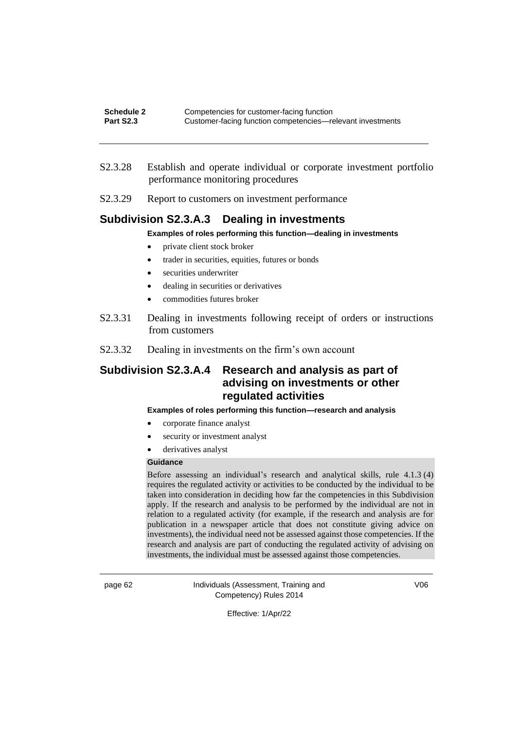S2.3.28 Establish and operate individual or corporate investment portfolio performance monitoring procedures

S2.3.29 Report to customers on investment performance

## Subdivision S2.3.A.3 Dealing in investments

**Examples of roles performing this function—dealing in investments**

- private client stock broker
- trader in securities, equities, futures or bonds
- securities underwriter
- dealing in securities or derivatives
- commodities futures broker

S2.3.31 Dealing in investments following receipt of orders or instructions from customers

S2.3.32 Dealing in investments on the firm's own account

## Subdivision S2.3.A.4 Research and analysis as part of advising on investments or other regulated activities

**Examples of roles performing this function—research and analysis**

- corporate finance analyst
- security or investment analyst
- derivatives analyst

**Guidance**

Before assessing an individual's research and analytical skills, rule 4.1.3 (4) requires the regulated activity or activities to be conducted by the individual to be taken into consideration in deciding how far the competencies in this Subdivision apply. If the research and analysis to be performed by the individual are not in relation to a regulated activity (for example, if the research and analysis are for publication in a newspaper article that does not constitute giving advice on investments), the individual need not be assessed against those competencies. If the research and analysis are part of conducting the regulated activity of advising on investments, the individual must be assessed against those competencies.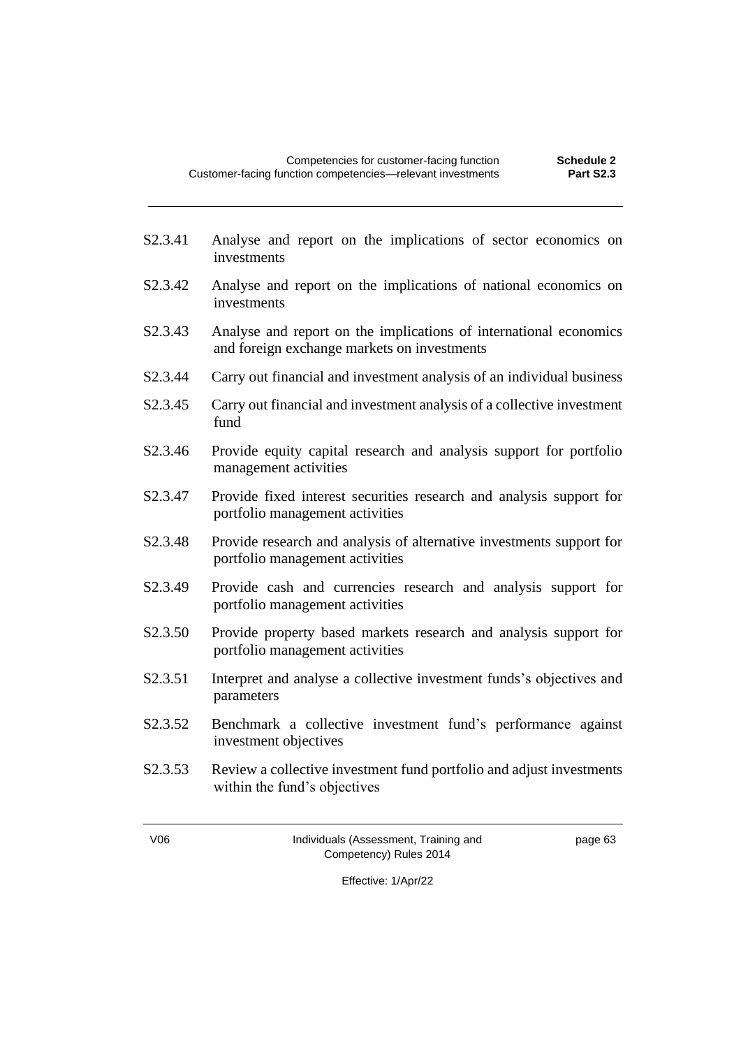S2.3.41 Analyse and report on the implications of sector economics on investments

S2.3.42 Analyse and report on the implications of national economics on investments

S2.3.43 Analyse and report on the implications of international economics and foreign exchange markets on investments

S2.3.44 Carry out financial and investment analysis of an individual business

S2.3.45 Carry out financial and investment analysis of a collective investment fund

S2.3.46 Provide equity capital research and analysis support for portfolio management activities

S2.3.47 Provide fixed interest securities research and analysis support for portfolio management activities

S2.3.48 Provide research and analysis of alternative investments support for portfolio management activities

S2.3.49 Provide cash and currencies research and analysis support for portfolio management activities

S2.3.50 Provide property based markets research and analysis support for portfolio management activities

S2.3.51 Interpret and analyse a collective investment funds's objectives and parameters

S2.3.52 Benchmark a collective investment fund's performance against investment objectives

S2.3.53 Review a collective investment fund portfolio and adjust investments within the fund's objectives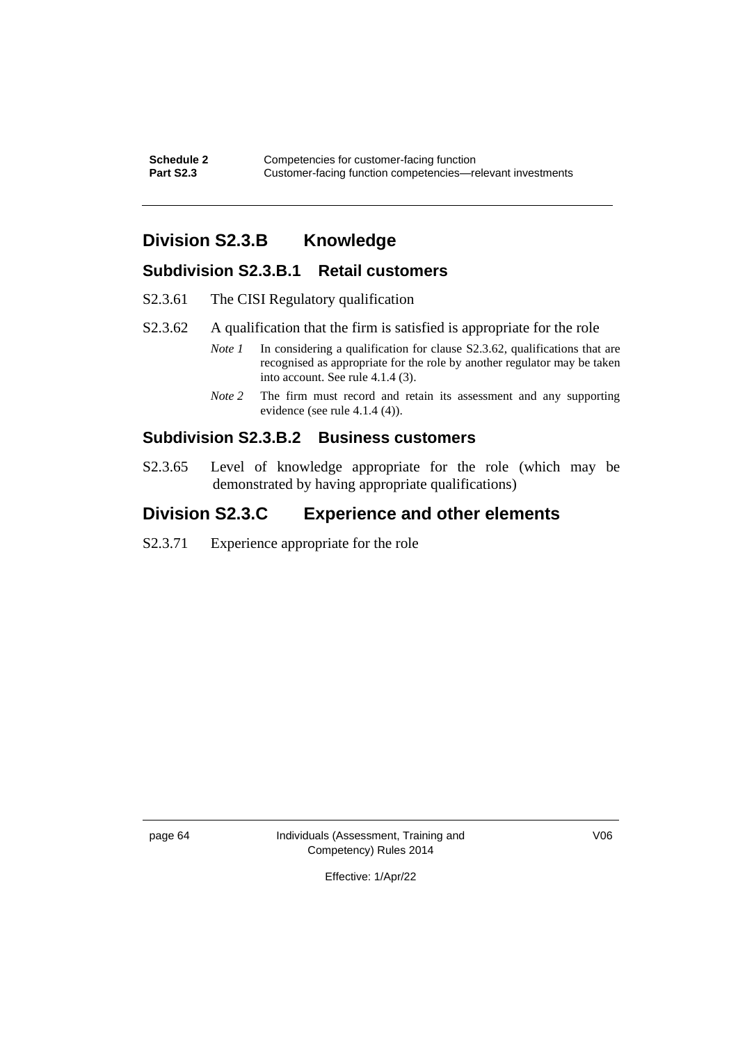## Division S2.3.B Knowledge

### Subdivision S2.3.B.1 Retail customers

S2.3.61 The CISI Regulatory qualification

S2.3.62 A qualification that the firm is satisfied is appropriate for the role

*Note 1* In considering a qualification for clause S2.3.62, qualifications that are recognised as appropriate for the role by another regulator may be taken into account. See rule 4.1.4 (3).

*Note 2* The firm must record and retain its assessment and any supporting evidence (see rule 4.1.4 (4)).

### Subdivision S2.3.B.2 Business customers

S2.3.65 Level of knowledge appropriate for the role (which may be demonstrated by having appropriate qualifications)

## Division S2.3.C Experience and other elements

S2.3.71 Experience appropriate for the role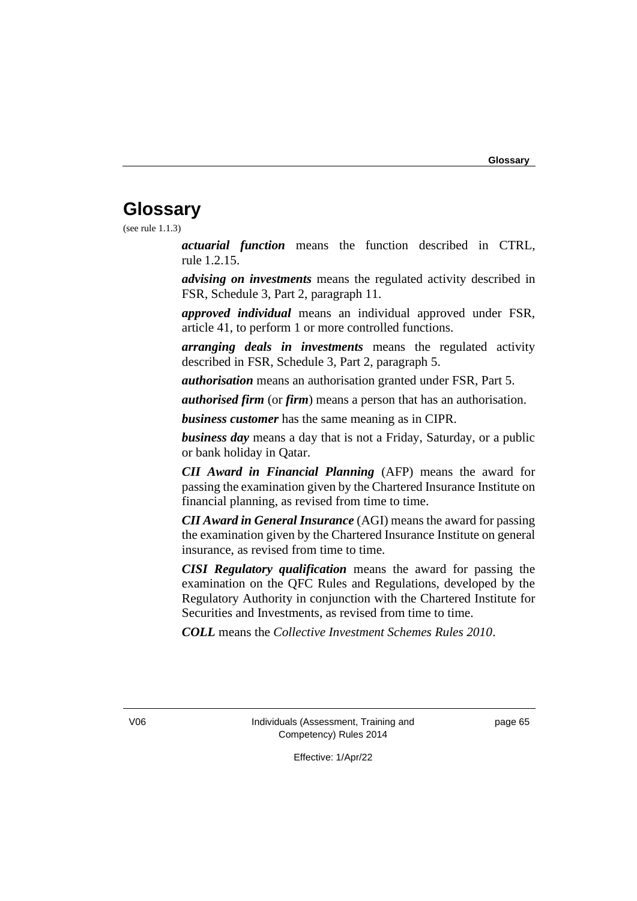# Glossary

(see rule 1.1.3)

***actuarial function*** means the function described in CTRL, rule 1.2.15.

***advising on investments*** means the regulated activity described in FSR, Schedule 3, Part 2, paragraph 11.

***approved individual*** means an individual approved under FSR, article 41, to perform 1 or more controlled functions.

***arranging deals in investments*** means the regulated activity described in FSR, Schedule 3, Part 2, paragraph 5.

***authorisation*** means an authorisation granted under FSR, Part 5.

***authorised firm*** (or ***firm***) means a person that has an authorisation.

***business customer*** has the same meaning as in CIPR.

***business day*** means a day that is not a Friday, Saturday, or a public or bank holiday in Qatar.

***CII Award in Financial Planning*** (AFP) means the award for passing the examination given by the Chartered Insurance Institute on financial planning, as revised from time to time.

***CII Award in General Insurance*** (AGI) means the award for passing the examination given by the Chartered Insurance Institute on general insurance, as revised from time to time.

***CISI Regulatory qualification*** means the award for passing the examination on the QFC Rules and Regulations, developed by the Regulatory Authority in conjunction with the Chartered Institute for Securities and Investments, as revised from time to time.

***COLL*** means the *Collective Investment Schemes Rules 2010*.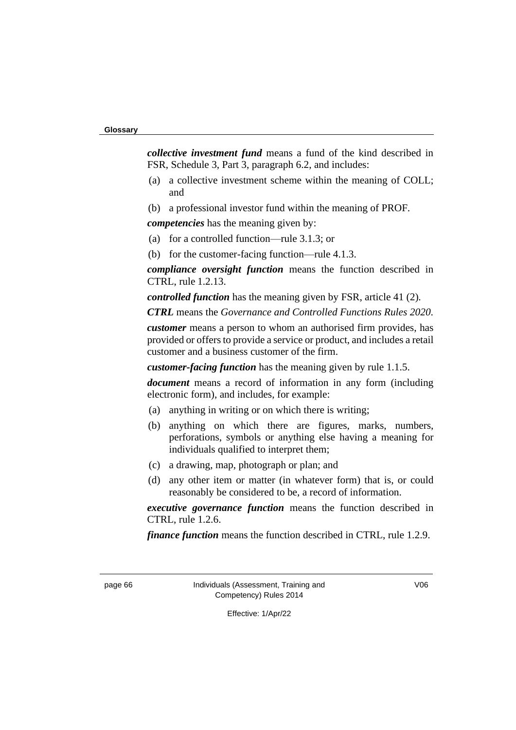*collective investment fund* means a fund of the kind described in FSR, Schedule 3, Part 3, paragraph 6.2, and includes:

(a) a collective investment scheme within the meaning of COLL; and

(b) a professional investor fund within the meaning of PROF.

*competencies* has the meaning given by:

(a) for a controlled function—rule 3.1.3; or

(b) for the customer-facing function—rule 4.1.3.

*compliance oversight function* means the function described in CTRL, rule 1.2.13.

*controlled function* has the meaning given by FSR, article 41 (2).

*CTRL* means the *Governance and Controlled Functions Rules 2020.*

*customer* means a person to whom an authorised firm provides, has provided or offers to provide a service or product, and includes a retail customer and a business customer of the firm.

*customer-facing function* has the meaning given by rule 1.1.5.

*document* means a record of information in any form (including electronic form), and includes, for example:

(a) anything in writing or on which there is writing;

(b) anything on which there are figures, marks, numbers, perforations, symbols or anything else having a meaning for individuals qualified to interpret them;

(c) a drawing, map, photograph or plan; and

(d) any other item or matter (in whatever form) that is, or could reasonably be considered to be, a record of information.

*executive governance function* means the function described in CTRL, rule 1.2.6.

*finance function* means the function described in CTRL, rule 1.2.9.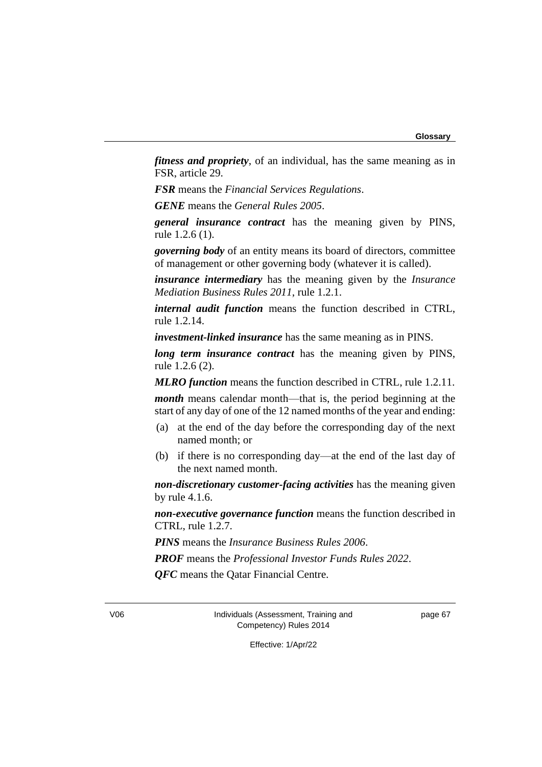***fitness and propriety***, of an individual, has the same meaning as in FSR, article 29.

***FSR*** means the *Financial Services Regulations*.

***GENE*** means the *General Rules 2005*.

***general insurance contract*** has the meaning given by PINS, rule 1.2.6 (1).

***governing body*** of an entity means its board of directors, committee of management or other governing body (whatever it is called).

***insurance intermediary*** has the meaning given by the *Insurance Mediation Business Rules 2011*, rule 1.2.1.

***internal audit function*** means the function described in CTRL, rule 1.2.14.

***investment-linked insurance*** has the same meaning as in PINS.

***long term insurance contract*** has the meaning given by PINS, rule 1.2.6 (2).

***MLRO function*** means the function described in CTRL, rule 1.2.11.

***month*** means calendar month—that is, the period beginning at the start of any day of one of the 12 named months of the year and ending:

(a) at the end of the day before the corresponding day of the next named month; or

(b) if there is no corresponding day—at the end of the last day of the next named month.

***non-discretionary customer-facing activities*** has the meaning given by rule 4.1.6.

***non-executive governance function*** means the function described in CTRL, rule 1.2.7.

***PINS*** means the *Insurance Business Rules 2006*.

***PROF*** means the *Professional Investor Funds Rules 2022*.

***QFC*** means the Qatar Financial Centre.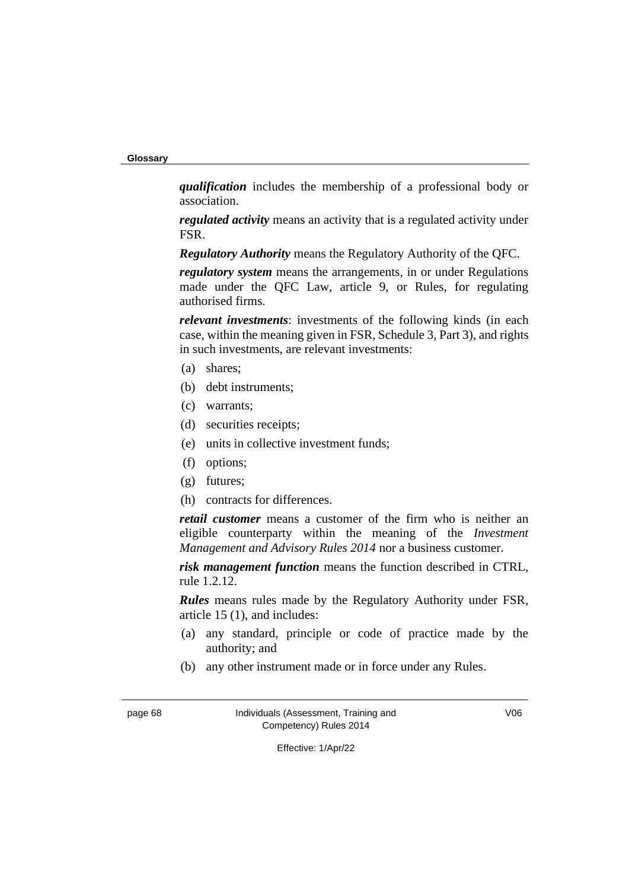***qualification*** includes the membership of a professional body or association.

***regulated activity*** means an activity that is a regulated activity under FSR.

***Regulatory Authority*** means the Regulatory Authority of the QFC.

***regulatory system*** means the arrangements, in or under Regulations made under the QFC Law, article 9, or Rules, for regulating authorised firms.

***relevant investments***: investments of the following kinds (in each case, within the meaning given in FSR, Schedule 3, Part 3), and rights in such investments, are relevant investments:

(a) shares;

(b) debt instruments;

(c) warrants;

(d) securities receipts;

(e) units in collective investment funds;

(f) options;

(g) futures;

(h) contracts for differences.

***retail customer*** means a customer of the firm who is neither an eligible counterparty within the meaning of the *Investment Management and Advisory Rules 2014* nor a business customer.

***risk management function*** means the function described in CTRL, rule 1.2.12.

***Rules*** means rules made by the Regulatory Authority under FSR, article 15 (1), and includes:

(a) any standard, principle or code of practice made by the authority; and

(b) any other instrument made or in force under any Rules.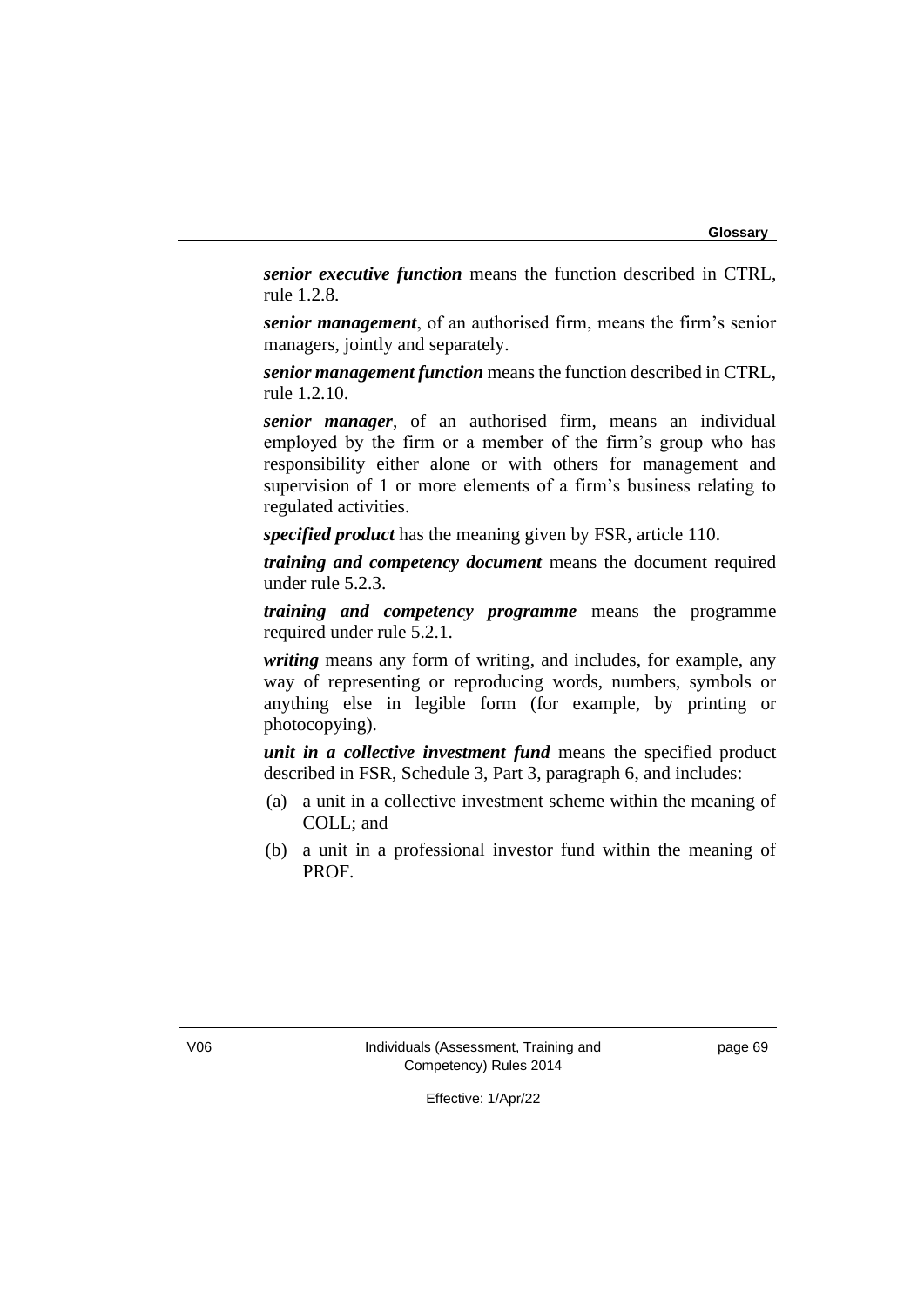***senior executive function*** means the function described in CTRL, rule 1.2.8.

***senior management***, of an authorised firm, means the firm's senior managers, jointly and separately.

***senior management function*** means the function described in CTRL, rule 1.2.10.

***senior manager***, of an authorised firm, means an individual employed by the firm or a member of the firm's group who has responsibility either alone or with others for management and supervision of 1 or more elements of a firm's business relating to regulated activities.

***specified product*** has the meaning given by FSR, article 110.

***training and competency document*** means the document required under rule 5.2.3.

***training and competency programme*** means the programme required under rule 5.2.1.

***writing*** means any form of writing, and includes, for example, any way of representing or reproducing words, numbers, symbols or anything else in legible form (for example, by printing or photocopying).

***unit in a collective investment fund*** means the specified product described in FSR, Schedule 3, Part 3, paragraph 6, and includes:

(a) a unit in a collective investment scheme within the meaning of COLL; and

(b) a unit in a professional investor fund within the meaning of PROF.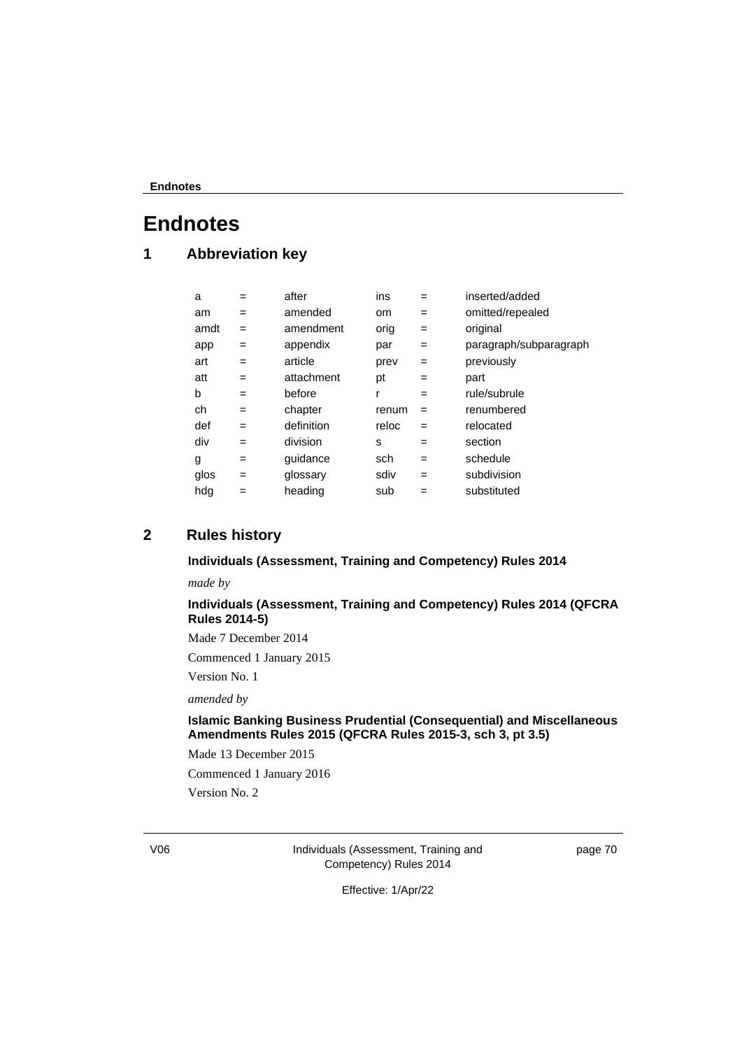# Endnotes

## 1 Abbreviation key

| | | | | | |
|---|---|---|---|---|---|
| a | = | after | ins | = | inserted/added |
| am | = | amended | om | = | omitted/repealed |
| amdt | = | amendment | orig | = | original |
| app | = | appendix | par | = | paragraph/subparagraph |
| art | = | article | prev | = | previously |
| att | = | attachment | pt | = | part |
| b | = | before | r | = | rule/subrule |
| ch | = | chapter | renum | = | renumbered |
| def | = | definition | reloc | = | relocated |
| div | = | division | s | = | section |
| g | = | guidance | sch | = | schedule |
| glos | = | glossary | sdiv | = | subdivision |
| hdg | = | heading | sub | = | substituted |

## 2 Rules history

**Individuals (Assessment, Training and Competency) Rules 2014**

*made by*

**Individuals (Assessment, Training and Competency) Rules 2014 (QFCRA Rules 2014-5)**

Made 7 December 2014

Commenced 1 January 2015

Version No. 1

*amended by*

**Islamic Banking Business Prudential (Consequential) and Miscellaneous Amendments Rules 2015 (QFCRA Rules 2015-3, sch 3, pt 3.5)**

Made 13 December 2015

Commenced 1 January 2016

Version No. 2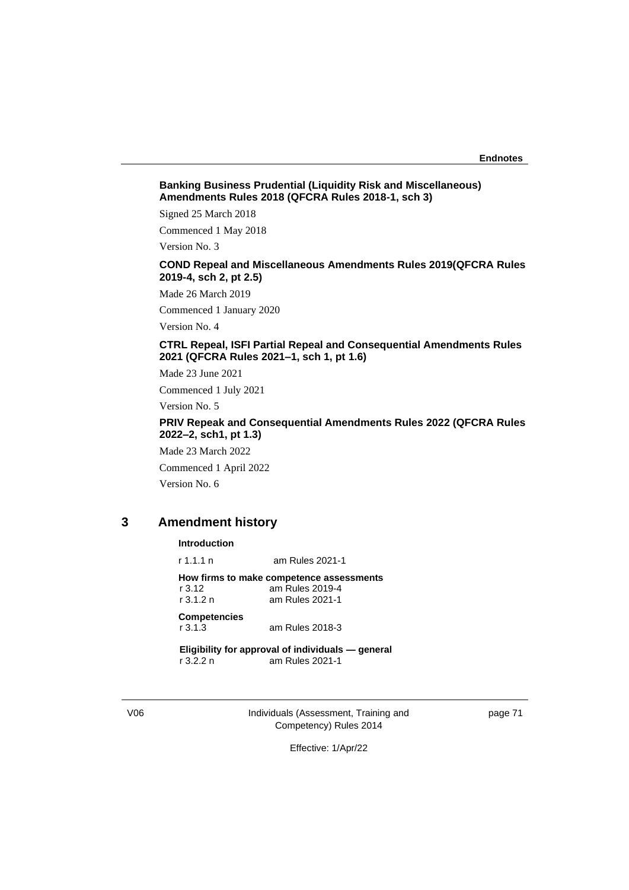**Banking Business Prudential (Liquidity Risk and Miscellaneous) Amendments Rules 2018 (QFCRA Rules 2018-1, sch 3)**

Signed 25 March 2018

Commenced 1 May 2018

Version No. 3

**COND Repeal and Miscellaneous Amendments Rules 2019(QFCRA Rules 2019-4, sch 2, pt 2.5)**

Made 26 March 2019

Commenced 1 January 2020

Version No. 4

**CTRL Repeal, ISFI Partial Repeal and Consequential Amendments Rules 2021 (QFCRA Rules 2021–1, sch 1, pt 1.6)**

Made 23 June 2021

Commenced 1 July 2021

Version No. 5

**PRIV Repeak and Consequential Amendments Rules 2022 (QFCRA Rules 2022–2, sch1, pt 1.3)**

Made 23 March 2022

Commenced 1 April 2022

Version No. 6

## 3 Amendment history

**Introduction**

r 1.1.1 n am Rules 2021-1

**How firms to make competence assessments**

r 3.12 am Rules 2019-4

r 3.1.2 n am Rules 2021-1

**Competencies**

r 3.1.3 am Rules 2018-3

**Eligibility for approval of individuals — general**

r 3.2.2 n am Rules 2021-1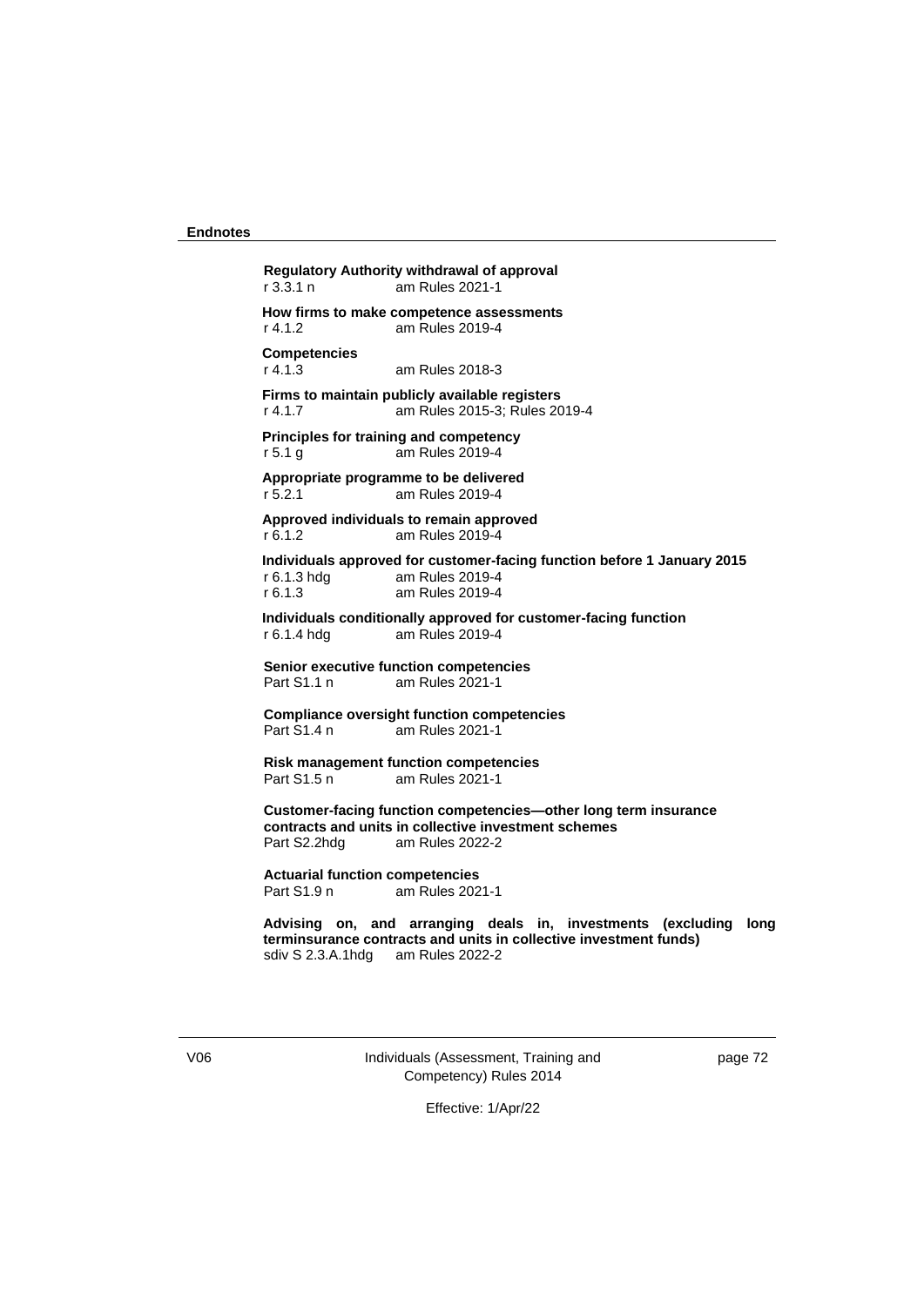**Regulatory Authority withdrawal of approval**
r 3.3.1 n am Rules 2021-1

**How firms to make competence assessments**
r 4.1.2 am Rules 2019-4

**Competencies**
r 4.1.3 am Rules 2018-3

**Firms to maintain publicly available registers**
r 4.1.7 am Rules 2015-3; Rules 2019-4

**Principles for training and competency**
r 5.1 g am Rules 2019-4

**Appropriate programme to be delivered**
r 5.2.1 am Rules 2019-4

**Approved individuals to remain approved**
r 6.1.2 am Rules 2019-4

**Individuals approved for customer-facing function before 1 January 2015**
r 6.1.3 hdg am Rules 2019-4
r 6.1.3 am Rules 2019-4

**Individuals conditionally approved for customer-facing function**
r 6.1.4 hdg am Rules 2019-4

**Senior executive function competencies**
Part S1.1 n am Rules 2021-1

**Compliance oversight function competencies**
Part S1.4 n am Rules 2021-1

**Risk management function competencies**
Part S1.5 n am Rules 2021-1

**Customer-facing function competencies—other long term insurance contracts and units in collective investment schemes**
Part S2.2hdg am Rules 2022-2

**Actuarial function competencies**
Part S1.9 n am Rules 2021-1

**Advising on, and arranging deals in, investments (excluding long terminsurance contracts and units in collective investment funds)**
sdiv S 2.3.A.1hdg am Rules 2022-2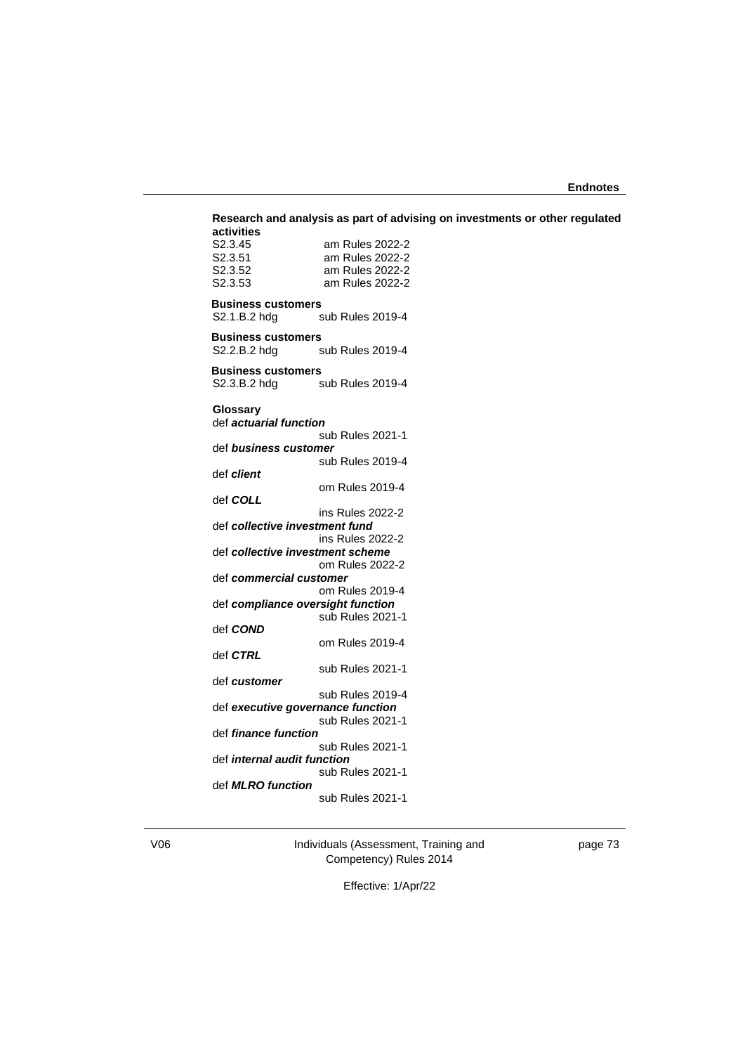**Research and analysis as part of advising on investments or other regulated activities**

S2.3.45 am Rules 2022-2
S2.3.51 am Rules 2022-2
S2.3.52 am Rules 2022-2
S2.3.53 am Rules 2022-2

**Business customers**

S2.1.B.2 hdg sub Rules 2019-4

**Business customers**

S2.2.B.2 hdg sub Rules 2019-4

**Business customers**

S2.3.B.2 hdg sub Rules 2019-4

**Glossary**

def ***actuarial function***
sub Rules 2021-1

def ***business customer***
sub Rules 2019-4

def ***client***
om Rules 2019-4

def ***COLL***
ins Rules 2022-2

def ***collective investment fund***
ins Rules 2022-2

def ***collective investment scheme***
om Rules 2022-2

def ***commercial customer***
om Rules 2019-4

def ***compliance oversight function***
sub Rules 2021-1

def ***COND***
om Rules 2019-4

def ***CTRL***
sub Rules 2021-1

def ***customer***
sub Rules 2019-4

def ***executive governance function***
sub Rules 2021-1

def ***finance function***
sub Rules 2021-1

def ***internal audit function***
sub Rules 2021-1

def ***MLRO function***
sub Rules 2021-1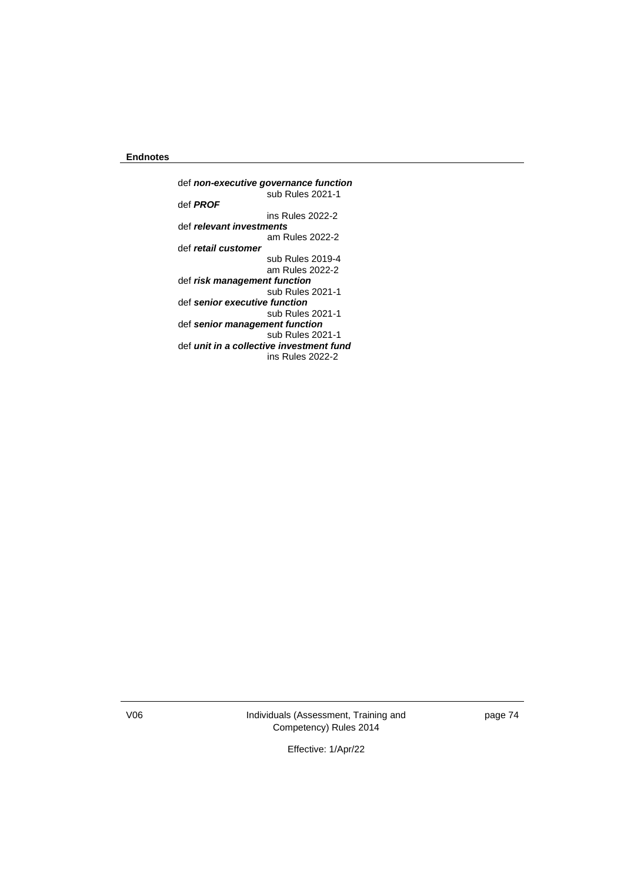def ***non-executive governance function***
sub Rules 2021-1

def ***PROF***
ins Rules 2022-2

def ***relevant investments***
am Rules 2022-2

def ***retail customer***
sub Rules 2019-4
am Rules 2022-2

def ***risk management function***
sub Rules 2021-1

def ***senior executive function***
sub Rules 2021-1

def ***senior management function***
sub Rules 2021-1

def ***unit in a collective investment fund***
ins Rules 2022-2